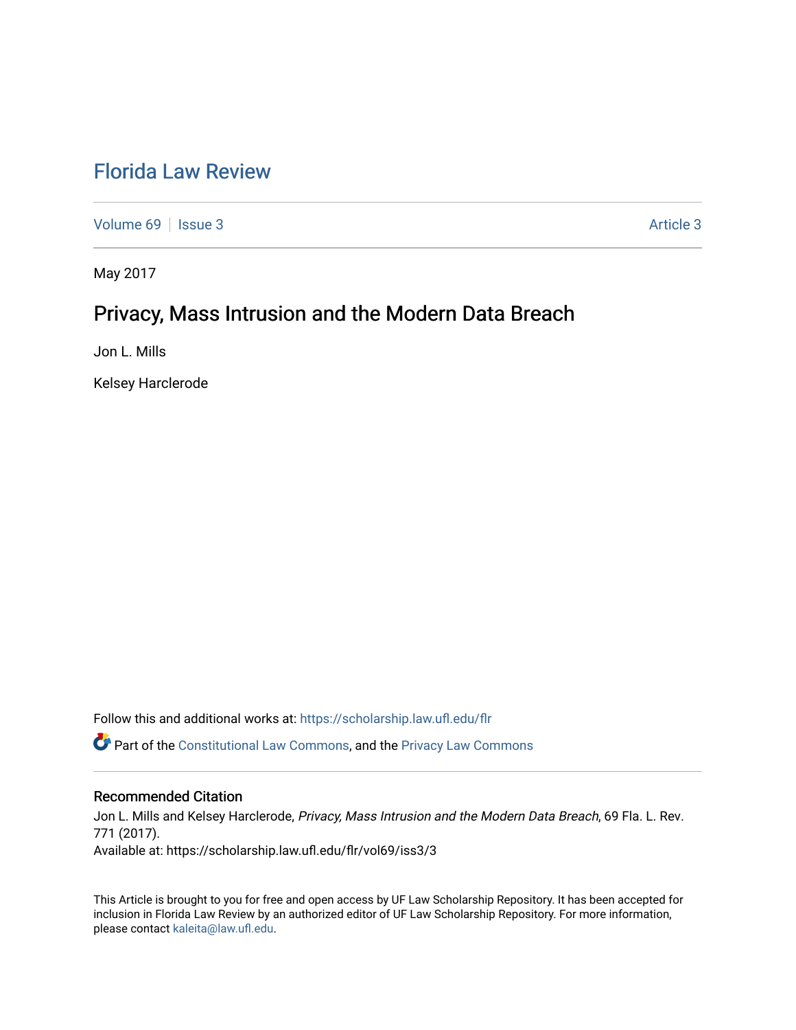# Florida Law Review

Volume 69 | Issue 3 | Article 3

May 2017

## Privacy, Mass Intrusion and the Modern Data Breach

Jon L. Mills

Kelsey Harclerode

Follow this and additional works at: https://scholarship.law.ufl.edu/flr

Part of the Constitutional Law Commons, and the Privacy Law Commons

### Recommended Citation

Jon L. Mills and Kelsey Harclerode, *Privacy, Mass Intrusion and the Modern Data Breach*, 69 Fla. L. Rev. 771 (2017).
Available at: https://scholarship.law.ufl.edu/flr/vol69/iss3/3

This Article is brought to you for free and open access by UF Law Scholarship Repository. It has been accepted for inclusion in Florida Law Review by an authorized editor of UF Law Scholarship Repository. For more information, please contact kaleita@law.ufl.edu.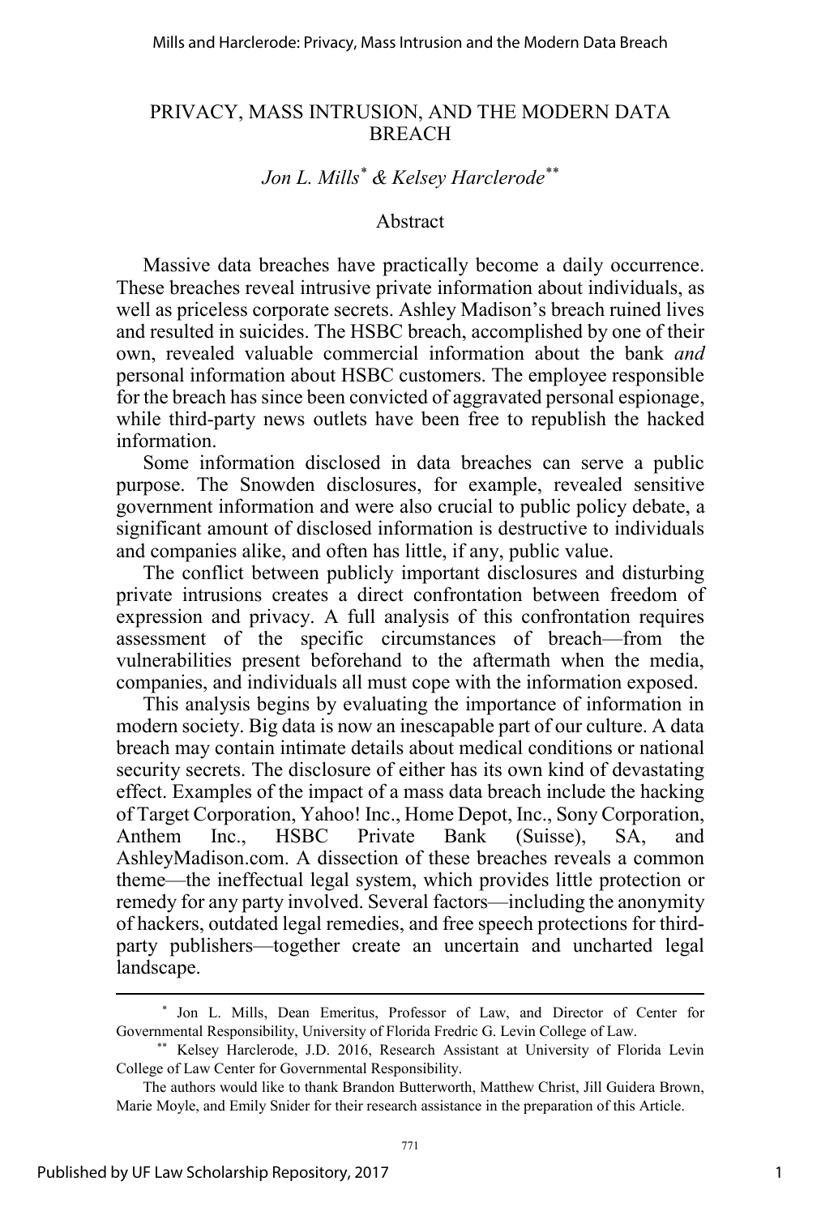# PRIVACY, MASS INTRUSION, AND THE MODERN DATA BREACH

*Jon L. Mills*[*] *& Kelsey Harclerode*[**]

## Abstract

Massive data breaches have practically become a daily occurrence. These breaches reveal intrusive private information about individuals, as well as priceless corporate secrets. Ashley Madison's breach ruined lives and resulted in suicides. The HSBC breach, accomplished by one of their own, revealed valuable commercial information about the bank *and* personal information about HSBC customers. The employee responsible for the breach has since been convicted of aggravated personal espionage, while third-party news outlets have been free to republish the hacked information.

Some information disclosed in data breaches can serve a public purpose. The Snowden disclosures, for example, revealed sensitive government information and were also crucial to public policy debate, a significant amount of disclosed information is destructive to individuals and companies alike, and often has little, if any, public value.

The conflict between publicly important disclosures and disturbing private intrusions creates a direct confrontation between freedom of expression and privacy. A full analysis of this confrontation requires assessment of the specific circumstances of breach—from the vulnerabilities present beforehand to the aftermath when the media, companies, and individuals all must cope with the information exposed.

This analysis begins by evaluating the importance of information in modern society. Big data is now an inescapable part of our culture. A data breach may contain intimate details about medical conditions or national security secrets. The disclosure of either has its own kind of devastating effect. Examples of the impact of a mass data breach include the hacking of Target Corporation, Yahoo! Inc., Home Depot, Inc., Sony Corporation, Anthem Inc., HSBC Private Bank (Suisse), SA, and AshleyMadison.com. A dissection of these breaches reveals a common theme—the ineffectual legal system, which provides little protection or remedy for any party involved. Several factors—including the anonymity of hackers, outdated legal remedies, and free speech protections for third-party publishers—together create an uncertain and uncharted legal landscape.

---

[*] Jon L. Mills, Dean Emeritus, Professor of Law, and Director of Center for Governmental Responsibility, University of Florida Fredric G. Levin College of Law.

[**] Kelsey Harclerode, J.D. 2016, Research Assistant at University of Florida Levin College of Law Center for Governmental Responsibility.

The authors would like to thank Brandon Butterworth, Matthew Christ, Jill Guidera Brown, Marie Moyle, and Emily Snider for their research assistance in the preparation of this Article.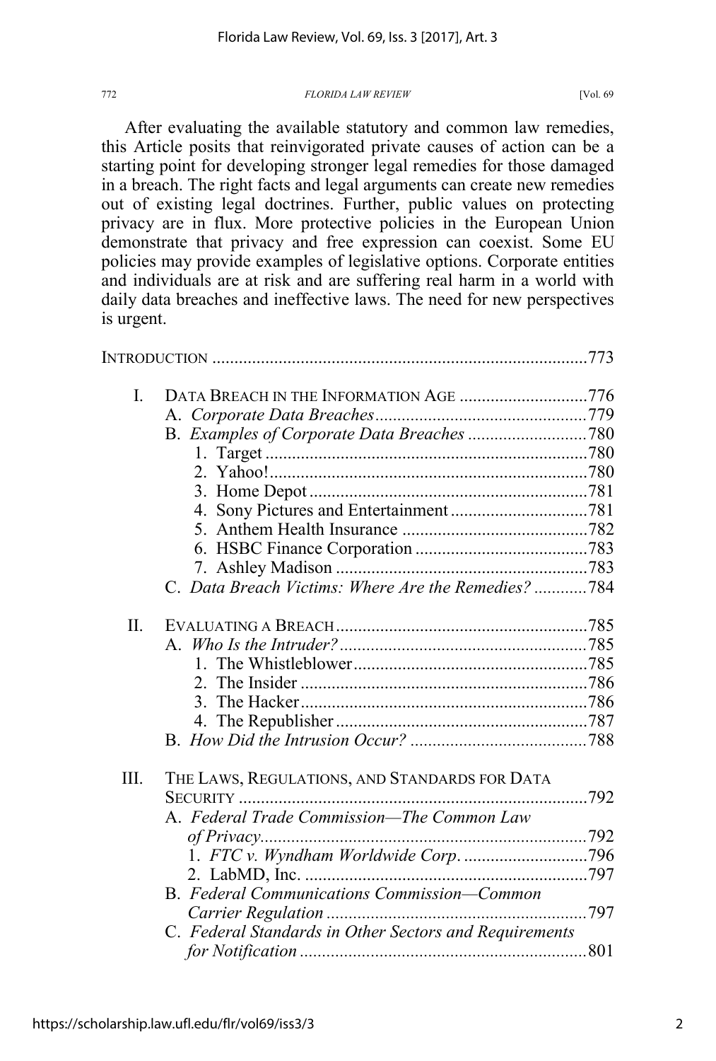After evaluating the available statutory and common law remedies, this Article posits that reinvigorated private causes of action can be a starting point for developing stronger legal remedies for those damaged in a breach. The right facts and legal arguments can create new remedies out of existing legal doctrines. Further, public values on protecting privacy are in flux. More protective policies in the European Union demonstrate that privacy and free expression can coexist. Some EU policies may provide examples of legislative options. Corporate entities and individuals are at risk and are suffering real harm in a world with daily data breaches and ineffective laws. The need for new perspectives is urgent.

INTRODUCTION .......................................................................... 773

I. DATA BREACH IN THE INFORMATION AGE ................................ 776
   A. *Corporate Data Breaches* ................................................. 779
   B. *Examples of Corporate Data Breaches* ............................ 780
      1. Target ........................................................................ 780
      2. Yahoo! ....................................................................... 780
      3. Home Depot ............................................................... 781
      4. Sony Pictures and Entertainment ................................ 781
      5. Anthem Health Insurance ........................................... 782
      6. HSBC Finance Corporation ........................................ 783
      7. Ashley Madison ......................................................... 783
   C. *Data Breach Victims: Where Are the Remedies?* ............ 784

II. EVALUATING A BREACH .......................................................... 785
   A. *Who Is the Intruder?* ........................................................ 785
      1. The Whistleblower ..................................................... 785
      2. The Insider ................................................................. 786
      3. The Hacker ................................................................. 786
      4. The Republisher ......................................................... 787
   B. *How Did the Intrusion Occur?* ......................................... 788

III. THE LAWS, REGULATIONS, AND STANDARDS FOR DATA SECURITY .................................................................................. 792
   A. *Federal Trade Commission—The Common Law of Privacy* ............................................................................. 792
      1. *FTC v. Wyndham Worldwide Corp.* ............................ 796
      2. LabMD, Inc. ................................................................ 797
   B. *Federal Communications Commission—Common Carrier Regulation* ................................................................ 797
   C. *Federal Standards in Other Sectors and Requirements for Notification* ................................................................. 801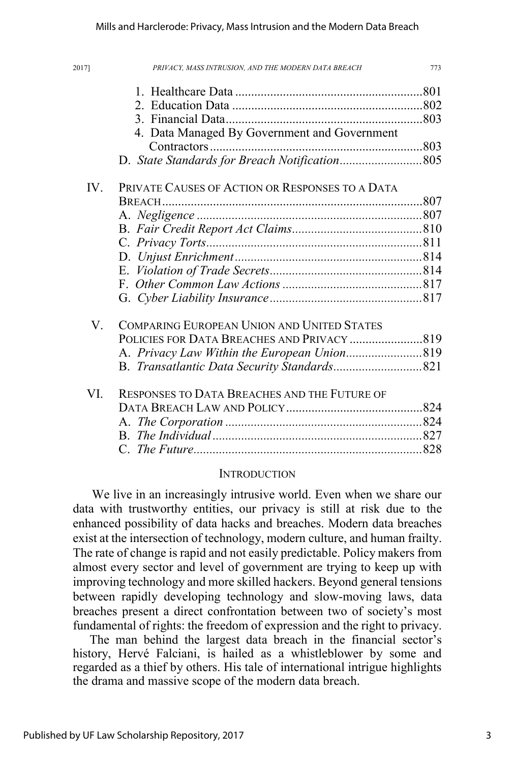1. Healthcare Data ............................................................801
2. Education Data .............................................................802
3. Financial Data...............................................................803
4. Data Managed By Government and Government Contractors ...................................................................803

D. *State Standards for Breach Notification*..........................805

IV. PRIVATE CAUSES OF ACTION OR RESPONSES TO A DATA BREACH ..................................................................................807

A. *Negligence* .......................................................................807
B. *Fair Credit Report Act Claims*.........................................810
C. *Privacy Torts*....................................................................811
D. *Unjust Enrichment*...........................................................814
E. *Violation of Trade Secrets*................................................814
F. *Other Common Law Actions* ............................................817
G. *Cyber Liability Insurance*................................................817

V. COMPARING EUROPEAN UNION AND UNITED STATES POLICIES FOR DATA BREACHES AND PRIVACY .......................819

A. *Privacy Law Within the European Union*........................819
B. *Transatlantic Data Security Standards*............................821

VI. RESPONSES TO DATA BREACHES AND THE FUTURE OF DATA BREACH LAW AND POLICY...........................................824

A. *The Corporation* ..............................................................824
B. *The Individual*..................................................................827
C. *The Future*........................................................................828

## INTRODUCTION

We live in an increasingly intrusive world. Even when we share our data with trustworthy entities, our privacy is still at risk due to the enhanced possibility of data hacks and breaches. Modern data breaches exist at the intersection of technology, modern culture, and human frailty. The rate of change is rapid and not easily predictable. Policy makers from almost every sector and level of government are trying to keep up with improving technology and more skilled hackers. Beyond general tensions between rapidly developing technology and slow-moving laws, data breaches present a direct confrontation between two of society's most fundamental of rights: the freedom of expression and the right to privacy.

The man behind the largest data breach in the financial sector's history, Hervé Falciani, is hailed as a whistleblower by some and regarded as a thief by others. His tale of international intrigue highlights the drama and massive scope of the modern data breach.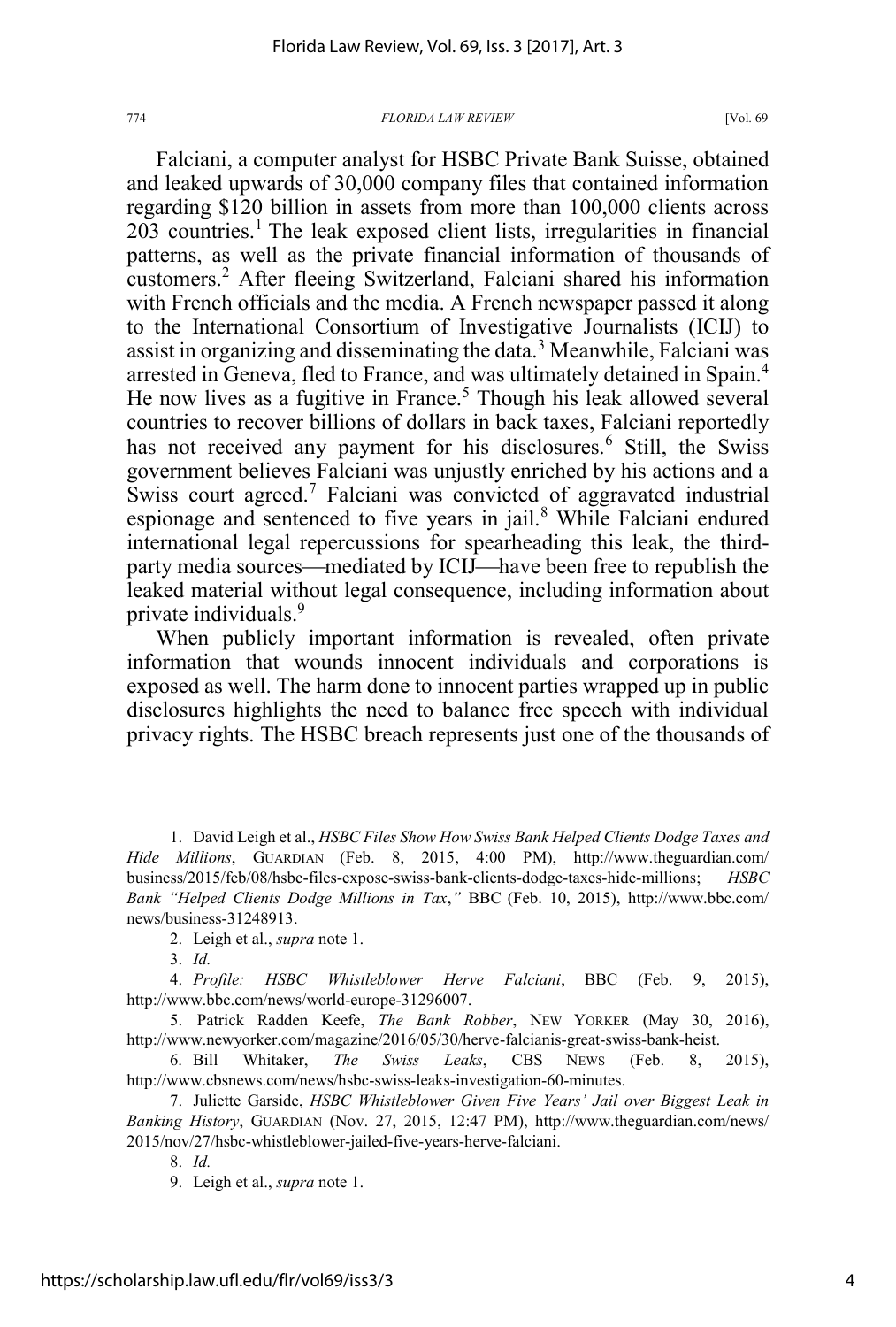Falciani, a computer analyst for HSBC Private Bank Suisse, obtained and leaked upwards of 30,000 company files that contained information regarding $120 billion in assets from more than 100,000 clients across 203 countries.[1] The leak exposed client lists, irregularities in financial patterns, as well as the private financial information of thousands of customers.[2] After fleeing Switzerland, Falciani shared his information with French officials and the media. A French newspaper passed it along to the International Consortium of Investigative Journalists (ICIJ) to assist in organizing and disseminating the data.[3] Meanwhile, Falciani was arrested in Geneva, fled to France, and was ultimately detained in Spain.[4] He now lives as a fugitive in France.[5] Though his leak allowed several countries to recover billions of dollars in back taxes, Falciani reportedly has not received any payment for his disclosures.[6] Still, the Swiss government believes Falciani was unjustly enriched by his actions and a Swiss court agreed.[7] Falciani was convicted of aggravated industrial espionage and sentenced to five years in jail.[8] While Falciani endured international legal repercussions for spearheading this leak, the third-party media sources—mediated by ICIJ—have been free to republish the leaked material without legal consequence, including information about private individuals.[9]

When publicly important information is revealed, often private information that wounds innocent individuals and corporations is exposed as well. The harm done to innocent parties wrapped up in public disclosures highlights the need to balance free speech with individual privacy rights. The HSBC breach represents just one of the thousands of

---

1. David Leigh et al., *HSBC Files Show How Swiss Bank Helped Clients Dodge Taxes and Hide Millions*, GUARDIAN (Feb. 8, 2015, 4:00 PM), http://www.theguardian.com/business/2015/feb/08/hsbc-files-expose-swiss-bank-clients-dodge-taxes-hide-millions; *HSBC Bank "Helped Clients Dodge Millions in Tax*,*"* BBC (Feb. 10, 2015), http://www.bbc.com/news/business-31248913.

2. Leigh et al., *supra* note 1.

3. *Id.*

4. *Profile: HSBC Whistleblower Herve Falciani*, BBC (Feb. 9, 2015), http://www.bbc.com/news/world-europe-31296007.

5. Patrick Radden Keefe, *The Bank Robber*, NEW YORKER (May 30, 2016), http://www.newyorker.com/magazine/2016/05/30/herve-falcianis-great-swiss-bank-heist.

6. Bill Whitaker, *The Swiss Leaks*, CBS NEWS (Feb. 8, 2015), http://www.cbsnews.com/news/hsbc-swiss-leaks-investigation-60-minutes.

7. Juliette Garside, *HSBC Whistleblower Given Five Years' Jail over Biggest Leak in Banking History*, GUARDIAN (Nov. 27, 2015, 12:47 PM), http://www.theguardian.com/news/2015/nov/27/hsbc-whistleblower-jailed-five-years-herve-falciani.

8. *Id.*

9. Leigh et al., *supra* note 1.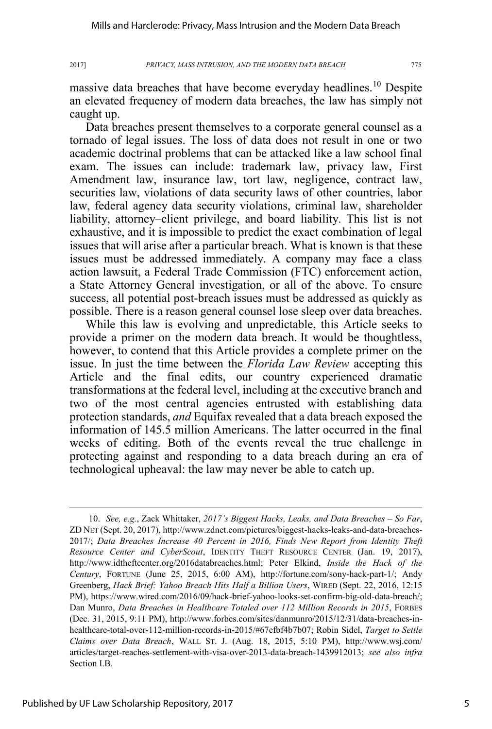massive data breaches that have become everyday headlines.[10] Despite an elevated frequency of modern data breaches, the law has simply not caught up.

Data breaches present themselves to a corporate general counsel as a tornado of legal issues. The loss of data does not result in one or two academic doctrinal problems that can be attacked like a law school final exam. The issues can include: trademark law, privacy law, First Amendment law, insurance law, tort law, negligence, contract law, securities law, violations of data security laws of other countries, labor law, federal agency data security violations, criminal law, shareholder liability, attorney–client privilege, and board liability. This list is not exhaustive, and it is impossible to predict the exact combination of legal issues that will arise after a particular breach. What is known is that these issues must be addressed immediately. A company may face a class action lawsuit, a Federal Trade Commission (FTC) enforcement action, a State Attorney General investigation, or all of the above. To ensure success, all potential post-breach issues must be addressed as quickly as possible. There is a reason general counsel lose sleep over data breaches.

While this law is evolving and unpredictable, this Article seeks to provide a primer on the modern data breach. It would be thoughtless, however, to contend that this Article provides a complete primer on the issue. In just the time between the *Florida Law Review* accepting this Article and the final edits, our country experienced dramatic transformations at the federal level, including at the executive branch and two of the most central agencies entrusted with establishing data protection standards, *and* Equifax revealed that a data breach exposed the information of 145.5 million Americans. The latter occurred in the final weeks of editing. Both of the events reveal the true challenge in protecting against and responding to a data breach during an era of technological upheaval: the law may never be able to catch up.

---

10. *See, e.g.*, Zack Whittaker, *2017's Biggest Hacks, Leaks, and Data Breaches – So Far*, ZD NET (Sept. 20, 2017), http://www.zdnet.com/pictures/biggest-hacks-leaks-and-data-breaches-2017/; *Data Breaches Increase 40 Percent in 2016, Finds New Report from Identity Theft Resource Center and CyberScout*, IDENTITY THEFT RESOURCE CENTER (Jan. 19, 2017), http://www.idtheftcenter.org/2016databreaches.html; Peter Elkind, *Inside the Hack of the Century*, FORTUNE (June 25, 2015, 6:00 AM), http://fortune.com/sony-hack-part-1/; Andy Greenberg, *Hack Brief: Yahoo Breach Hits Half a Billion Users*, WIRED (Sept. 22, 2016, 12:15 PM), https://www.wired.com/2016/09/hack-brief-yahoo-looks-set-confirm-big-old-data-breach/; Dan Munro, *Data Breaches in Healthcare Totaled over 112 Million Records in 2015*, FORBES (Dec. 31, 2015, 9:11 PM), http://www.forbes.com/sites/danmunro/2015/12/31/data-breaches-in-healthcare-total-over-112-million-records-in-2015/#67efbf4b7b07; Robin Sidel, *Target to Settle Claims over Data Breach*, WALL ST. J. (Aug. 18, 2015, 5:10 PM), http://www.wsj.com/articles/target-reaches-settlement-with-visa-over-2013-data-breach-1439912013; *see also infra* Section I.B.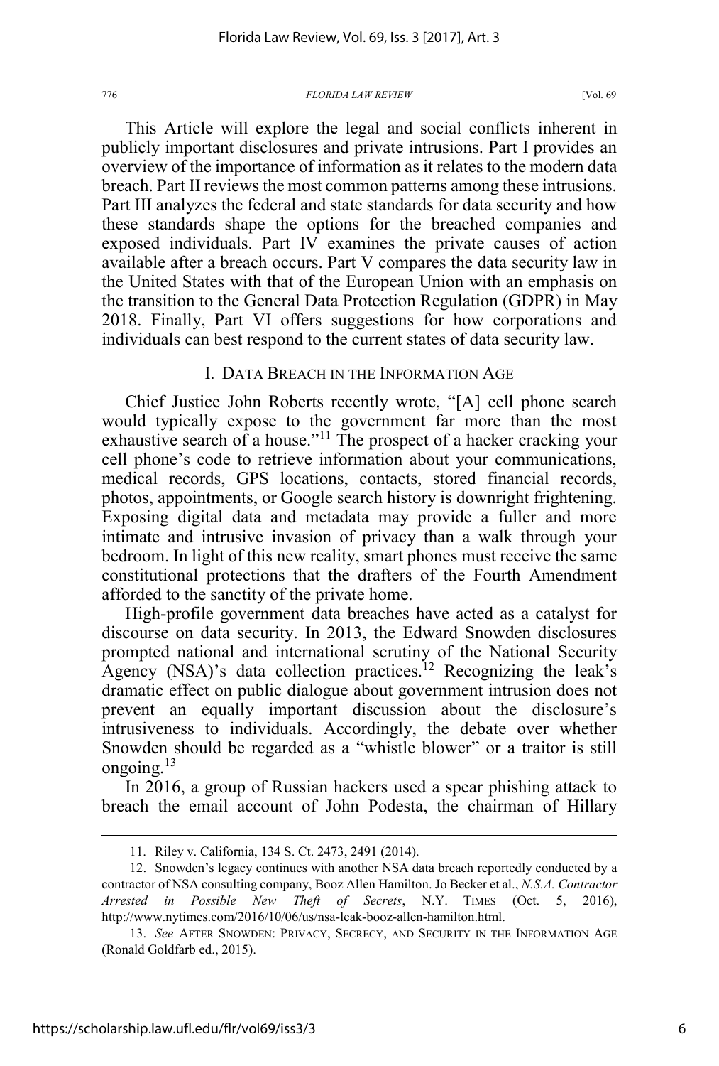This Article will explore the legal and social conflicts inherent in publicly important disclosures and private intrusions. Part I provides an overview of the importance of information as it relates to the modern data breach. Part II reviews the most common patterns among these intrusions. Part III analyzes the federal and state standards for data security and how these standards shape the options for the breached companies and exposed individuals. Part IV examines the private causes of action available after a breach occurs. Part V compares the data security law in the United States with that of the European Union with an emphasis on the transition to the General Data Protection Regulation (GDPR) in May 2018. Finally, Part VI offers suggestions for how corporations and individuals can best respond to the current states of data security law.

## I. Data Breach in the Information Age

Chief Justice John Roberts recently wrote, "[A] cell phone search would typically expose to the government far more than the most exhaustive search of a house."[11] The prospect of a hacker cracking your cell phone's code to retrieve information about your communications, medical records, GPS locations, contacts, stored financial records, photos, appointments, or Google search history is downright frightening. Exposing digital data and metadata may provide a fuller and more intimate and intrusive invasion of privacy than a walk through your bedroom. In light of this new reality, smart phones must receive the same constitutional protections that the drafters of the Fourth Amendment afforded to the sanctity of the private home.

High-profile government data breaches have acted as a catalyst for discourse on data security. In 2013, the Edward Snowden disclosures prompted national and international scrutiny of the National Security Agency (NSA)'s data collection practices.[12] Recognizing the leak's dramatic effect on public dialogue about government intrusion does not prevent an equally important discussion about the disclosure's intrusiveness to individuals. Accordingly, the debate over whether Snowden should be regarded as a "whistle blower" or a traitor is still ongoing.[13]

In 2016, a group of Russian hackers used a spear phishing attack to breach the email account of John Podesta, the chairman of Hillary

---

11. Riley v. California, 134 S. Ct. 2473, 2491 (2014).

12. Snowden's legacy continues with another NSA data breach reportedly conducted by a contractor of NSA consulting company, Booz Allen Hamilton. Jo Becker et al., *N.S.A. Contractor Arrested in Possible New Theft of Secrets*, N.Y. TIMES (Oct. 5, 2016), http://www.nytimes.com/2016/10/06/us/nsa-leak-booz-allen-hamilton.html.

13. *See* AFTER SNOWDEN: PRIVACY, SECRECY, AND SECURITY IN THE INFORMATION AGE (Ronald Goldfarb ed., 2015).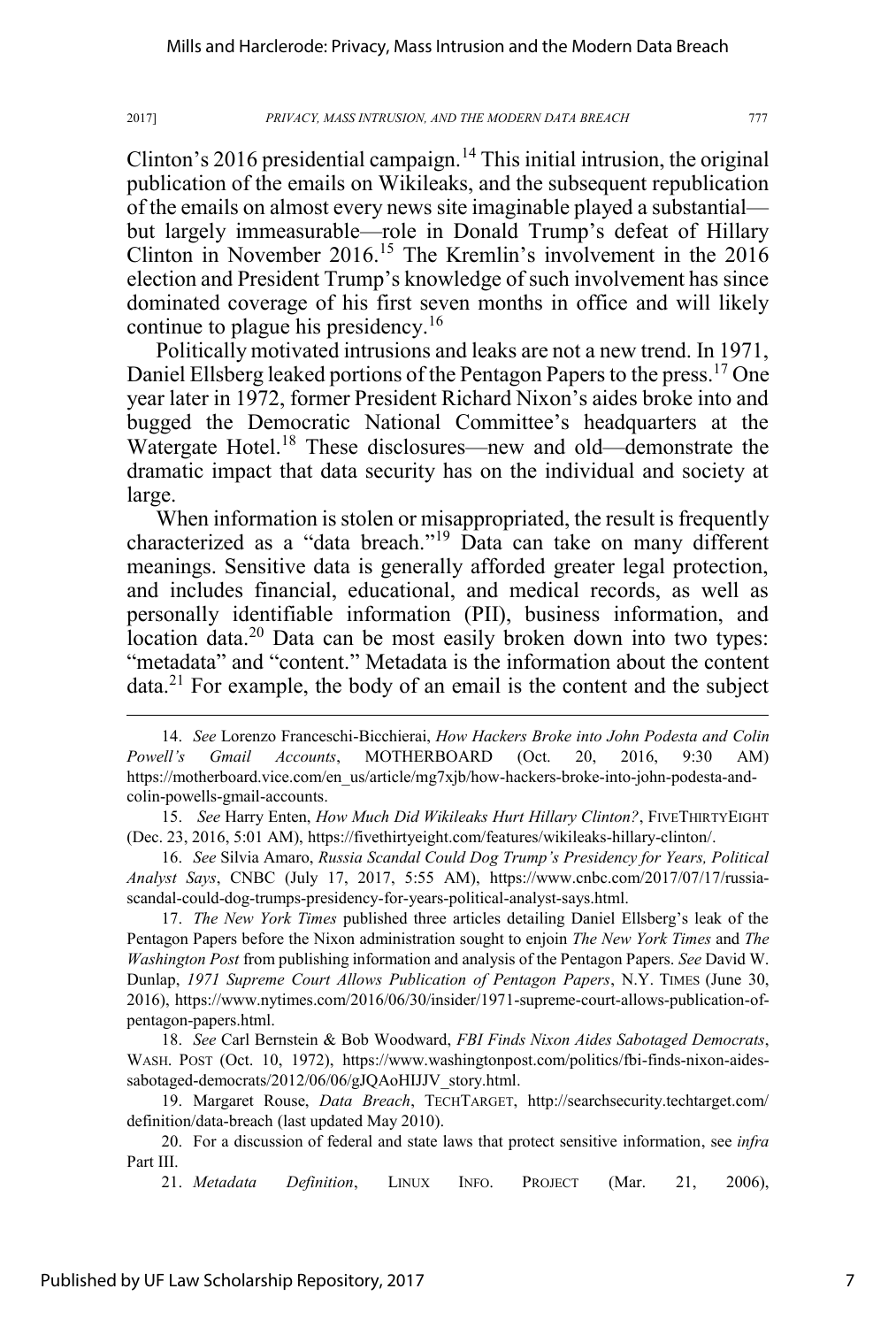Clinton's 2016 presidential campaign.[14] This initial intrusion, the original publication of the emails on Wikileaks, and the subsequent republication of the emails on almost every news site imaginable played a substantial—but largely immeasurable—role in Donald Trump's defeat of Hillary Clinton in November 2016.[15] The Kremlin's involvement in the 2016 election and President Trump's knowledge of such involvement has since dominated coverage of his first seven months in office and will likely continue to plague his presidency.[16]

Politically motivated intrusions and leaks are not a new trend. In 1971, Daniel Ellsberg leaked portions of the Pentagon Papers to the press.[17] One year later in 1972, former President Richard Nixon's aides broke into and bugged the Democratic National Committee's headquarters at the Watergate Hotel.[18] These disclosures—new and old—demonstrate the dramatic impact that data security has on the individual and society at large.

When information is stolen or misappropriated, the result is frequently characterized as a "data breach."[19] Data can take on many different meanings. Sensitive data is generally afforded greater legal protection, and includes financial, educational, and medical records, as well as personally identifiable information (PII), business information, and location data.[20] Data can be most easily broken down into two types: "metadata" and "content." Metadata is the information about the content data.[21] For example, the body of an email is the content and the subject

---

14. *See* Lorenzo Franceschi-Bicchierai, *How Hackers Broke into John Podesta and Colin Powell's Gmail Accounts*, MOTHERBOARD (Oct. 20, 2016, 9:30 AM) https://motherboard.vice.com/en_us/article/mg7xjb/how-hackers-broke-into-john-podesta-and-colin-powells-gmail-accounts.

15. *See* Harry Enten, *How Much Did Wikileaks Hurt Hillary Clinton?*, FIVETHIRTYEIGHT (Dec. 23, 2016, 5:01 AM), https://fivethirtyeight.com/features/wikileaks-hillary-clinton/.

16. *See* Silvia Amaro, *Russia Scandal Could Dog Trump's Presidency for Years, Political Analyst Says*, CNBC (July 17, 2017, 5:55 AM), https://www.cnbc.com/2017/07/17/russia-scandal-could-dog-trumps-presidency-for-years-political-analyst-says.html.

17. *The New York Times* published three articles detailing Daniel Ellsberg's leak of the Pentagon Papers before the Nixon administration sought to enjoin *The New York Times* and *The Washington Post* from publishing information and analysis of the Pentagon Papers. *See* David W. Dunlap, *1971 Supreme Court Allows Publication of Pentagon Papers*, N.Y. TIMES (June 30, 2016), https://www.nytimes.com/2016/06/30/insider/1971-supreme-court-allows-publication-of-pentagon-papers.html.

18. *See* Carl Bernstein & Bob Woodward, *FBI Finds Nixon Aides Sabotaged Democrats*, WASH. POST (Oct. 10, 1972), https://www.washingtonpost.com/politics/fbi-finds-nixon-aides-sabotaged-democrats/2012/06/06/gJQAoHIJJV_story.html.

19. Margaret Rouse, *Data Breach*, TECHTARGET, http://searchsecurity.techtarget.com/definition/data-breach (last updated May 2010).

20. For a discussion of federal and state laws that protect sensitive information, see *infra* Part III.

21. *Metadata Definition*, LINUX INFO. PROJECT (Mar. 21, 2006),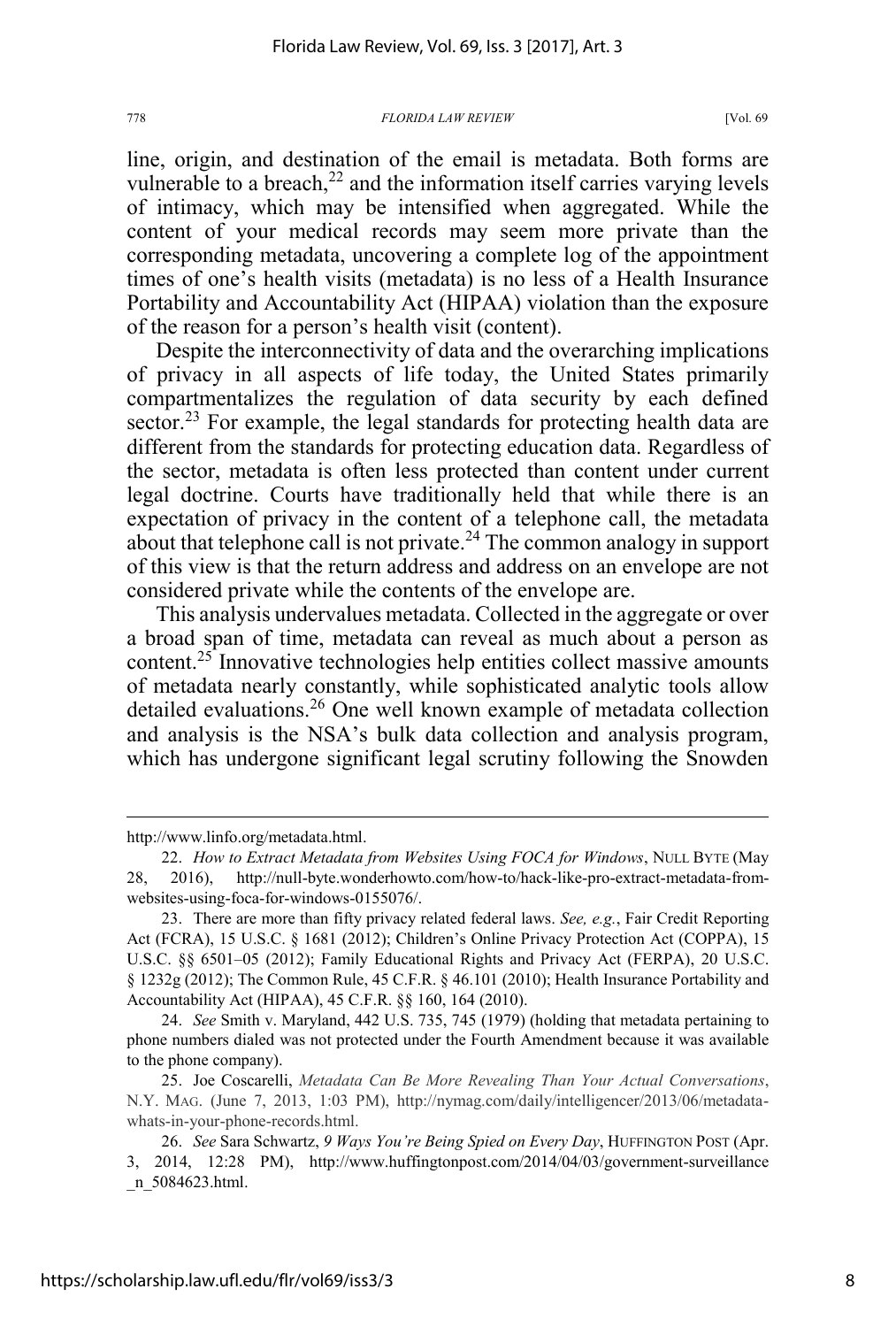line, origin, and destination of the email is metadata. Both forms are vulnerable to a breach,[22] and the information itself carries varying levels of intimacy, which may be intensified when aggregated. While the content of your medical records may seem more private than the corresponding metadata, uncovering a complete log of the appointment times of one's health visits (metadata) is no less of a Health Insurance Portability and Accountability Act (HIPAA) violation than the exposure of the reason for a person's health visit (content).

Despite the interconnectivity of data and the overarching implications of privacy in all aspects of life today, the United States primarily compartmentalizes the regulation of data security by each defined sector.[23] For example, the legal standards for protecting health data are different from the standards for protecting education data. Regardless of the sector, metadata is often less protected than content under current legal doctrine. Courts have traditionally held that while there is an expectation of privacy in the content of a telephone call, the metadata about that telephone call is not private.[24] The common analogy in support of this view is that the return address and address on an envelope are not considered private while the contents of the envelope are.

This analysis undervalues metadata. Collected in the aggregate or over a broad span of time, metadata can reveal as much about a person as content.[25] Innovative technologies help entities collect massive amounts of metadata nearly constantly, while sophisticated analytic tools allow detailed evaluations.[26] One well known example of metadata collection and analysis is the NSA's bulk data collection and analysis program, which has undergone significant legal scrutiny following the Snowden

---

http://www.linfo.org/metadata.html.

22. *How to Extract Metadata from Websites Using FOCA for Windows*, NULL BYTE (May 28, 2016), http://null-byte.wonderhowto.com/how-to/hack-like-pro-extract-metadata-from-websites-using-foca-for-windows-0155076/.

23. There are more than fifty privacy related federal laws. *See, e.g.*, Fair Credit Reporting Act (FCRA), 15 U.S.C. § 1681 (2012); Children's Online Privacy Protection Act (COPPA), 15 U.S.C. §§ 6501–05 (2012); Family Educational Rights and Privacy Act (FERPA), 20 U.S.C. § 1232g (2012); The Common Rule, 45 C.F.R. § 46.101 (2010); Health Insurance Portability and Accountability Act (HIPAA), 45 C.F.R. §§ 160, 164 (2010).

24. *See* Smith v. Maryland, 442 U.S. 735, 745 (1979) (holding that metadata pertaining to phone numbers dialed was not protected under the Fourth Amendment because it was available to the phone company).

25. Joe Coscarelli, *Metadata Can Be More Revealing Than Your Actual Conversations*, N.Y. MAG. (June 7, 2013, 1:03 PM), http://nymag.com/daily/intelligencer/2013/06/metadata-whats-in-your-phone-records.html.

26. *See* Sara Schwartz, *9 Ways You're Being Spied on Every Day*, HUFFINGTON POST (Apr. 3, 2014, 12:28 PM), http://www.huffingtonpost.com/2014/04/03/government-surveillance_n_5084623.html.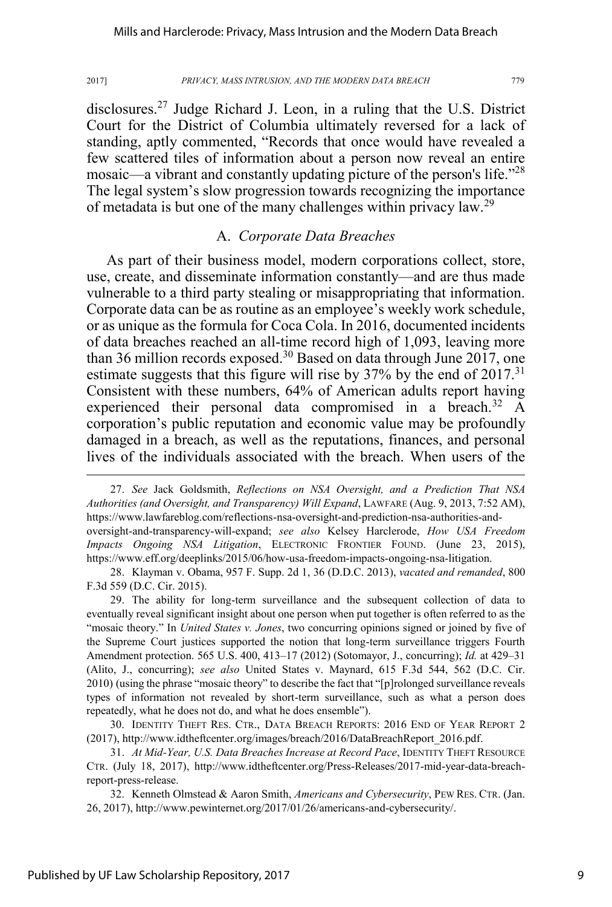disclosures.[27] Judge Richard J. Leon, in a ruling that the U.S. District Court for the District of Columbia ultimately reversed for a lack of standing, aptly commented, "Records that once would have revealed a few scattered tiles of information about a person now reveal an entire mosaic—a vibrant and constantly updating picture of the person's life."[28] The legal system's slow progression towards recognizing the importance of metadata is but one of the many challenges within privacy law.[29]

### A. *Corporate Data Breaches*

As part of their business model, modern corporations collect, store, use, create, and disseminate information constantly—and are thus made vulnerable to a third party stealing or misappropriating that information. Corporate data can be as routine as an employee's weekly work schedule, or as unique as the formula for Coca Cola. In 2016, documented incidents of data breaches reached an all-time record high of 1,093, leaving more than 36 million records exposed.[30] Based on data through June 2017, one estimate suggests that this figure will rise by 37% by the end of 2017.[31] Consistent with these numbers, 64% of American adults report having experienced their personal data compromised in a breach.[32] A corporation's public reputation and economic value may be profoundly damaged in a breach, as well as the reputations, finances, and personal lives of the individuals associated with the breach. When users of the

---

27. *See* Jack Goldsmith, *Reflections on NSA Oversight, and a Prediction That NSA Authorities (and Oversight, and Transparency) Will Expand*, LAWFARE (Aug. 9, 2013, 7:52 AM), https://www.lawfareblog.com/reflections-nsa-oversight-and-prediction-nsa-authorities-and-oversight-and-transparency-will-expand; *see also* Kelsey Harclerode, *How USA Freedom Impacts Ongoing NSA Litigation*, ELECTRONIC FRONTIER FOUND. (June 23, 2015), https://www.eff.org/deeplinks/2015/06/how-usa-freedom-impacts-ongoing-nsa-litigation.

28. Klayman v. Obama, 957 F. Supp. 2d 1, 36 (D.D.C. 2013), *vacated and remanded*, 800 F.3d 559 (D.C. Cir. 2015).

29. The ability for long-term surveillance and the subsequent collection of data to eventually reveal significant insight about one person when put together is often referred to as the "mosaic theory." In *United States v. Jones*, two concurring opinions signed or joined by five of the Supreme Court justices supported the notion that long-term surveillance triggers Fourth Amendment protection. 565 U.S. 400, 413–17 (2012) (Sotomayor, J., concurring); *Id.* at 429–31 (Alito, J., concurring); *see also* United States v. Maynard, 615 F.3d 544, 562 (D.C. Cir. 2010) (using the phrase "mosaic theory" to describe the fact that "[p]rolonged surveillance reveals types of information not revealed by short-term surveillance, such as what a person does repeatedly, what he does not do, and what he does ensemble").

30. IDENTITY THEFT RES. CTR., DATA BREACH REPORTS: 2016 END OF YEAR REPORT 2 (2017), http://www.idtheftcenter.org/images/breach/2016/DataBreachReport_2016.pdf.

31. *At Mid-Year, U.S. Data Breaches Increase at Record Pace*, IDENTITY THEFT RESOURCE CTR. (July 18, 2017), http://www.idtheftcenter.org/Press-Releases/2017-mid-year-data-breach-report-press-release.

32. Kenneth Olmstead & Aaron Smith, *Americans and Cybersecurity*, PEW RES. CTR. (Jan. 26, 2017), http://www.pewinternet.org/2017/01/26/americans-and-cybersecurity/.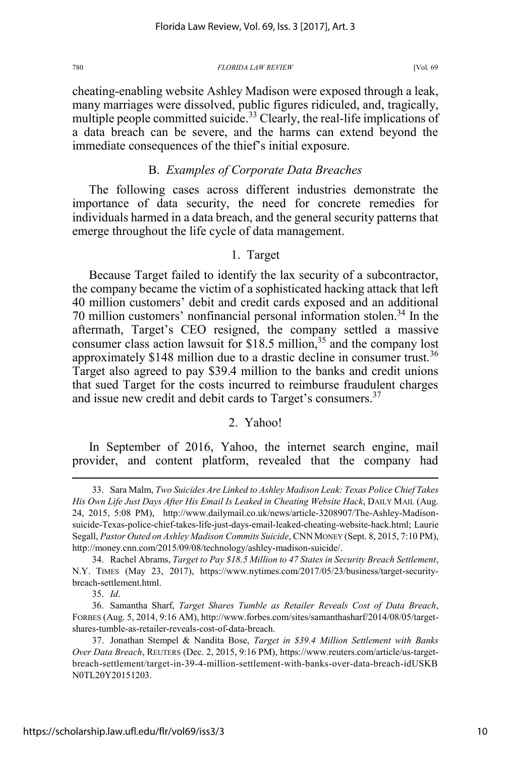cheating-enabling website Ashley Madison were exposed through a leak, many marriages were dissolved, public figures ridiculed, and, tragically, multiple people committed suicide.[33] Clearly, the real-life implications of a data breach can be severe, and the harms can extend beyond the immediate consequences of the thief's initial exposure.

### B. *Examples of Corporate Data Breaches*

The following cases across different industries demonstrate the importance of data security, the need for concrete remedies for individuals harmed in a data breach, and the general security patterns that emerge throughout the life cycle of data management.

#### 1. Target

Because Target failed to identify the lax security of a subcontractor, the company became the victim of a sophisticated hacking attack that left 40 million customers' debit and credit cards exposed and an additional 70 million customers' nonfinancial personal information stolen.[34] In the aftermath, Target's CEO resigned, the company settled a massive consumer class action lawsuit for $18.5 million,[35] and the company lost approximately $148 million due to a drastic decline in consumer trust.[36] Target also agreed to pay $39.4 million to the banks and credit unions that sued Target for the costs incurred to reimburse fraudulent charges and issue new credit and debit cards to Target's consumers.[37]

#### 2. Yahoo!

In September of 2016, Yahoo, the internet search engine, mail provider, and content platform, revealed that the company had

---

33. Sara Malm, *Two Suicides Are Linked to Ashley Madison Leak: Texas Police Chief Takes His Own Life Just Days After His Email Is Leaked in Cheating Website Hack*, DAILY MAIL (Aug. 24, 2015, 5:08 PM), http://www.dailymail.co.uk/news/article-3208907/The-Ashley-Madison-suicide-Texas-police-chief-takes-life-just-days-email-leaked-cheating-website-hack.html; Laurie Segall, *Pastor Outed on Ashley Madison Commits Suicide*, CNN MONEY (Sept. 8, 2015, 7:10 PM), http://money.cnn.com/2015/09/08/technology/ashley-madison-suicide/.

34. Rachel Abrams, *Target to Pay $18.5 Million to 47 States in Security Breach Settlement*, N.Y. TIMES (May 23, 2017), https://www.nytimes.com/2017/05/23/business/target-security-breach-settlement.html.

35. *Id*.

36. Samantha Sharf, *Target Shares Tumble as Retailer Reveals Cost of Data Breach*, FORBES (Aug. 5, 2014, 9:16 AM), http://www.forbes.com/sites/samanthasharf/2014/08/05/target-shares-tumble-as-retailer-reveals-cost-of-data-breach.

37. Jonathan Stempel & Nandita Bose, *Target in $39.4 Million Settlement with Banks Over Data Breach*, REUTERS (Dec. 2, 2015, 9:16 PM), https://www.reuters.com/article/us-target-breach-settlement/target-in-39-4-million-settlement-with-banks-over-data-breach-idUSKBN0TL20Y20151203.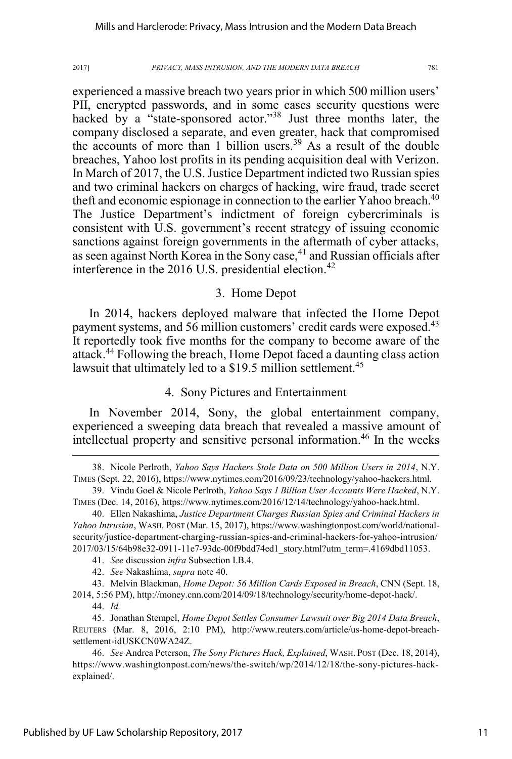experienced a massive breach two years prior in which 500 million users' PII, encrypted passwords, and in some cases security questions were hacked by a "state-sponsored actor."[38] Just three months later, the company disclosed a separate, and even greater, hack that compromised the accounts of more than 1 billion users.[39] As a result of the double breaches, Yahoo lost profits in its pending acquisition deal with Verizon. In March of 2017, the U.S. Justice Department indicted two Russian spies and two criminal hackers on charges of hacking, wire fraud, trade secret theft and economic espionage in connection to the earlier Yahoo breach.[40] The Justice Department's indictment of foreign cybercriminals is consistent with U.S. government's recent strategy of issuing economic sanctions against foreign governments in the aftermath of cyber attacks, as seen against North Korea in the Sony case,[41] and Russian officials after interference in the 2016 U.S. presidential election.[42]

### 3. Home Depot

In 2014, hackers deployed malware that infected the Home Depot payment systems, and 56 million customers' credit cards were exposed.[43] It reportedly took five months for the company to become aware of the attack.[44] Following the breach, Home Depot faced a daunting class action lawsuit that ultimately led to a $19.5 million settlement.[45]

### 4. Sony Pictures and Entertainment

In November 2014, Sony, the global entertainment company, experienced a sweeping data breach that revealed a massive amount of intellectual property and sensitive personal information.[46] In the weeks

---

38. Nicole Perlroth, *Yahoo Says Hackers Stole Data on 500 Million Users in 2014*, N.Y. TIMES (Sept. 22, 2016), https://www.nytimes.com/2016/09/23/technology/yahoo-hackers.html.

39. Vindu Goel & Nicole Perlroth, *Yahoo Says 1 Billion User Accounts Were Hacked*, N.Y. TIMES (Dec. 14, 2016), https://www.nytimes.com/2016/12/14/technology/yahoo-hack.html.

40. Ellen Nakashima, *Justice Department Charges Russian Spies and Criminal Hackers in Yahoo Intrusion*, WASH. POST (Mar. 15, 2017), https://www.washingtonpost.com/world/national-security/justice-department-charging-russian-spies-and-criminal-hackers-for-yahoo-intrusion/2017/03/15/64b98e32-0911-11e7-93dc-00f9bdd74ed1_story.html?utm_term=.4169dbd11053.

41. *See* discussion *infra* Subsection I.B.4.

42. *See* Nakashima, *supra* note 40.

43. Melvin Blackman, *Home Depot: 56 Million Cards Exposed in Breach*, CNN (Sept. 18, 2014, 5:56 PM), http://money.cnn.com/2014/09/18/technology/security/home-depot-hack/.

44. *Id.*

45. Jonathan Stempel, *Home Depot Settles Consumer Lawsuit over Big 2014 Data Breach*, REUTERS (Mar. 8, 2016, 2:10 PM), http://www.reuters.com/article/us-home-depot-breach-settlement-idUSKCN0WA24Z.

46. *See* Andrea Peterson, *The Sony Pictures Hack, Explained*, WASH. POST (Dec. 18, 2014), https://www.washingtonpost.com/news/the-switch/wp/2014/12/18/the-sony-pictures-hack-explained/.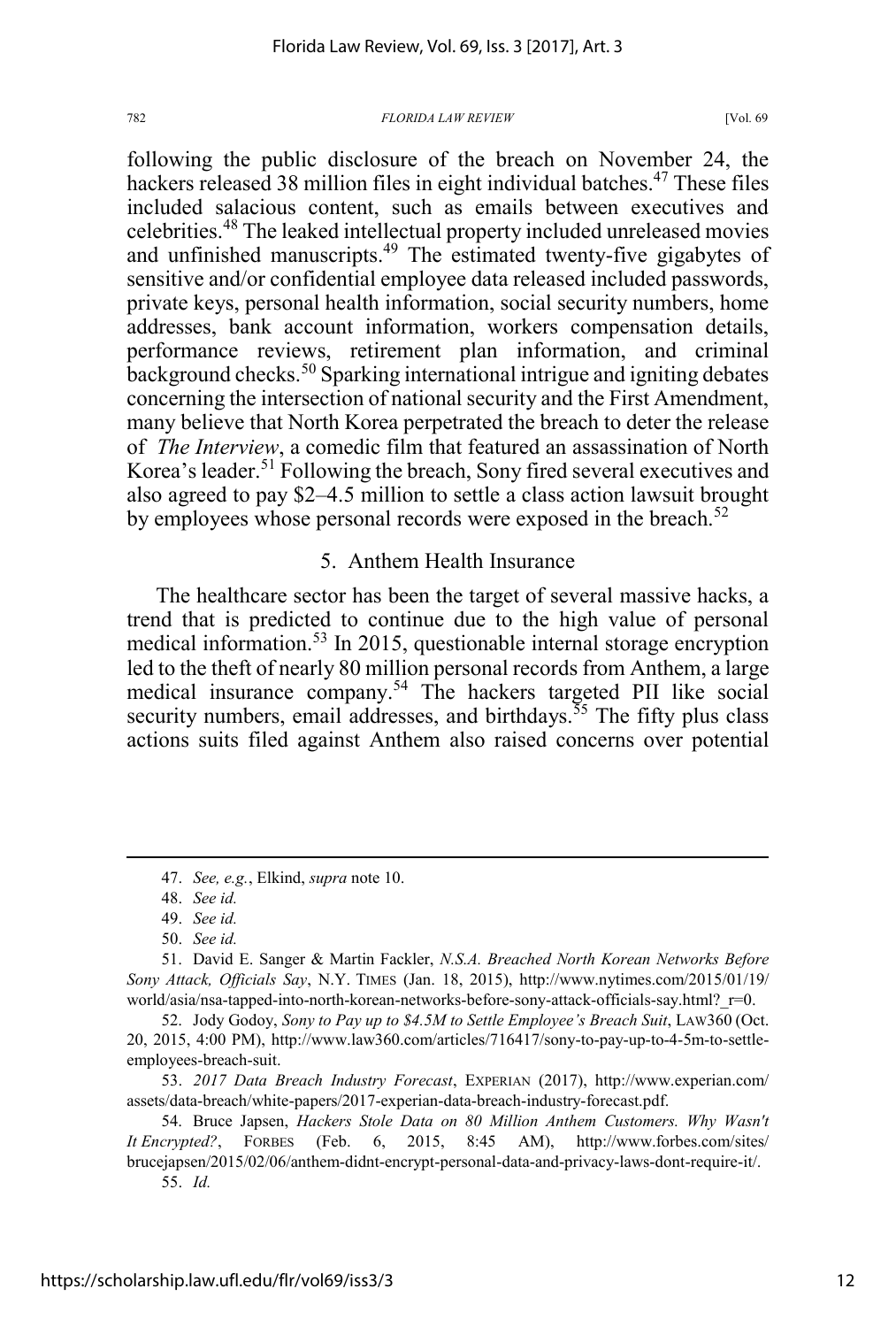following the public disclosure of the breach on November 24, the hackers released 38 million files in eight individual batches.[47] These files included salacious content, such as emails between executives and celebrities.[48] The leaked intellectual property included unreleased movies and unfinished manuscripts.[49] The estimated twenty-five gigabytes of sensitive and/or confidential employee data released included passwords, private keys, personal health information, social security numbers, home addresses, bank account information, workers compensation details, performance reviews, retirement plan information, and criminal background checks.[50] Sparking international intrigue and igniting debates concerning the intersection of national security and the First Amendment, many believe that North Korea perpetrated the breach to deter the release of *The Interview*, a comedic film that featured an assassination of North Korea's leader.[51] Following the breach, Sony fired several executives and also agreed to pay $2–4.5 million to settle a class action lawsuit brought by employees whose personal records were exposed in the breach.[52]

### 5. Anthem Health Insurance

The healthcare sector has been the target of several massive hacks, a trend that is predicted to continue due to the high value of personal medical information.[53] In 2015, questionable internal storage encryption led to the theft of nearly 80 million personal records from Anthem, a large medical insurance company.[54] The hackers targeted PII like social security numbers, email addresses, and birthdays.[55] The fifty plus class actions suits filed against Anthem also raised concerns over potential

---

47. *See, e.g.*, Elkind, *supra* note 10.

48. *See id.*

49. *See id.*

50. *See id.*

51. David E. Sanger & Martin Fackler, *N.S.A. Breached North Korean Networks Before Sony Attack, Officials Say*, N.Y. TIMES (Jan. 18, 2015), http://www.nytimes.com/2015/01/19/world/asia/nsa-tapped-into-north-korean-networks-before-sony-attack-officials-say.html?_r=0.

52. Jody Godoy, *Sony to Pay up to $4.5M to Settle Employee's Breach Suit*, LAW360 (Oct. 20, 2015, 4:00 PM), http://www.law360.com/articles/716417/sony-to-pay-up-to-4-5m-to-settle-employees-breach-suit.

53. *2017 Data Breach Industry Forecast*, EXPERIAN (2017), http://www.experian.com/assets/data-breach/white-papers/2017-experian-data-breach-industry-forecast.pdf.

54. Bruce Japsen, *Hackers Stole Data on 80 Million Anthem Customers. Why Wasn't It Encrypted?*, FORBES (Feb. 6, 2015, 8:45 AM), http://www.forbes.com/sites/brucejapsen/2015/02/06/anthem-didnt-encrypt-personal-data-and-privacy-laws-dont-require-it/.

55. *Id.*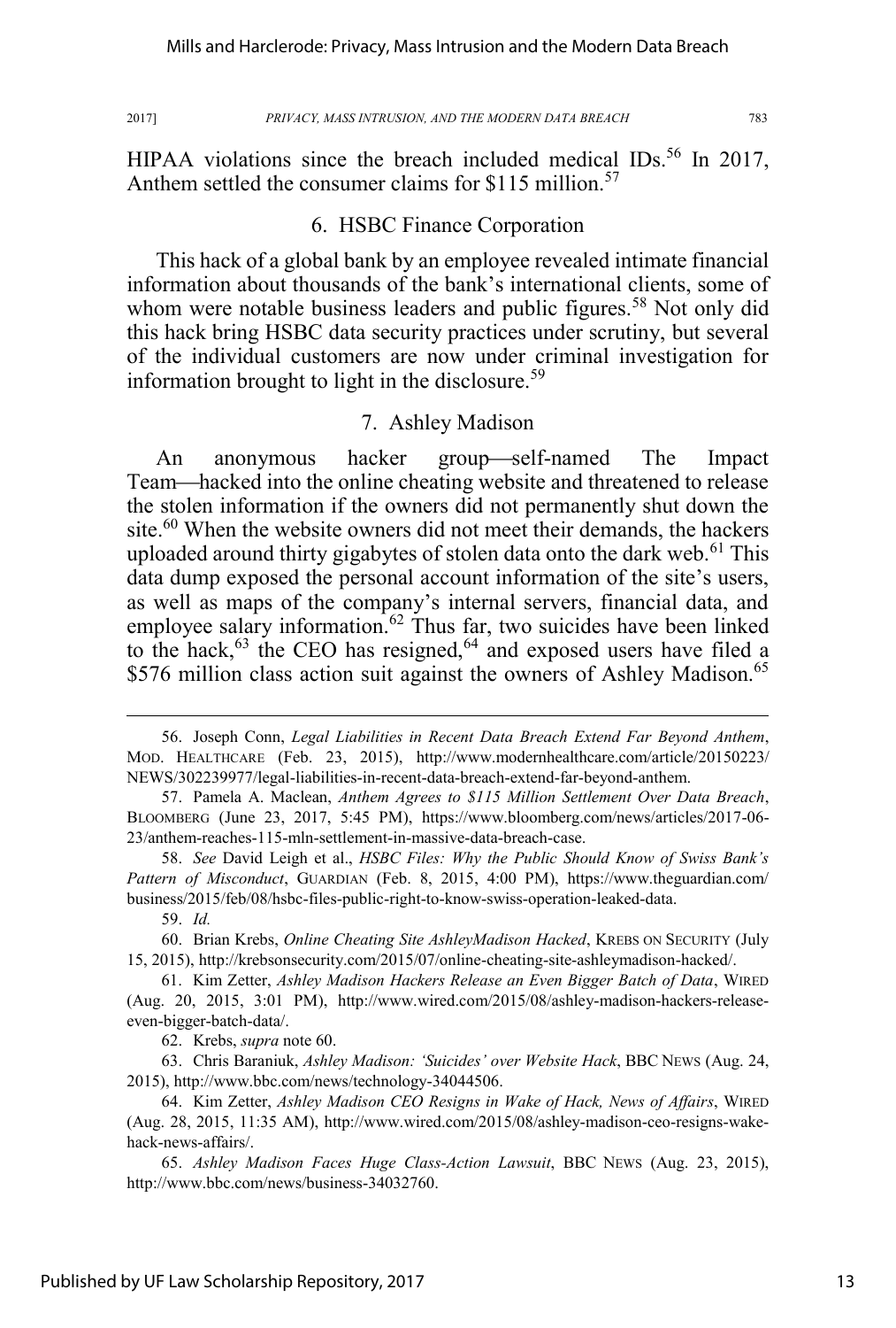HIPAA violations since the breach included medical IDs.[56] In 2017, Anthem settled the consumer claims for $115 million.[57]

### 6. HSBC Finance Corporation

This hack of a global bank by an employee revealed intimate financial information about thousands of the bank's international clients, some of whom were notable business leaders and public figures.[58] Not only did this hack bring HSBC data security practices under scrutiny, but several of the individual customers are now under criminal investigation for information brought to light in the disclosure.[59]

### 7. Ashley Madison

An anonymous hacker group—self-named The Impact Team—hacked into the online cheating website and threatened to release the stolen information if the owners did not permanently shut down the site.[60] When the website owners did not meet their demands, the hackers uploaded around thirty gigabytes of stolen data onto the dark web.[61] This data dump exposed the personal account information of the site's users, as well as maps of the company's internal servers, financial data, and employee salary information.[62] Thus far, two suicides have been linked to the hack,[63] the CEO has resigned,[64] and exposed users have filed a $576 million class action suit against the owners of Ashley Madison.[65]

---

56. Joseph Conn, *Legal Liabilities in Recent Data Breach Extend Far Beyond Anthem*, MOD. HEALTHCARE (Feb. 23, 2015), http://www.modernhealthcare.com/article/20150223/NEWS/302239977/legal-liabilities-in-recent-data-breach-extend-far-beyond-anthem.

57. Pamela A. Maclean, *Anthem Agrees to $115 Million Settlement Over Data Breach*, BLOOMBERG (June 23, 2017, 5:45 PM), https://www.bloomberg.com/news/articles/2017-06-23/anthem-reaches-115-mln-settlement-in-massive-data-breach-case.

58. *See* David Leigh et al., *HSBC Files: Why the Public Should Know of Swiss Bank's Pattern of Misconduct*, GUARDIAN (Feb. 8, 2015, 4:00 PM), https://www.theguardian.com/business/2015/feb/08/hsbc-files-public-right-to-know-swiss-operation-leaked-data.

59. *Id.*

60. Brian Krebs, *Online Cheating Site AshleyMadison Hacked*, KREBS ON SECURITY (July 15, 2015), http://krebsonsecurity.com/2015/07/online-cheating-site-ashleymadison-hacked/.

61. Kim Zetter, *Ashley Madison Hackers Release an Even Bigger Batch of Data*, WIRED (Aug. 20, 2015, 3:01 PM), http://www.wired.com/2015/08/ashley-madison-hackers-release-even-bigger-batch-data/.

62. Krebs, *supra* note 60.

63. Chris Baraniuk, *Ashley Madison: 'Suicides' over Website Hack*, BBC NEWS (Aug. 24, 2015), http://www.bbc.com/news/technology-34044506.

64. Kim Zetter, *Ashley Madison CEO Resigns in Wake of Hack, News of Affairs*, WIRED (Aug. 28, 2015, 11:35 AM), http://www.wired.com/2015/08/ashley-madison-ceo-resigns-wake-hack-news-affairs/.

65. *Ashley Madison Faces Huge Class-Action Lawsuit*, BBC NEWS (Aug. 23, 2015), http://www.bbc.com/news/business-34032760.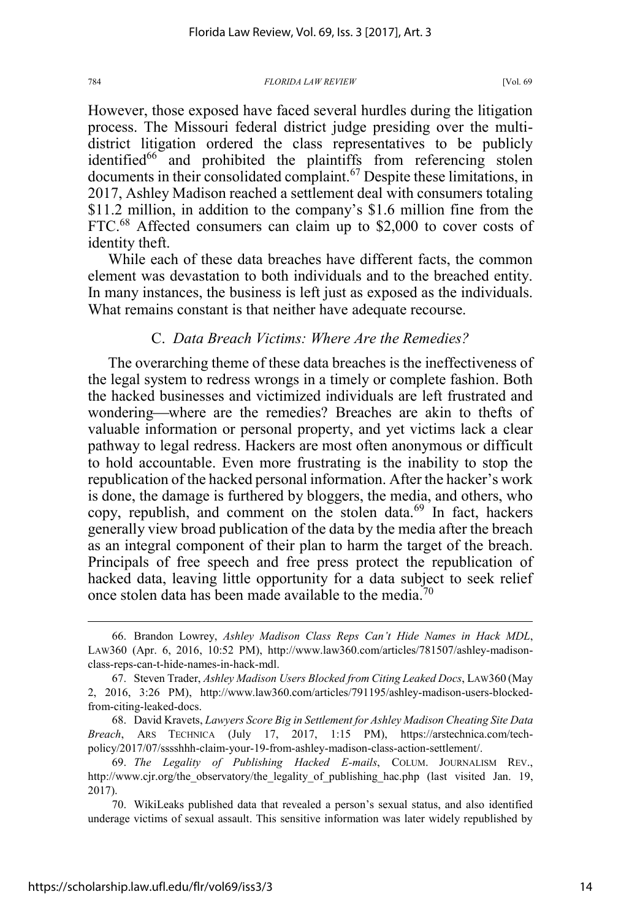However, those exposed have faced several hurdles during the litigation process. The Missouri federal district judge presiding over the multi-district litigation ordered the class representatives to be publicly identified[66] and prohibited the plaintiffs from referencing stolen documents in their consolidated complaint.[67] Despite these limitations, in 2017, Ashley Madison reached a settlement deal with consumers totaling $11.2 million, in addition to the company's $1.6 million fine from the FTC.[68] Affected consumers can claim up to $2,000 to cover costs of identity theft.

While each of these data breaches have different facts, the common element was devastation to both individuals and to the breached entity. In many instances, the business is left just as exposed as the individuals. What remains constant is that neither have adequate recourse.

### C. *Data Breach Victims: Where Are the Remedies?*

The overarching theme of these data breaches is the ineffectiveness of the legal system to redress wrongs in a timely or complete fashion. Both the hacked businesses and victimized individuals are left frustrated and wondering—where are the remedies? Breaches are akin to thefts of valuable information or personal property, and yet victims lack a clear pathway to legal redress. Hackers are most often anonymous or difficult to hold accountable. Even more frustrating is the inability to stop the republication of the hacked personal information. After the hacker's work is done, the damage is furthered by bloggers, the media, and others, who copy, republish, and comment on the stolen data.[69] In fact, hackers generally view broad publication of the data by the media after the breach as an integral component of their plan to harm the target of the breach. Principals of free speech and free press protect the republication of hacked data, leaving little opportunity for a data subject to seek relief once stolen data has been made available to the media.[70]

---

66. Brandon Lowrey, *Ashley Madison Class Reps Can't Hide Names in Hack MDL*, LAW360 (Apr. 6, 2016, 10:52 PM), http://www.law360.com/articles/781507/ashley-madison-class-reps-can-t-hide-names-in-hack-mdl.

67. Steven Trader, *Ashley Madison Users Blocked from Citing Leaked Docs*, LAW360 (May 2, 2016, 3:26 PM), http://www.law360.com/articles/791195/ashley-madison-users-blocked-from-citing-leaked-docs.

68. David Kravets, *Lawyers Score Big in Settlement for Ashley Madison Cheating Site Data Breach*, ARS TECHNICA (July 17, 2017, 1:15 PM), https://arstechnica.com/tech-policy/2017/07/sssshhh-claim-your-19-from-ashley-madison-class-action-settlement/.

69. *The Legality of Publishing Hacked E-mails*, COLUM. JOURNALISM REV., http://www.cjr.org/the_observatory/the_legality_of_publishing_hac.php (last visited Jan. 19, 2017).

70. WikiLeaks published data that revealed a person's sexual status, and also identified underage victims of sexual assault. This sensitive information was later widely republished by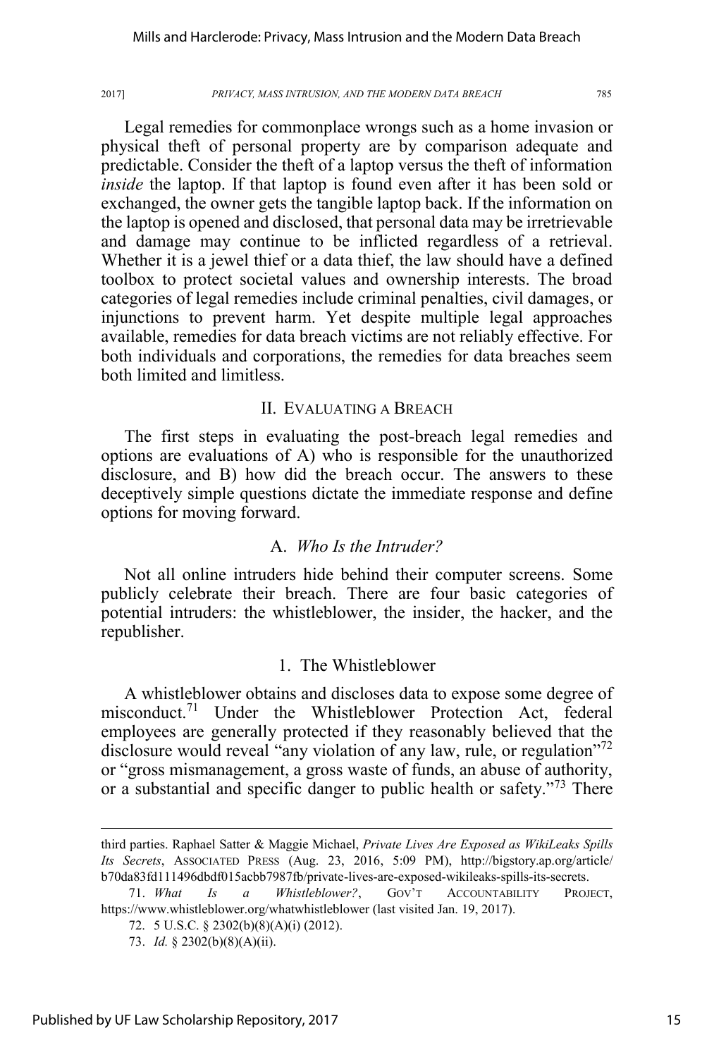Legal remedies for commonplace wrongs such as a home invasion or physical theft of personal property are by comparison adequate and predictable. Consider the theft of a laptop versus the theft of information *inside* the laptop. If that laptop is found even after it has been sold or exchanged, the owner gets the tangible laptop back. If the information on the laptop is opened and disclosed, that personal data may be irretrievable and damage may continue to be inflicted regardless of a retrieval. Whether it is a jewel thief or a data thief, the law should have a defined toolbox to protect societal values and ownership interests. The broad categories of legal remedies include criminal penalties, civil damages, or injunctions to prevent harm. Yet despite multiple legal approaches available, remedies for data breach victims are not reliably effective. For both individuals and corporations, the remedies for data breaches seem both limited and limitless.

## II. Evaluating a Breach

The first steps in evaluating the post-breach legal remedies and options are evaluations of A) who is responsible for the unauthorized disclosure, and B) how did the breach occur. The answers to these deceptively simple questions dictate the immediate response and define options for moving forward.

### A. *Who Is the Intruder?*

Not all online intruders hide behind their computer screens. Some publicly celebrate their breach. There are four basic categories of potential intruders: the whistleblower, the insider, the hacker, and the republisher.

#### 1. The Whistleblower

A whistleblower obtains and discloses data to expose some degree of misconduct.[71] Under the Whistleblower Protection Act, federal employees are generally protected if they reasonably believed that the disclosure would reveal "any violation of any law, rule, or regulation"[72] or "gross mismanagement, a gross waste of funds, an abuse of authority, or a substantial and specific danger to public health or safety."[73] There

---

third parties. Raphael Satter & Maggie Michael, *Private Lives Are Exposed as WikiLeaks Spills Its Secrets*, ASSOCIATED PRESS (Aug. 23, 2016, 5:09 PM), http://bigstory.ap.org/article/b70da83fd111496dbdf015acbb7987fb/private-lives-are-exposed-wikileaks-spills-its-secrets.

71. *What Is a Whistleblower?*, GOV'T ACCOUNTABILITY PROJECT, https://www.whistleblower.org/whatwhistleblower (last visited Jan. 19, 2017).

72. 5 U.S.C. § 2302(b)(8)(A)(i) (2012).

73. *Id.* § 2302(b)(8)(A)(ii).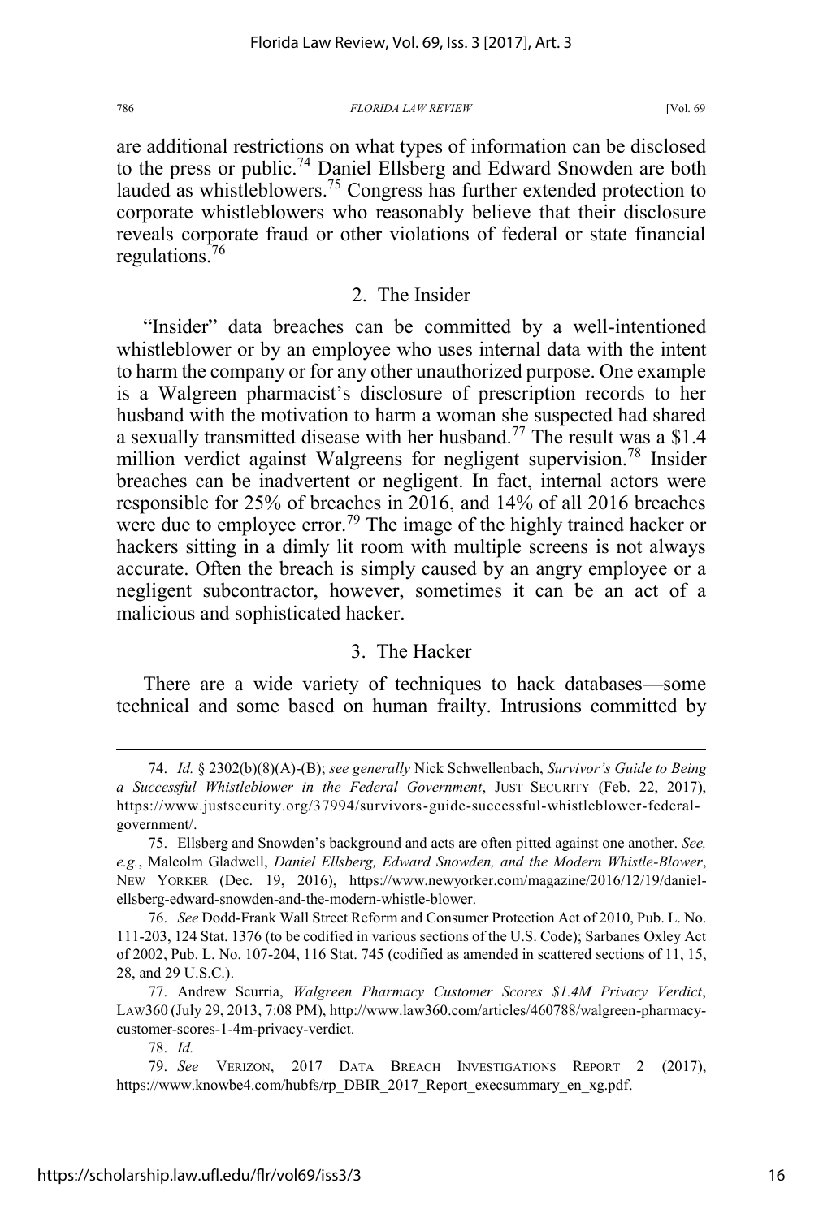are additional restrictions on what types of information can be disclosed to the press or public.[74] Daniel Ellsberg and Edward Snowden are both lauded as whistleblowers.[75] Congress has further extended protection to corporate whistleblowers who reasonably believe that their disclosure reveals corporate fraud or other violations of federal or state financial regulations.[76]

### 2. The Insider

"Insider" data breaches can be committed by a well-intentioned whistleblower or by an employee who uses internal data with the intent to harm the company or for any other unauthorized purpose. One example is a Walgreen pharmacist's disclosure of prescription records to her husband with the motivation to harm a woman she suspected had shared a sexually transmitted disease with her husband.[77] The result was a $1.4 million verdict against Walgreens for negligent supervision.[78] Insider breaches can be inadvertent or negligent. In fact, internal actors were responsible for 25% of breaches in 2016, and 14% of all 2016 breaches were due to employee error.[79] The image of the highly trained hacker or hackers sitting in a dimly lit room with multiple screens is not always accurate. Often the breach is simply caused by an angry employee or a negligent subcontractor, however, sometimes it can be an act of a malicious and sophisticated hacker.

### 3. The Hacker

There are a wide variety of techniques to hack databases—some technical and some based on human frailty. Intrusions committed by

---

74. *Id.* § 2302(b)(8)(A)-(B); *see generally* Nick Schwellenbach, *Survivor's Guide to Being a Successful Whistleblower in the Federal Government*, JUST SECURITY (Feb. 22, 2017), https://www.justsecurity.org/37994/survivors-guide-successful-whistleblower-federal-government/.

75. Ellsberg and Snowden's background and acts are often pitted against one another. *See, e.g.*, Malcolm Gladwell, *Daniel Ellsberg, Edward Snowden, and the Modern Whistle-Blower*, NEW YORKER (Dec. 19, 2016), https://www.newyorker.com/magazine/2016/12/19/daniel-ellsberg-edward-snowden-and-the-modern-whistle-blower.

76. *See* Dodd-Frank Wall Street Reform and Consumer Protection Act of 2010, Pub. L. No. 111-203, 124 Stat. 1376 (to be codified in various sections of the U.S. Code); Sarbanes Oxley Act of 2002, Pub. L. No. 107-204, 116 Stat. 745 (codified as amended in scattered sections of 11, 15, 28, and 29 U.S.C.).

77. Andrew Scurria, *Walgreen Pharmacy Customer Scores $1.4M Privacy Verdict*, LAW360 (July 29, 2013, 7:08 PM), http://www.law360.com/articles/460788/walgreen-pharmacy-customer-scores-1-4m-privacy-verdict.

78. *Id.*

79. *See* VERIZON, 2017 DATA BREACH INVESTIGATIONS REPORT 2 (2017), https://www.knowbe4.com/hubfs/rp_DBIR_2017_Report_execsummary_en_xg.pdf.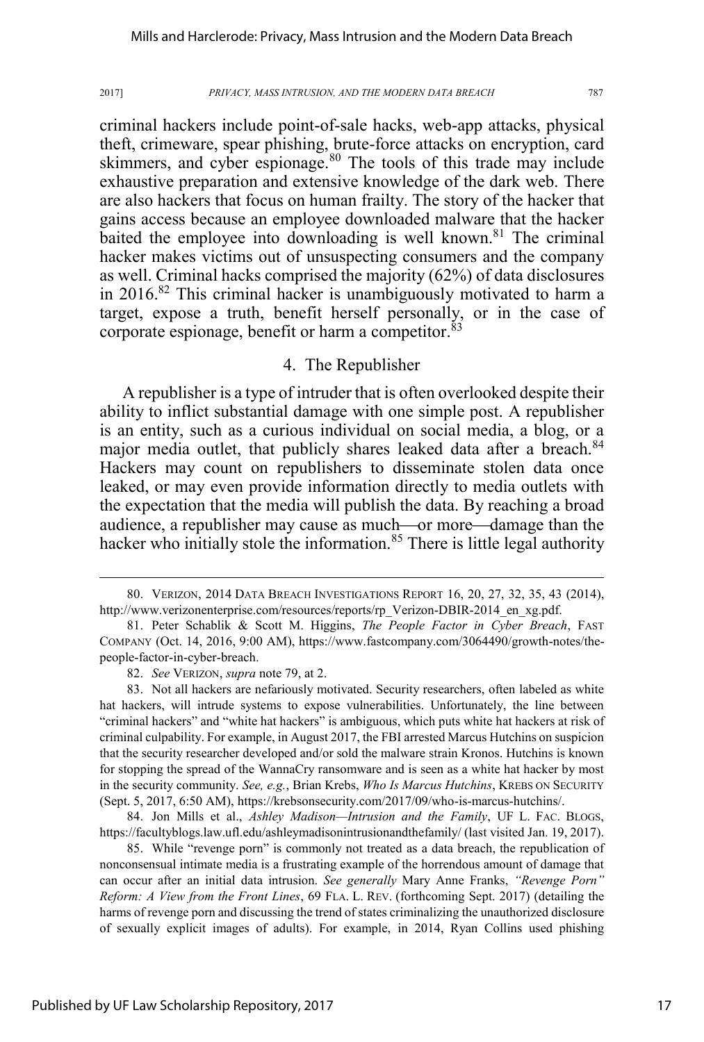criminal hackers include point-of-sale hacks, web-app attacks, physical theft, crimeware, spear phishing, brute-force attacks on encryption, card skimmers, and cyber espionage.[80] The tools of this trade may include exhaustive preparation and extensive knowledge of the dark web. There are also hackers that focus on human frailty. The story of the hacker that gains access because an employee downloaded malware that the hacker baited the employee into downloading is well known.[81] The criminal hacker makes victims out of unsuspecting consumers and the company as well. Criminal hacks comprised the majority (62%) of data disclosures in 2016.[82] This criminal hacker is unambiguously motivated to harm a target, expose a truth, benefit herself personally, or in the case of corporate espionage, benefit or harm a competitor.[83]

### 4. The Republisher

A republisher is a type of intruder that is often overlooked despite their ability to inflict substantial damage with one simple post. A republisher is an entity, such as a curious individual on social media, a blog, or a major media outlet, that publicly shares leaked data after a breach.[84] Hackers may count on republishers to disseminate stolen data once leaked, or may even provide information directly to media outlets with the expectation that the media will publish the data. By reaching a broad audience, a republisher may cause as much—or more—damage than the hacker who initially stole the information.[85] There is little legal authority

---

80. VERIZON, 2014 DATA BREACH INVESTIGATIONS REPORT 16, 20, 27, 32, 35, 43 (2014), http://www.verizonenterprise.com/resources/reports/rp_Verizon-DBIR-2014_en_xg.pdf.

81. Peter Schablik & Scott M. Higgins, *The People Factor in Cyber Breach*, FAST COMPANY (Oct. 14, 2016, 9:00 AM), https://www.fastcompany.com/3064490/growth-notes/the-people-factor-in-cyber-breach.

82. *See* VERIZON, *supra* note 79, at 2.

83. Not all hackers are nefariously motivated. Security researchers, often labeled as white hat hackers, will intrude systems to expose vulnerabilities. Unfortunately, the line between "criminal hackers" and "white hat hackers" is ambiguous, which puts white hat hackers at risk of criminal culpability. For example, in August 2017, the FBI arrested Marcus Hutchins on suspicion that the security researcher developed and/or sold the malware strain Kronos. Hutchins is known for stopping the spread of the WannaCry ransomware and is seen as a white hat hacker by most in the security community. *See, e.g.*, Brian Krebs, *Who Is Marcus Hutchins*, KREBS ON SECURITY (Sept. 5, 2017, 6:50 AM), https://krebsonsecurity.com/2017/09/who-is-marcus-hutchins/.

84. Jon Mills et al., *Ashley Madison—Intrusion and the Family*, UF L. FAC. BLOGS, https://facultyblogs.law.ufl.edu/ashleymadisonintrusionandthefamily/ (last visited Jan. 19, 2017).

85. While "revenge porn" is commonly not treated as a data breach, the republication of nonconsensual intimate media is a frustrating example of the horrendous amount of damage that can occur after an initial data intrusion. *See generally* Mary Anne Franks, *"Revenge Porn" Reform: A View from the Front Lines*, 69 FLA. L. REV. (forthcoming Sept. 2017) (detailing the harms of revenge porn and discussing the trend of states criminalizing the unauthorized disclosure of sexually explicit images of adults). For example, in 2014, Ryan Collins used phishing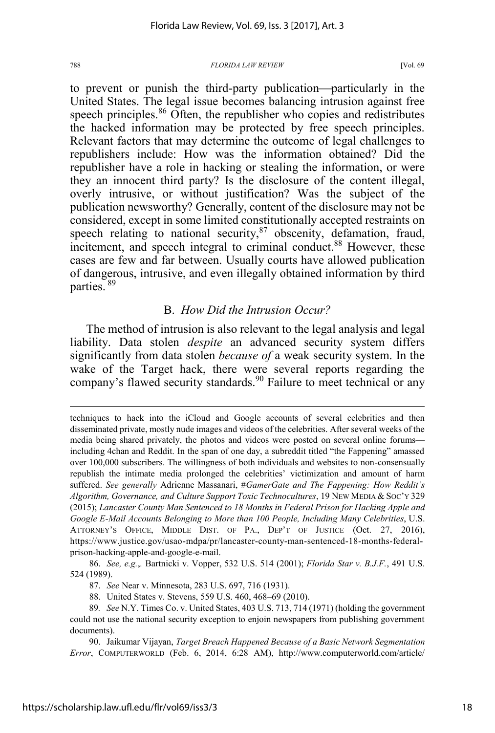to prevent or punish the third-party publication—particularly in the United States. The legal issue becomes balancing intrusion against free speech principles.[86] Often, the republisher who copies and redistributes the hacked information may be protected by free speech principles. Relevant factors that may determine the outcome of legal challenges to republishers include: How was the information obtained? Did the republisher have a role in hacking or stealing the information, or were they an innocent third party? Is the disclosure of the content illegal, overly intrusive, or without justification? Was the subject of the publication newsworthy? Generally, content of the disclosure may not be considered, except in some limited constitutionally accepted restraints on speech relating to national security,[87] obscenity, defamation, fraud, incitement, and speech integral to criminal conduct.[88] However, these cases are few and far between. Usually courts have allowed publication of dangerous, intrusive, and even illegally obtained information by third parties.[89]

## B. *How Did the Intrusion Occur?*

The method of intrusion is also relevant to the legal analysis and legal liability. Data stolen *despite* an advanced security system differs significantly from data stolen *because of* a weak security system. In the wake of the Target hack, there were several reports regarding the company's flawed security standards.[90] Failure to meet technical or any

---

techniques to hack into the iCloud and Google accounts of several celebrities and then disseminated private, mostly nude images and videos of the celebrities. After several weeks of the media being shared privately, the photos and videos were posted on several online forums—including 4chan and Reddit. In the span of one day, a subreddit titled "the Fappening" amassed over 100,000 subscribers. The willingness of both individuals and websites to non-consensually republish the intimate media prolonged the celebrities' victimization and amount of harm suffered. *See generally* Adrienne Massanari, *#GamerGate and The Fappening: How Reddit's Algorithm, Governance, and Culture Support Toxic Technocultures*, 19 NEW MEDIA & SOC'Y 329 (2015); *Lancaster County Man Sentenced to 18 Months in Federal Prison for Hacking Apple and Google E-Mail Accounts Belonging to More than 100 People, Including Many Celebrities*, U.S. ATTORNEY'S OFFICE, MIDDLE DIST. OF PA., DEP'T OF JUSTICE (Oct. 27, 2016), https://www.justice.gov/usao-mdpa/pr/lancaster-county-man-sentenced-18-months-federal-prison-hacking-apple-and-google-e-mail.

86. *See, e.g.*,. Bartnicki v. Vopper, 532 U.S. 514 (2001); *Florida Star v. B.J.F.*, 491 U.S. 524 (1989).

87. *See* Near v. Minnesota, 283 U.S. 697, 716 (1931).

88. United States v. Stevens, 559 U.S. 460, 468–69 (2010).

89. *See* N.Y. Times Co. v. United States, 403 U.S. 713, 714 (1971) (holding the government could not use the national security exception to enjoin newspapers from publishing government documents).

90. Jaikumar Vijayan, *Target Breach Happened Because of a Basic Network Segmentation Error*, COMPUTERWORLD (Feb. 6, 2014, 6:28 AM), http://www.computerworld.com/article/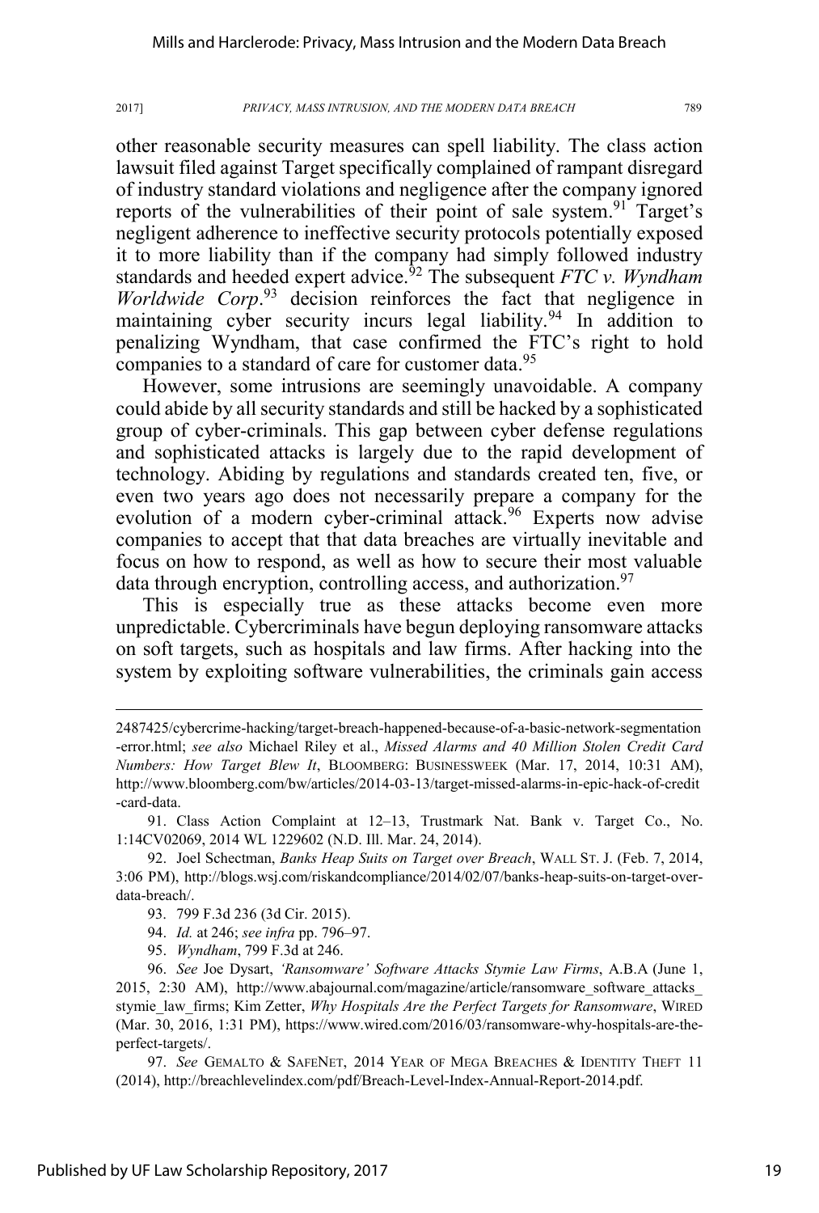other reasonable security measures can spell liability. The class action lawsuit filed against Target specifically complained of rampant disregard of industry standard violations and negligence after the company ignored reports of the vulnerabilities of their point of sale system.[91] Target's negligent adherence to ineffective security protocols potentially exposed it to more liability than if the company had simply followed industry standards and heeded expert advice.[92] The subsequent *FTC v. Wyndham Worldwide Corp*.[93] decision reinforces the fact that negligence in maintaining cyber security incurs legal liability.[94] In addition to penalizing Wyndham, that case confirmed the FTC's right to hold companies to a standard of care for customer data.[95]

However, some intrusions are seemingly unavoidable. A company could abide by all security standards and still be hacked by a sophisticated group of cyber-criminals. This gap between cyber defense regulations and sophisticated attacks is largely due to the rapid development of technology. Abiding by regulations and standards created ten, five, or even two years ago does not necessarily prepare a company for the evolution of a modern cyber-criminal attack.[96] Experts now advise companies to accept that that data breaches are virtually inevitable and focus on how to respond, as well as how to secure their most valuable data through encryption, controlling access, and authorization.[97]

This is especially true as these attacks become even more unpredictable. Cybercriminals have begun deploying ransomware attacks on soft targets, such as hospitals and law firms. After hacking into the system by exploiting software vulnerabilities, the criminals gain access

---

2487425/cybercrime-hacking/target-breach-happened-because-of-a-basic-network-segmentation-error.html; *see also* Michael Riley et al., *Missed Alarms and 40 Million Stolen Credit Card Numbers: How Target Blew It*, BLOOMBERG: BUSINESSWEEK (Mar. 17, 2014, 10:31 AM), http://www.bloomberg.com/bw/articles/2014-03-13/target-missed-alarms-in-epic-hack-of-credit-card-data.

91. Class Action Complaint at 12–13, Trustmark Nat. Bank v. Target Co., No. 1:14CV02069, 2014 WL 1229602 (N.D. Ill. Mar. 24, 2014).

92. Joel Schectman, *Banks Heap Suits on Target over Breach*, WALL ST. J. (Feb. 7, 2014, 3:06 PM), http://blogs.wsj.com/riskandcompliance/2014/02/07/banks-heap-suits-on-target-over-data-breach/.

93. 799 F.3d 236 (3d Cir. 2015).

94. *Id.* at 246; *see infra* pp. 796–97.

95. *Wyndham*, 799 F.3d at 246.

96. *See* Joe Dysart, *'Ransomware' Software Attacks Stymie Law Firms*, A.B.A (June 1, 2015, 2:30 AM), http://www.abajournal.com/magazine/article/ransomware_software_attacks_stymie_law_firms; Kim Zetter, *Why Hospitals Are the Perfect Targets for Ransomware*, WIRED (Mar. 30, 2016, 1:31 PM), https://www.wired.com/2016/03/ransomware-why-hospitals-are-the-perfect-targets/.

97. *See* GEMALTO & SAFENET, 2014 YEAR OF MEGA BREACHES & IDENTITY THEFT 11 (2014), http://breachlevelindex.com/pdf/Breach-Level-Index-Annual-Report-2014.pdf.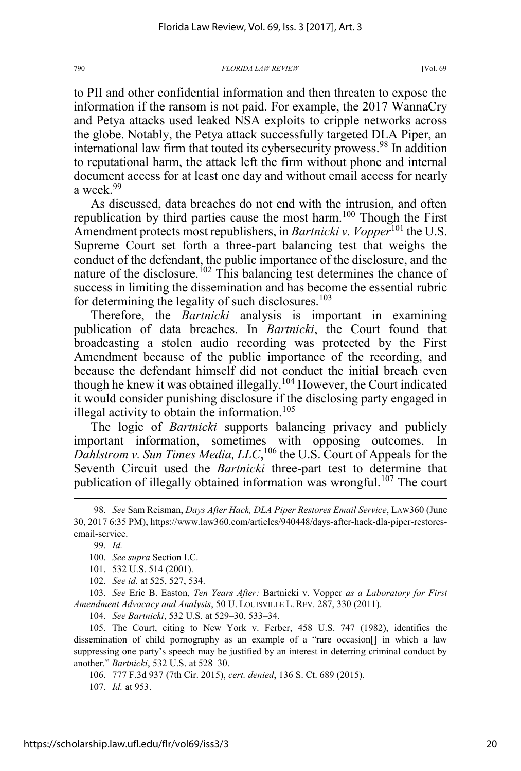to PII and other confidential information and then threaten to expose the information if the ransom is not paid. For example, the 2017 WannaCry and Petya attacks used leaked NSA exploits to cripple networks across the globe. Notably, the Petya attack successfully targeted DLA Piper, an international law firm that touted its cybersecurity prowess.[98] In addition to reputational harm, the attack left the firm without phone and internal document access for at least one day and without email access for nearly a week.[99]

As discussed, data breaches do not end with the intrusion, and often republication by third parties cause the most harm.[100] Though the First Amendment protects most republishers, in *Bartnicki v. Vopper*[101] the U.S. Supreme Court set forth a three-part balancing test that weighs the conduct of the defendant, the public importance of the disclosure, and the nature of the disclosure.[102] This balancing test determines the chance of success in limiting the dissemination and has become the essential rubric for determining the legality of such disclosures.[103]

Therefore, the *Bartnicki* analysis is important in examining publication of data breaches. In *Bartnicki*, the Court found that broadcasting a stolen audio recording was protected by the First Amendment because of the public importance of the recording, and because the defendant himself did not conduct the initial breach even though he knew it was obtained illegally.[104] However, the Court indicated it would consider punishing disclosure if the disclosing party engaged in illegal activity to obtain the information.[105]

The logic of *Bartnicki* supports balancing privacy and publicly important information, sometimes with opposing outcomes. In *Dahlstrom v. Sun Times Media, LLC*,[106] the U.S. Court of Appeals for the Seventh Circuit used the *Bartnicki* three-part test to determine that publication of illegally obtained information was wrongful.[107] The court

---

98. *See* Sam Reisman, *Days After Hack, DLA Piper Restores Email Service*, LAW360 (June 30, 2017 6:35 PM), https://www.law360.com/articles/940448/days-after-hack-dla-piper-restores-email-service.

99. *Id.*

100. *See supra* Section I.C.

101. 532 U.S. 514 (2001).

102. *See id.* at 525, 527, 534.

103. *See* Eric B. Easton, *Ten Years After:* Bartnicki v. Vopper *as a Laboratory for First Amendment Advocacy and Analysis*, 50 U. LOUISVILLE L. REV. 287, 330 (2011).

104. *See Bartnicki*, 532 U.S. at 529–30, 533–34.

105. The Court, citing to New York v. Ferber, 458 U.S. 747 (1982), identifies the dissemination of child pornography as an example of a "rare occasion[] in which a law suppressing one party's speech may be justified by an interest in deterring criminal conduct by another." *Bartnicki*, 532 U.S. at 528–30.

106. 777 F.3d 937 (7th Cir. 2015), *cert. denied*, 136 S. Ct. 689 (2015).

107. *Id.* at 953.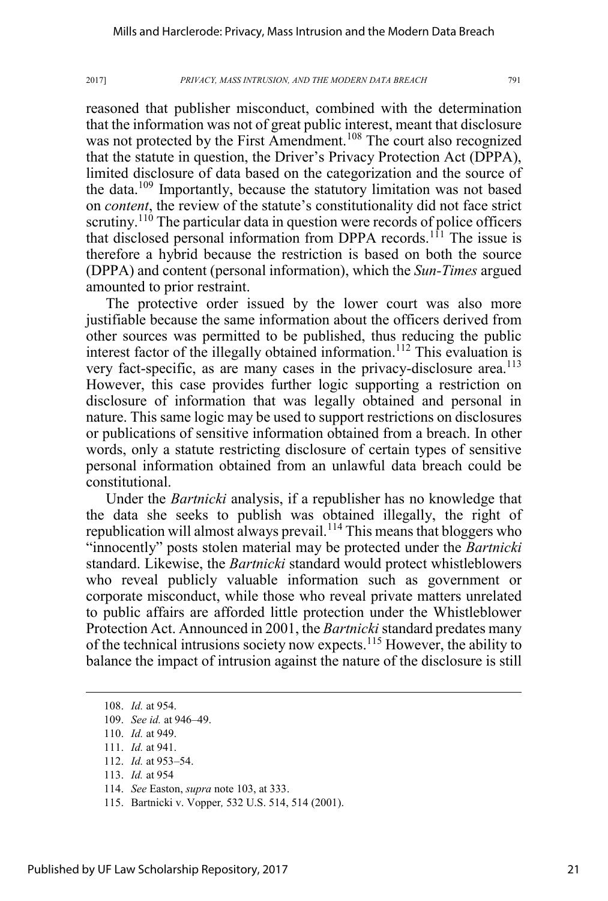reasoned that publisher misconduct, combined with the determination that the information was not of great public interest, meant that disclosure was not protected by the First Amendment.[108] The court also recognized that the statute in question, the Driver's Privacy Protection Act (DPPA), limited disclosure of data based on the categorization and the source of the data.[109] Importantly, because the statutory limitation was not based on *content*, the review of the statute's constitutionality did not face strict scrutiny.[110] The particular data in question were records of police officers that disclosed personal information from DPPA records.[111] The issue is therefore a hybrid because the restriction is based on both the source (DPPA) and content (personal information), which the *Sun-Times* argued amounted to prior restraint.

The protective order issued by the lower court was also more justifiable because the same information about the officers derived from other sources was permitted to be published, thus reducing the public interest factor of the illegally obtained information.[112] This evaluation is very fact-specific, as are many cases in the privacy-disclosure area.[113] However, this case provides further logic supporting a restriction on disclosure of information that was legally obtained and personal in nature. This same logic may be used to support restrictions on disclosures or publications of sensitive information obtained from a breach. In other words, only a statute restricting disclosure of certain types of sensitive personal information obtained from an unlawful data breach could be constitutional.

Under the *Bartnicki* analysis, if a republisher has no knowledge that the data she seeks to publish was obtained illegally, the right of republication will almost always prevail.[114] This means that bloggers who "innocently" posts stolen material may be protected under the *Bartnicki* standard. Likewise, the *Bartnicki* standard would protect whistleblowers who reveal publicly valuable information such as government or corporate misconduct, while those who reveal private matters unrelated to public affairs are afforded little protection under the Whistleblower Protection Act. Announced in 2001, the *Bartnicki* standard predates many of the technical intrusions society now expects.[115] However, the ability to balance the impact of intrusion against the nature of the disclosure is still

108. *Id.* at 954.

109. *See id.* at 946–49.

110. *Id.* at 949.

111. *Id.* at 941.

112. *Id.* at 953–54.

113. *Id.* at 954

114. *See* Easton, *supra* note 103, at 333.

115. Bartnicki v. Vopper*,* 532 U.S. 514, 514 (2001).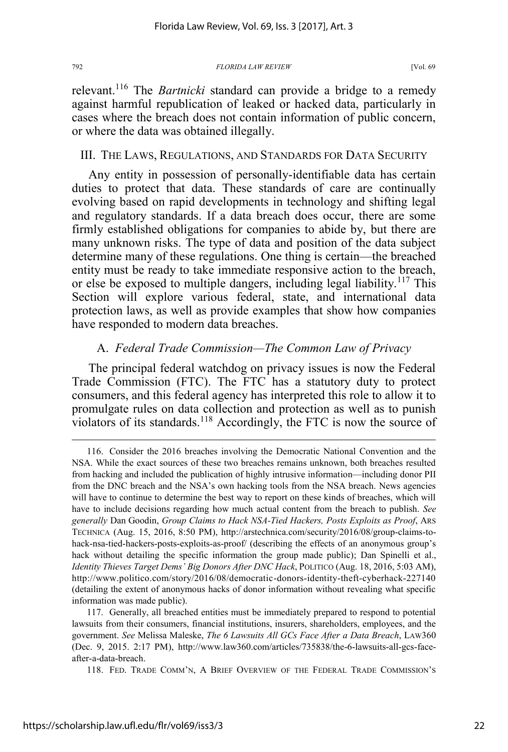relevant.[116] The *Bartnicki* standard can provide a bridge to a remedy against harmful republication of leaked or hacked data, particularly in cases where the breach does not contain information of public concern, or where the data was obtained illegally.

## III. The Laws, Regulations, and Standards for Data Security

Any entity in possession of personally-identifiable data has certain duties to protect that data. These standards of care are continually evolving based on rapid developments in technology and shifting legal and regulatory standards. If a data breach does occur, there are some firmly established obligations for companies to abide by, but there are many unknown risks. The type of data and position of the data subject determine many of these regulations. One thing is certain—the breached entity must be ready to take immediate responsive action to the breach, or else be exposed to multiple dangers, including legal liability.[117] This Section will explore various federal, state, and international data protection laws, as well as provide examples that show how companies have responded to modern data breaches.

### A. *Federal Trade Commission—The Common Law of Privacy*

The principal federal watchdog on privacy issues is now the Federal Trade Commission (FTC). The FTC has a statutory duty to protect consumers, and this federal agency has interpreted this role to allow it to promulgate rules on data collection and protection as well as to punish violators of its standards.[118] Accordingly, the FTC is now the source of

---

116. Consider the 2016 breaches involving the Democratic National Convention and the NSA. While the exact sources of these two breaches remains unknown, both breaches resulted from hacking and included the publication of highly intrusive information—including donor PII from the DNC breach and the NSA's own hacking tools from the NSA breach. News agencies will have to continue to determine the best way to report on these kinds of breaches, which will have to include decisions regarding how much actual content from the breach to publish. *See generally* Dan Goodin, *Group Claims to Hack NSA-Tied Hackers, Posts Exploits as Proof*, ARS TECHNICA (Aug. 15, 2016, 8:50 PM), http://arstechnica.com/security/2016/08/group-claims-to-hack-nsa-tied-hackers-posts-exploits-as-proof/ (describing the effects of an anonymous group's hack without detailing the specific information the group made public); Dan Spinelli et al., *Identity Thieves Target Dems' Big Donors After DNC Hack*, POLITICO (Aug. 18, 2016, 5:03 AM), http://www.politico.com/story/2016/08/democratic-donors-identity-theft-cyberhack-227140 (detailing the extent of anonymous hacks of donor information without revealing what specific information was made public).

117. Generally, all breached entities must be immediately prepared to respond to potential lawsuits from their consumers, financial institutions, insurers, shareholders, employees, and the government. *See* Melissa Maleske, *The 6 Lawsuits All GCs Face After a Data Breach*, LAW360 (Dec. 9, 2015. 2:17 PM), http://www.law360.com/articles/735838/the-6-lawsuits-all-gcs-face-after-a-data-breach.

118. FED. TRADE COMM'N, A BRIEF OVERVIEW OF THE FEDERAL TRADE COMMISSION'S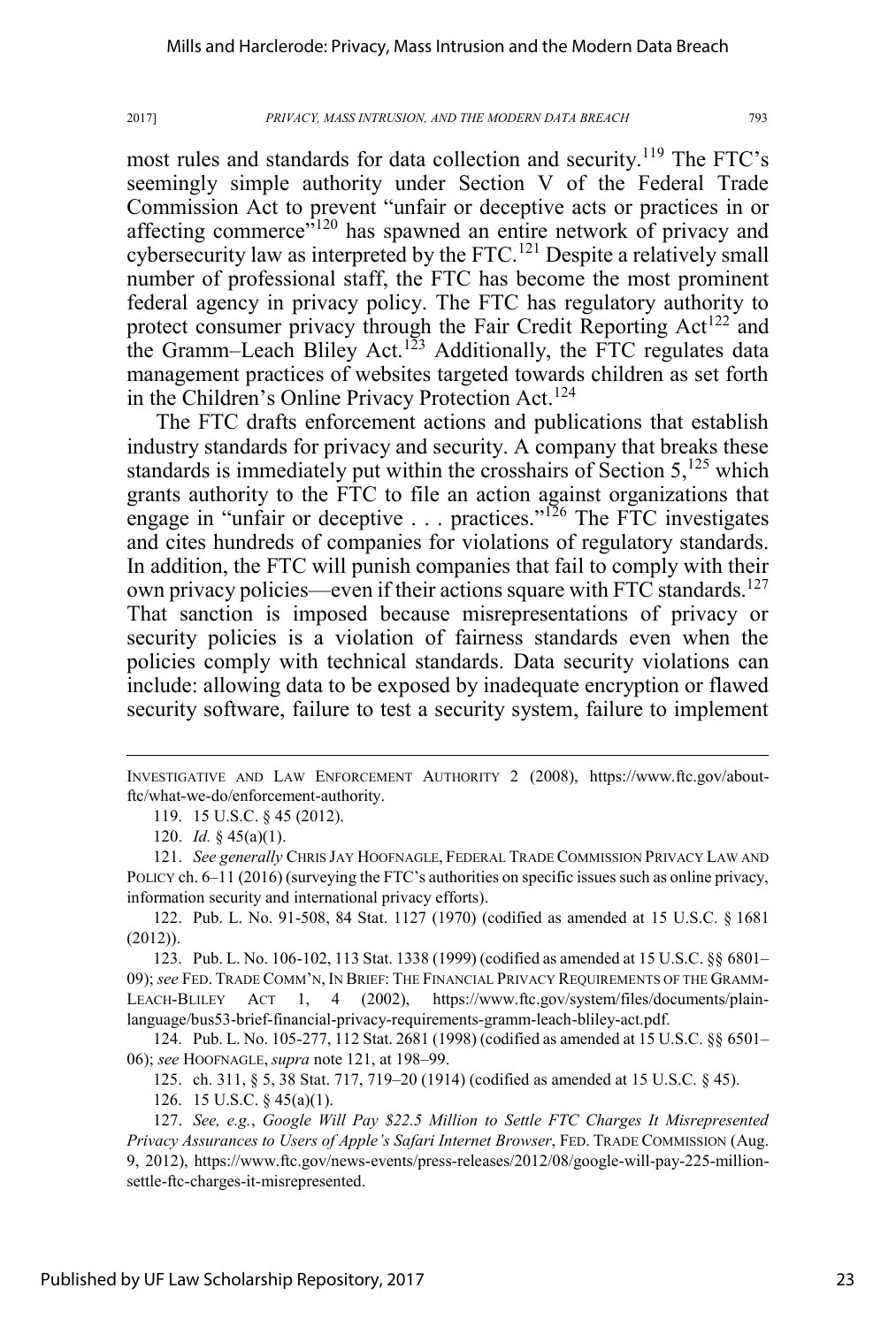most rules and standards for data collection and security.[119] The FTC's seemingly simple authority under Section V of the Federal Trade Commission Act to prevent "unfair or deceptive acts or practices in or affecting commerce"[120] has spawned an entire network of privacy and cybersecurity law as interpreted by the FTC.[121] Despite a relatively small number of professional staff, the FTC has become the most prominent federal agency in privacy policy. The FTC has regulatory authority to protect consumer privacy through the Fair Credit Reporting Act[122] and the Gramm–Leach Bliley Act.[123] Additionally, the FTC regulates data management practices of websites targeted towards children as set forth in the Children's Online Privacy Protection Act.[124]

The FTC drafts enforcement actions and publications that establish industry standards for privacy and security. A company that breaks these standards is immediately put within the crosshairs of Section 5,[125] which grants authority to the FTC to file an action against organizations that engage in "unfair or deceptive . . . practices."[126] The FTC investigates and cites hundreds of companies for violations of regulatory standards. In addition, the FTC will punish companies that fail to comply with their own privacy policies—even if their actions square with FTC standards.[127] That sanction is imposed because misrepresentations of privacy or security policies is a violation of fairness standards even when the policies comply with technical standards. Data security violations can include: allowing data to be exposed by inadequate encryption or flawed security software, failure to test a security system, failure to implement

---

INVESTIGATIVE AND LAW ENFORCEMENT AUTHORITY 2 (2008), https://www.ftc.gov/about-ftc/what-we-do/enforcement-authority.

119. 15 U.S.C. § 45 (2012).

120. *Id.* § 45(a)(1).

121. *See generally* CHRIS JAY HOOFNAGLE, FEDERAL TRADE COMMISSION PRIVACY LAW AND POLICY ch. 6–11 (2016) (surveying the FTC's authorities on specific issues such as online privacy, information security and international privacy efforts).

122. Pub. L. No. 91-508, 84 Stat. 1127 (1970) (codified as amended at 15 U.S.C. § 1681 (2012)).

123. Pub. L. No. 106-102, 113 Stat. 1338 (1999) (codified as amended at 15 U.S.C. §§ 6801–09); *see* FED. TRADE COMM'N, IN BRIEF: THE FINANCIAL PRIVACY REQUIREMENTS OF THE GRAMM-LEACH-BLILEY ACT 1, 4 (2002), https://www.ftc.gov/system/files/documents/plain-language/bus53-brief-financial-privacy-requirements-gramm-leach-bliley-act.pdf.

124. Pub. L. No. 105-277, 112 Stat. 2681 (1998) (codified as amended at 15 U.S.C. §§ 6501–06); *see* HOOFNAGLE, *supra* note 121, at 198–99.

125. ch. 311, § 5, 38 Stat. 717, 719–20 (1914) (codified as amended at 15 U.S.C. § 45).

126. 15 U.S.C. § 45(a)(1).

127. *See, e.g.*, *Google Will Pay $22.5 Million to Settle FTC Charges It Misrepresented Privacy Assurances to Users of Apple's Safari Internet Browser*, FED. TRADE COMMISSION (Aug. 9, 2012), https://www.ftc.gov/news-events/press-releases/2012/08/google-will-pay-225-million-settle-ftc-charges-it-misrepresented.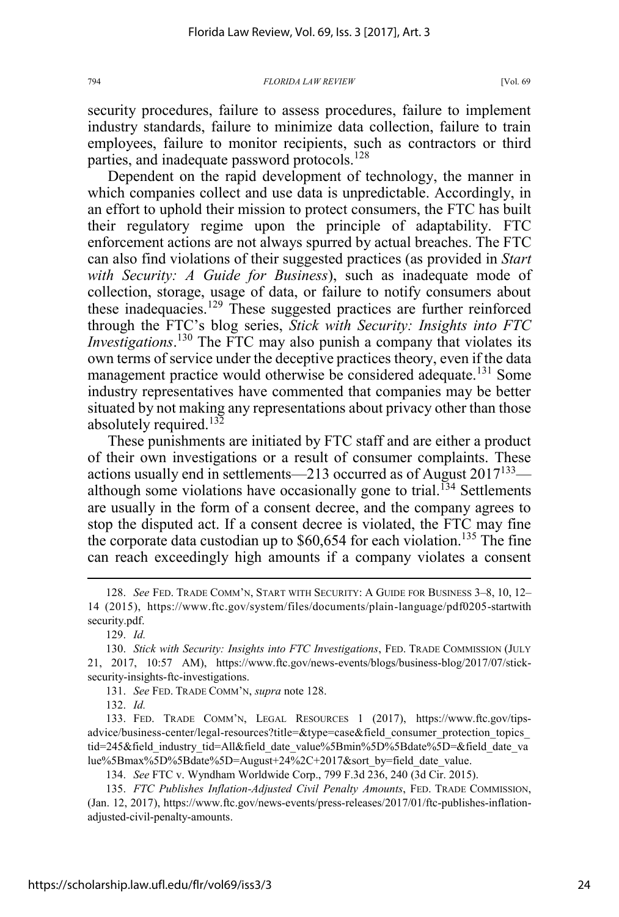security procedures, failure to assess procedures, failure to implement industry standards, failure to minimize data collection, failure to train employees, failure to monitor recipients, such as contractors or third parties, and inadequate password protocols.[128]

Dependent on the rapid development of technology, the manner in which companies collect and use data is unpredictable. Accordingly, in an effort to uphold their mission to protect consumers, the FTC has built their regulatory regime upon the principle of adaptability. FTC enforcement actions are not always spurred by actual breaches. The FTC can also find violations of their suggested practices (as provided in *Start with Security: A Guide for Business*), such as inadequate mode of collection, storage, usage of data, or failure to notify consumers about these inadequacies.[129] These suggested practices are further reinforced through the FTC's blog series, *Stick with Security: Insights into FTC Investigations*.[130] The FTC may also punish a company that violates its own terms of service under the deceptive practices theory, even if the data management practice would otherwise be considered adequate.[131] Some industry representatives have commented that companies may be better situated by not making any representations about privacy other than those absolutely required.[132]

These punishments are initiated by FTC staff and are either a product of their own investigations or a result of consumer complaints. These actions usually end in settlements—213 occurred as of August 2017[133]—although some violations have occasionally gone to trial.[134] Settlements are usually in the form of a consent decree, and the company agrees to stop the disputed act. If a consent decree is violated, the FTC may fine the corporate data custodian up to $60,654 for each violation.[135] The fine can reach exceedingly high amounts if a company violates a consent

---

128. *See* FED. TRADE COMM'N, START WITH SECURITY: A GUIDE FOR BUSINESS 3–8, 10, 12–14 (2015), https://www.ftc.gov/system/files/documents/plain-language/pdf0205-startwithsecurity.pdf.

129. *Id.*

130. *Stick with Security: Insights into FTC Investigations*, FED. TRADE COMMISSION (JULY 21, 2017, 10:57 AM), https://www.ftc.gov/news-events/blogs/business-blog/2017/07/stick-security-insights-ftc-investigations.

131. *See* FED. TRADE COMM'N, *supra* note 128.

132. *Id.*

133. FED. TRADE COMM'N, LEGAL RESOURCES 1 (2017), https://www.ftc.gov/tips-advice/business-center/legal-resources?title=&type=case&field_consumer_protection_topics_tid=245&field_industry_tid=All&field_date_value%5Bmin%5D%5Bdate%5D=&field_date_value%5Bmax%5D%5Bdate%5D=August+24%2C+2017&sort_by=field_date_value.

134. *See* FTC v. Wyndham Worldwide Corp., 799 F.3d 236, 240 (3d Cir. 2015).

135. *FTC Publishes Inflation-Adjusted Civil Penalty Amounts*, FED. TRADE COMMISSION, (Jan. 12, 2017), https://www.ftc.gov/news-events/press-releases/2017/01/ftc-publishes-inflation-adjusted-civil-penalty-amounts.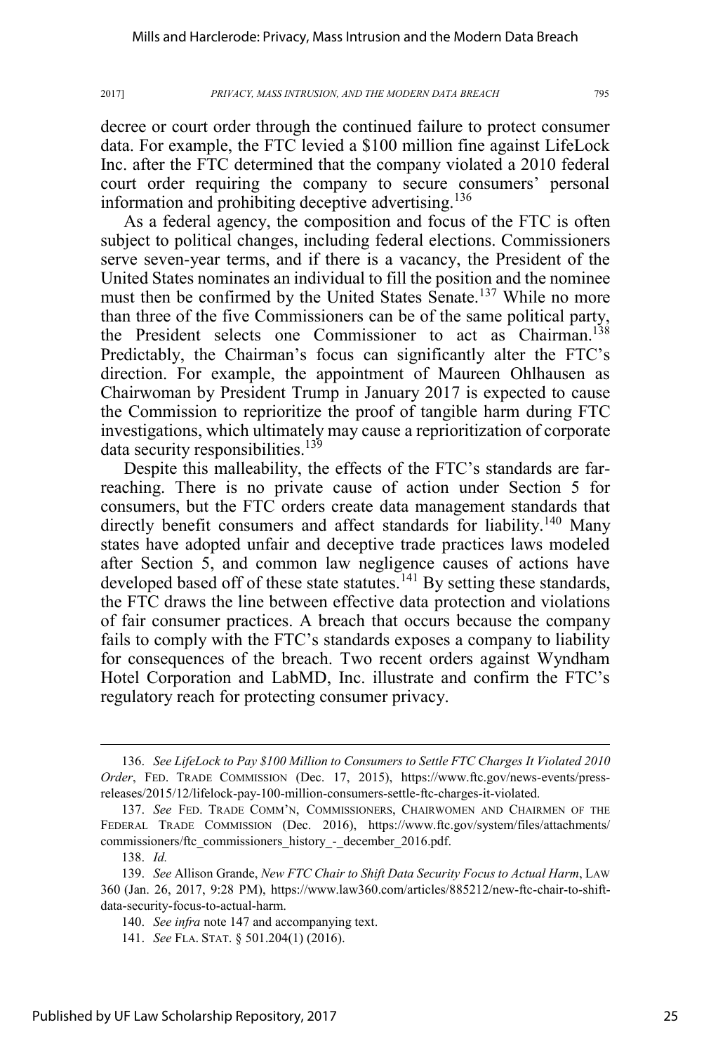decree or court order through the continued failure to protect consumer data. For example, the FTC levied a $100 million fine against LifeLock Inc. after the FTC determined that the company violated a 2010 federal court order requiring the company to secure consumers' personal information and prohibiting deceptive advertising.[136]

As a federal agency, the composition and focus of the FTC is often subject to political changes, including federal elections. Commissioners serve seven-year terms, and if there is a vacancy, the President of the United States nominates an individual to fill the position and the nominee must then be confirmed by the United States Senate.[137] While no more than three of the five Commissioners can be of the same political party, the President selects one Commissioner to act as Chairman.[138] Predictably, the Chairman's focus can significantly alter the FTC's direction. For example, the appointment of Maureen Ohlhausen as Chairwoman by President Trump in January 2017 is expected to cause the Commission to reprioritize the proof of tangible harm during FTC investigations, which ultimately may cause a reprioritization of corporate data security responsibilities.[139]

Despite this malleability, the effects of the FTC's standards are far-reaching. There is no private cause of action under Section 5 for consumers, but the FTC orders create data management standards that directly benefit consumers and affect standards for liability.[140] Many states have adopted unfair and deceptive trade practices laws modeled after Section 5, and common law negligence causes of actions have developed based off of these state statutes.[141] By setting these standards, the FTC draws the line between effective data protection and violations of fair consumer practices. A breach that occurs because the company fails to comply with the FTC's standards exposes a company to liability for consequences of the breach. Two recent orders against Wyndham Hotel Corporation and LabMD, Inc. illustrate and confirm the FTC's regulatory reach for protecting consumer privacy.

---

136. *See LifeLock to Pay $100 Million to Consumers to Settle FTC Charges It Violated 2010 Order*, FED. TRADE COMMISSION (Dec. 17, 2015), https://www.ftc.gov/news-events/press-releases/2015/12/lifelock-pay-100-million-consumers-settle-ftc-charges-it-violated.

137. *See* FED. TRADE COMM'N, COMMISSIONERS, CHAIRWOMEN AND CHAIRMEN OF THE FEDERAL TRADE COMMISSION (Dec. 2016), https://www.ftc.gov/system/files/attachments/commissioners/ftc_commissioners_history_-_december_2016.pdf.

138. *Id.*

139. *See* Allison Grande, *New FTC Chair to Shift Data Security Focus to Actual Harm*, LAW 360 (Jan. 26, 2017, 9:28 PM), https://www.law360.com/articles/885212/new-ftc-chair-to-shift-data-security-focus-to-actual-harm.

140. *See infra* note 147 and accompanying text.

141. *See* FLA. STAT. § 501.204(1) (2016).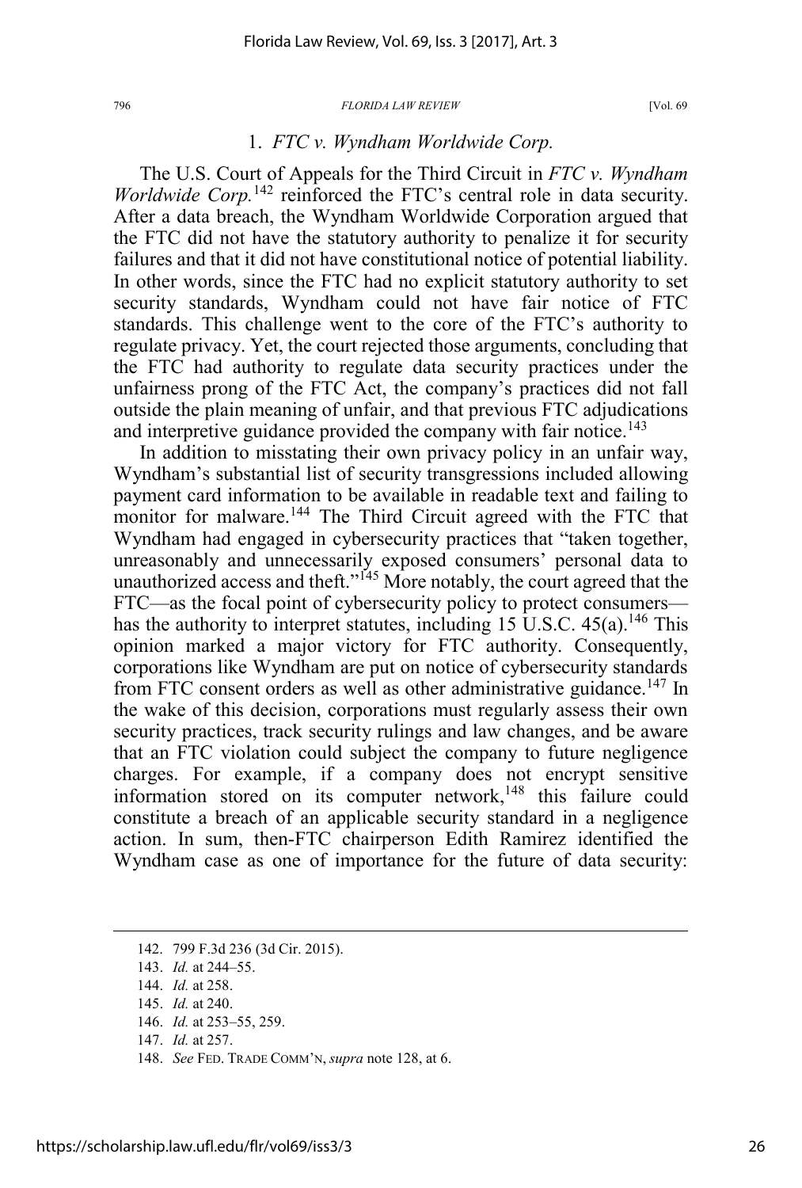### 1. *FTC v. Wyndham Worldwide Corp.*

The U.S. Court of Appeals for the Third Circuit in *FTC v. Wyndham Worldwide Corp.*[142] reinforced the FTC's central role in data security. After a data breach, the Wyndham Worldwide Corporation argued that the FTC did not have the statutory authority to penalize it for security failures and that it did not have constitutional notice of potential liability. In other words, since the FTC had no explicit statutory authority to set security standards, Wyndham could not have fair notice of FTC standards. This challenge went to the core of the FTC's authority to regulate privacy. Yet, the court rejected those arguments, concluding that the FTC had authority to regulate data security practices under the unfairness prong of the FTC Act, the company's practices did not fall outside the plain meaning of unfair, and that previous FTC adjudications and interpretive guidance provided the company with fair notice.[143]

In addition to misstating their own privacy policy in an unfair way, Wyndham's substantial list of security transgressions included allowing payment card information to be available in readable text and failing to monitor for malware.[144] The Third Circuit agreed with the FTC that Wyndham had engaged in cybersecurity practices that "taken together, unreasonably and unnecessarily exposed consumers' personal data to unauthorized access and theft."[145] More notably, the court agreed that the FTC—as the focal point of cybersecurity policy to protect consumers—has the authority to interpret statutes, including 15 U.S.C. 45(a).[146] This opinion marked a major victory for FTC authority. Consequently, corporations like Wyndham are put on notice of cybersecurity standards from FTC consent orders as well as other administrative guidance.[147] In the wake of this decision, corporations must regularly assess their own security practices, track security rulings and law changes, and be aware that an FTC violation could subject the company to future negligence charges. For example, if a company does not encrypt sensitive information stored on its computer network,[148] this failure could constitute a breach of an applicable security standard in a negligence action. In sum, then-FTC chairperson Edith Ramirez identified the Wyndham case as one of importance for the future of data security:

---

142. 799 F.3d 236 (3d Cir. 2015).

143. *Id.* at 244–55.

144. *Id.* at 258.

145. *Id.* at 240.

146. *Id.* at 253–55, 259.

147. *Id.* at 257.

148. *See* FED. TRADE COMM'N, *supra* note 128, at 6.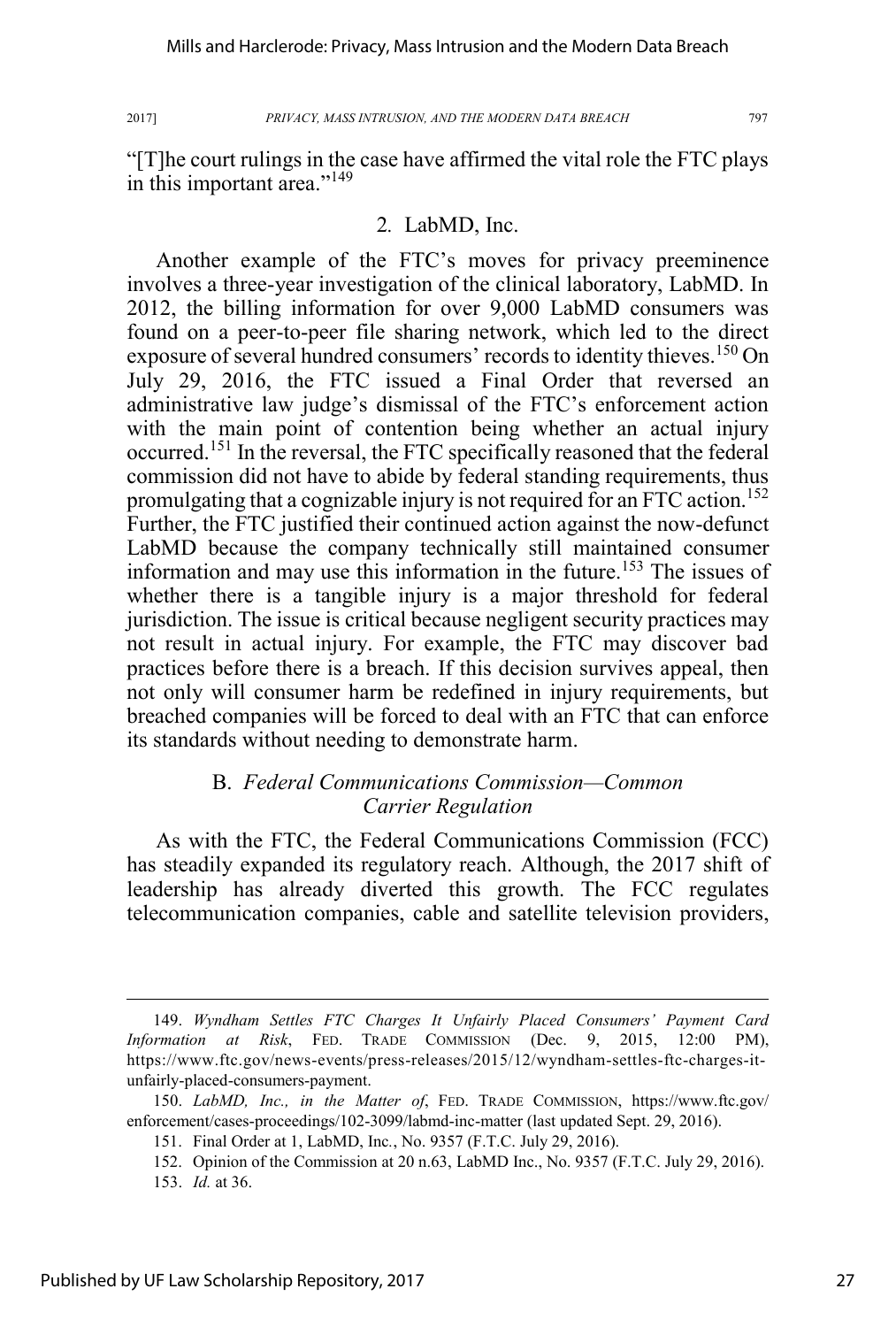"[T]he court rulings in the case have affirmed the vital role the FTC plays in this important area."[149]

### 2. LabMD, Inc.

Another example of the FTC's moves for privacy preeminence involves a three-year investigation of the clinical laboratory, LabMD. In 2012, the billing information for over 9,000 LabMD consumers was found on a peer-to-peer file sharing network, which led to the direct exposure of several hundred consumers' records to identity thieves.[150] On July 29, 2016, the FTC issued a Final Order that reversed an administrative law judge's dismissal of the FTC's enforcement action with the main point of contention being whether an actual injury occurred.[151] In the reversal, the FTC specifically reasoned that the federal commission did not have to abide by federal standing requirements, thus promulgating that a cognizable injury is not required for an FTC action.[152] Further, the FTC justified their continued action against the now-defunct LabMD because the company technically still maintained consumer information and may use this information in the future.[153] The issues of whether there is a tangible injury is a major threshold for federal jurisdiction. The issue is critical because negligent security practices may not result in actual injury. For example, the FTC may discover bad practices before there is a breach. If this decision survives appeal, then not only will consumer harm be redefined in injury requirements, but breached companies will be forced to deal with an FTC that can enforce its standards without needing to demonstrate harm.

## B. *Federal Communications Commission—Common Carrier Regulation*

As with the FTC, the Federal Communications Commission (FCC) has steadily expanded its regulatory reach. Although, the 2017 shift of leadership has already diverted this growth. The FCC regulates telecommunication companies, cable and satellite television providers,

---

149. *Wyndham Settles FTC Charges It Unfairly Placed Consumers' Payment Card Information at Risk*, FED. TRADE COMMISSION (Dec. 9, 2015, 12:00 PM), https://www.ftc.gov/news-events/press-releases/2015/12/wyndham-settles-ftc-charges-it-unfairly-placed-consumers-payment.

150. *LabMD, Inc., in the Matter of*, FED. TRADE COMMISSION, https://www.ftc.gov/enforcement/cases-proceedings/102-3099/labmd-inc-matter (last updated Sept. 29, 2016).

151. Final Order at 1, LabMD, Inc., No. 9357 (F.T.C. July 29, 2016).

152. Opinion of the Commission at 20 n.63, LabMD Inc., No. 9357 (F.T.C. July 29, 2016).

153. *Id.* at 36.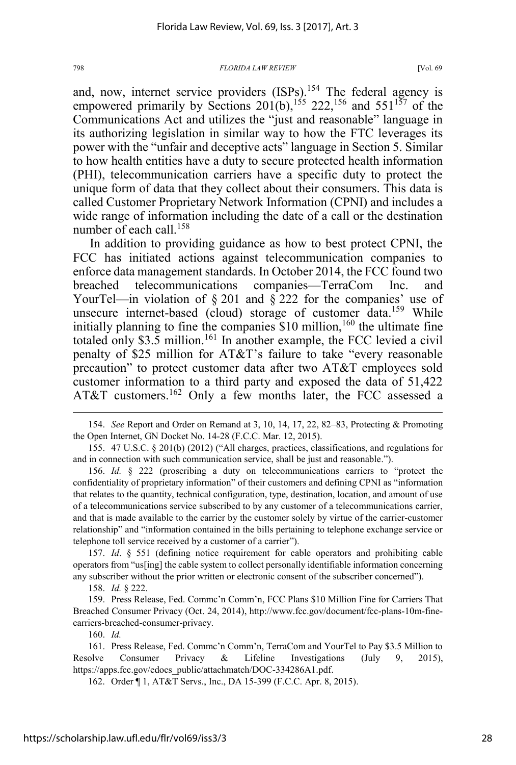and, now, internet service providers (ISPs).[154] The federal agency is empowered primarily by Sections 201(b),[155] 222,[156] and 551[157] of the Communications Act and utilizes the "just and reasonable" language in its authorizing legislation in similar way to how the FTC leverages its power with the "unfair and deceptive acts" language in Section 5. Similar to how health entities have a duty to secure protected health information (PHI), telecommunication carriers have a specific duty to protect the unique form of data that they collect about their consumers. This data is called Customer Proprietary Network Information (CPNI) and includes a wide range of information including the date of a call or the destination number of each call.[158]

In addition to providing guidance as how to best protect CPNI, the FCC has initiated actions against telecommunication companies to enforce data management standards. In October 2014, the FCC found two breached telecommunications companies—TerraCom Inc. and YourTel—in violation of § 201 and § 222 for the companies' use of unsecure internet-based (cloud) storage of customer data.[159] While initially planning to fine the companies $10 million,[160] the ultimate fine totaled only $3.5 million.[161] In another example, the FCC levied a civil penalty of $25 million for AT&T's failure to take "every reasonable precaution" to protect customer data after two AT&T employees sold customer information to a third party and exposed the data of 51,422 AT&T customers.[162] Only a few months later, the FCC assessed a

---

154. *See* Report and Order on Remand at 3, 10, 14, 17, 22, 82–83, Protecting & Promoting the Open Internet, GN Docket No. 14-28 (F.C.C. Mar. 12, 2015).

155. 47 U.S.C. § 201(b) (2012) ("All charges, practices, classifications, and regulations for and in connection with such communication service, shall be just and reasonable.").

156. *Id.* § 222 (proscribing a duty on telecommunications carriers to "protect the confidentiality of proprietary information" of their customers and defining CPNI as "information that relates to the quantity, technical configuration, type, destination, location, and amount of use of a telecommunications service subscribed to by any customer of a telecommunications carrier, and that is made available to the carrier by the customer solely by virtue of the carrier-customer relationship" and "information contained in the bills pertaining to telephone exchange service or telephone toll service received by a customer of a carrier").

157. *Id*. § 551 (defining notice requirement for cable operators and prohibiting cable operators from "us[ing] the cable system to collect personally identifiable information concerning any subscriber without the prior written or electronic consent of the subscriber concerned").

158. *Id.* § 222.

159. Press Release, Fed. Commc'n Comm'n, FCC Plans $10 Million Fine for Carriers That Breached Consumer Privacy (Oct. 24, 2014), http://www.fcc.gov/document/fcc-plans-10m-fine-carriers-breached-consumer-privacy.

160. *Id.*

161. Press Release, Fed. Commc'n Comm'n, TerraCom and YourTel to Pay $3.5 Million to Resolve Consumer Privacy & Lifeline Investigations (July 9, 2015), https://apps.fcc.gov/edocs_public/attachmatch/DOC-334286A1.pdf.

162. Order ¶ 1, AT&T Servs., Inc., DA 15-399 (F.C.C. Apr. 8, 2015).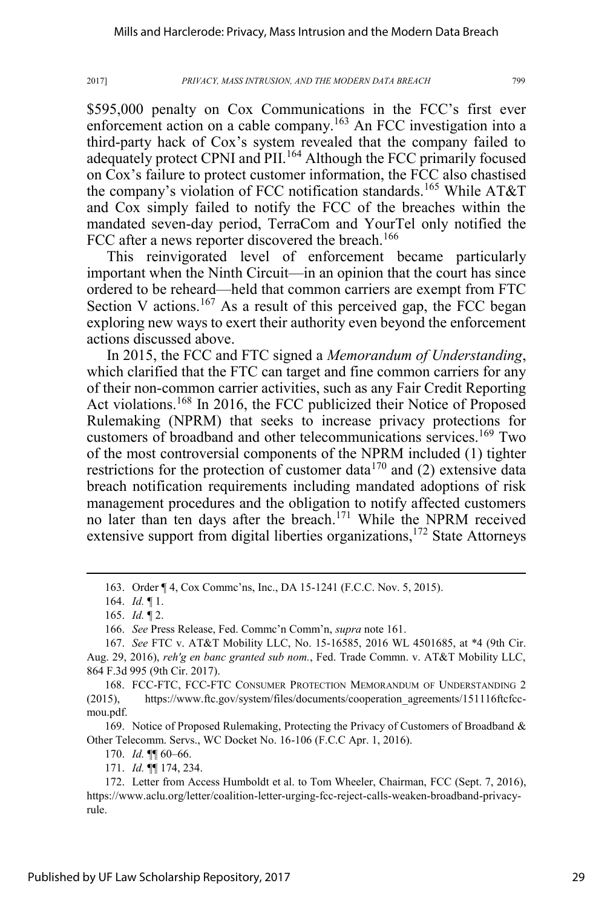$595,000 penalty on Cox Communications in the FCC's first ever enforcement action on a cable company.[163] An FCC investigation into a third-party hack of Cox's system revealed that the company failed to adequately protect CPNI and PII.[164] Although the FCC primarily focused on Cox's failure to protect customer information, the FCC also chastised the company's violation of FCC notification standards.[165] While AT&T and Cox simply failed to notify the FCC of the breaches within the mandated seven-day period, TerraCom and YourTel only notified the FCC after a news reporter discovered the breach.[166]

This reinvigorated level of enforcement became particularly important when the Ninth Circuit—in an opinion that the court has since ordered to be reheard—held that common carriers are exempt from FTC Section V actions.[167] As a result of this perceived gap, the FCC began exploring new ways to exert their authority even beyond the enforcement actions discussed above.

In 2015, the FCC and FTC signed a *Memorandum of Understanding*, which clarified that the FTC can target and fine common carriers for any of their non-common carrier activities, such as any Fair Credit Reporting Act violations.[168] In 2016, the FCC publicized their Notice of Proposed Rulemaking (NPRM) that seeks to increase privacy protections for customers of broadband and other telecommunications services.[169] Two of the most controversial components of the NPRM included (1) tighter restrictions for the protection of customer data[170] and (2) extensive data breach notification requirements including mandated adoptions of risk management procedures and the obligation to notify affected customers no later than ten days after the breach.[171] While the NPRM received extensive support from digital liberties organizations,[172] State Attorneys

---

163. Order ¶ 4, Cox Commc'ns, Inc., DA 15-1241 (F.C.C. Nov. 5, 2015).

164. *Id.* ¶ 1.

165. *Id.* ¶ 2.

166. *See* Press Release, Fed. Commc'n Comm'n, *supra* note 161.

167. *See* FTC v. AT&T Mobility LLC, No. 15-16585, 2016 WL 4501685, at *4 (9th Cir. Aug. 29, 2016), *reh'g en banc granted sub nom.*, Fed. Trade Commn. v. AT&T Mobility LLC, 864 F.3d 995 (9th Cir. 2017).

168. FCC-FTC, FCC-FTC CONSUMER PROTECTION MEMORANDUM OF UNDERSTANDING 2 (2015), https://www.ftc.gov/system/files/documents/cooperation_agreements/151116ftcfcc-mou.pdf.

169. Notice of Proposed Rulemaking, Protecting the Privacy of Customers of Broadband & Other Telecomm. Servs., WC Docket No. 16-106 (F.C.C Apr. 1, 2016).

170. *Id.* ¶¶ 60–66.

171. *Id.* ¶¶ 174, 234.

172. Letter from Access Humboldt et al. to Tom Wheeler, Chairman, FCC (Sept. 7, 2016), https://www.aclu.org/letter/coalition-letter-urging-fcc-reject-calls-weaken-broadband-privacy-rule.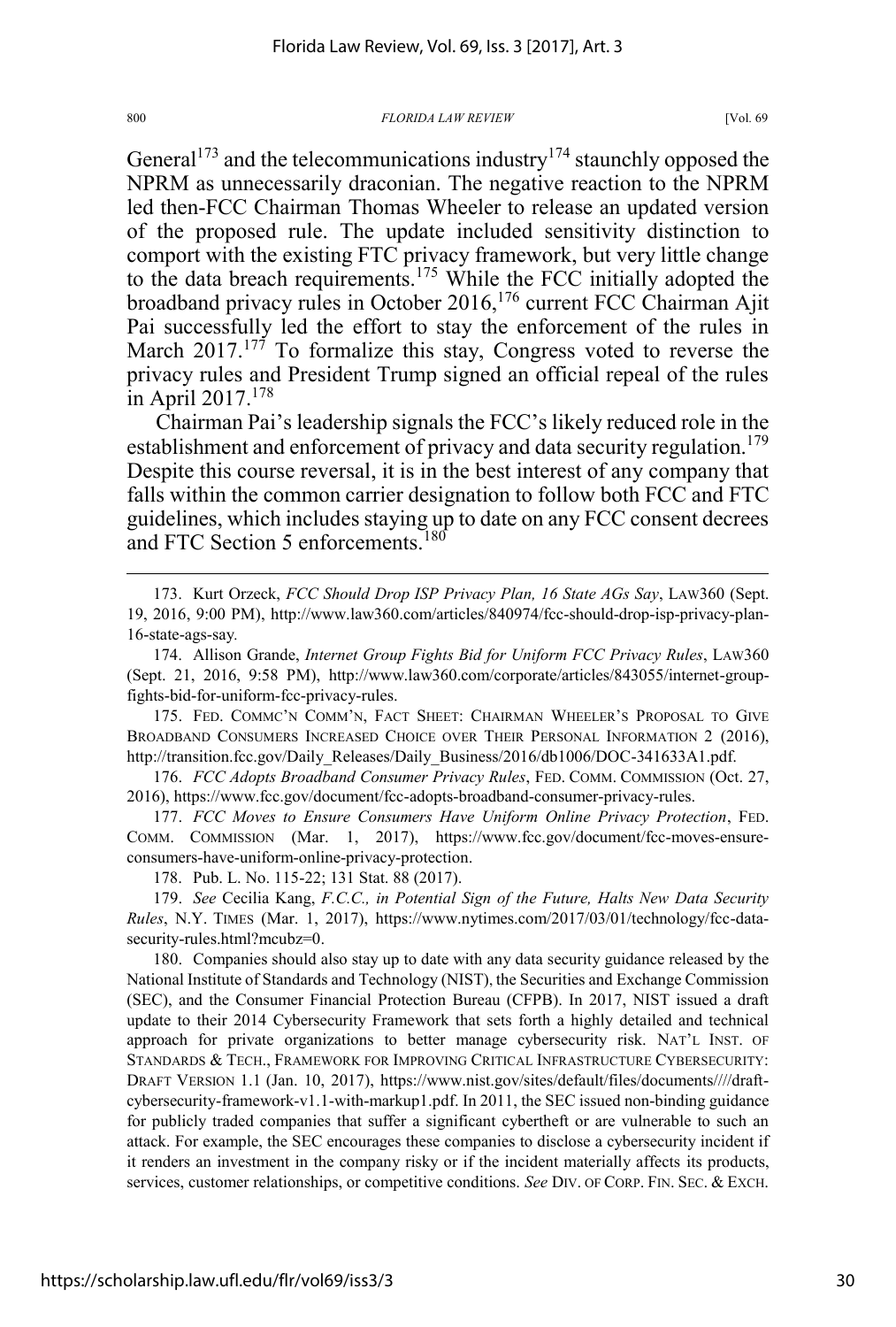General[173] and the telecommunications industry[174] staunchly opposed the NPRM as unnecessarily draconian. The negative reaction to the NPRM led then-FCC Chairman Thomas Wheeler to release an updated version of the proposed rule. The update included sensitivity distinction to comport with the existing FTC privacy framework, but very little change to the data breach requirements.[175] While the FCC initially adopted the broadband privacy rules in October 2016,[176] current FCC Chairman Ajit Pai successfully led the effort to stay the enforcement of the rules in March 2017.[177] To formalize this stay, Congress voted to reverse the privacy rules and President Trump signed an official repeal of the rules in April 2017.[178]

Chairman Pai's leadership signals the FCC's likely reduced role in the establishment and enforcement of privacy and data security regulation.[179] Despite this course reversal, it is in the best interest of any company that falls within the common carrier designation to follow both FCC and FTC guidelines, which includes staying up to date on any FCC consent decrees and FTC Section 5 enforcements.[180]

---

173. Kurt Orzeck, *FCC Should Drop ISP Privacy Plan, 16 State AGs Say*, LAW360 (Sept. 19, 2016, 9:00 PM), http://www.law360.com/articles/840974/fcc-should-drop-isp-privacy-plan-16-state-ags-say.

174. Allison Grande, *Internet Group Fights Bid for Uniform FCC Privacy Rules*, LAW360 (Sept. 21, 2016, 9:58 PM), http://www.law360.com/corporate/articles/843055/internet-group-fights-bid-for-uniform-fcc-privacy-rules.

175. FED. COMMC'N COMM'N, FACT SHEET: CHAIRMAN WHEELER'S PROPOSAL TO GIVE BROADBAND CONSUMERS INCREASED CHOICE OVER THEIR PERSONAL INFORMATION 2 (2016), http://transition.fcc.gov/Daily_Releases/Daily_Business/2016/db1006/DOC-341633A1.pdf.

176. *FCC Adopts Broadband Consumer Privacy Rules*, FED. COMM. COMMISSION (Oct. 27, 2016), https://www.fcc.gov/document/fcc-adopts-broadband-consumer-privacy-rules.

177. *FCC Moves to Ensure Consumers Have Uniform Online Privacy Protection*, FED. COMM. COMMISSION (Mar. 1, 2017), https://www.fcc.gov/document/fcc-moves-ensure-consumers-have-uniform-online-privacy-protection.

178. Pub. L. No. 115-22; 131 Stat. 88 (2017).

179. *See* Cecilia Kang, *F.C.C., in Potential Sign of the Future, Halts New Data Security Rules*, N.Y. TIMES (Mar. 1, 2017), https://www.nytimes.com/2017/03/01/technology/fcc-data-security-rules.html?mcubz=0.

180. Companies should also stay up to date with any data security guidance released by the National Institute of Standards and Technology (NIST), the Securities and Exchange Commission (SEC), and the Consumer Financial Protection Bureau (CFPB). In 2017, NIST issued a draft update to their 2014 Cybersecurity Framework that sets forth a highly detailed and technical approach for private organizations to better manage cybersecurity risk. NAT'L INST. OF STANDARDS & TECH., FRAMEWORK FOR IMPROVING CRITICAL INFRASTRUCTURE CYBERSECURITY: DRAFT VERSION 1.1 (Jan. 10, 2017), https://www.nist.gov/sites/default/files/documents////draft-cybersecurity-framework-v1.1-with-markup1.pdf. In 2011, the SEC issued non-binding guidance for publicly traded companies that suffer a significant cybertheft or are vulnerable to such an attack. For example, the SEC encourages these companies to disclose a cybersecurity incident if it renders an investment in the company risky or if the incident materially affects its products, services, customer relationships, or competitive conditions. *See* DIV. OF CORP. FIN. SEC. & EXCH.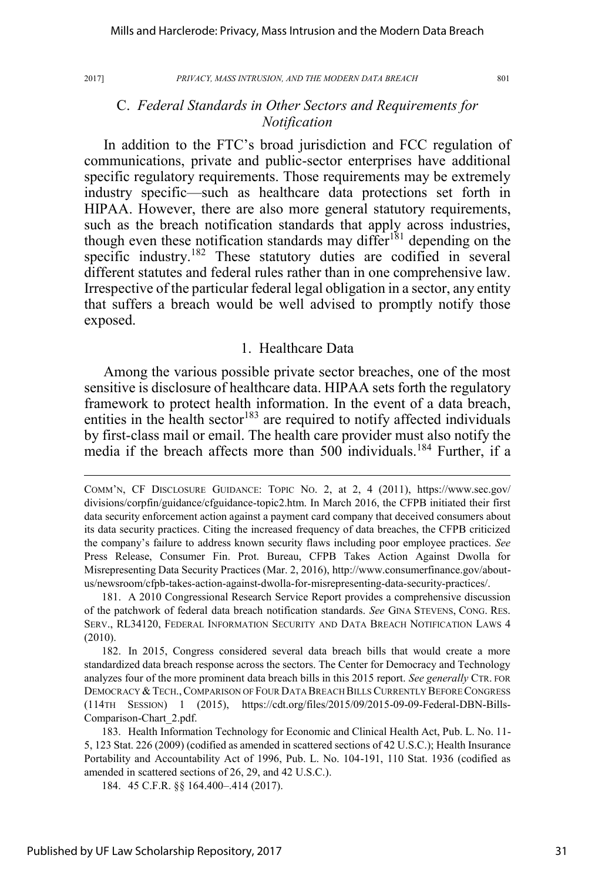### C. *Federal Standards in Other Sectors and Requirements for Notification*

In addition to the FTC's broad jurisdiction and FCC regulation of communications, private and public-sector enterprises have additional specific regulatory requirements. Those requirements may be extremely industry specific—such as healthcare data protections set forth in HIPAA. However, there are also more general statutory requirements, such as the breach notification standards that apply across industries, though even these notification standards may differ[181] depending on the specific industry.[182] These statutory duties are codified in several different statutes and federal rules rather than in one comprehensive law. Irrespective of the particular federal legal obligation in a sector, any entity that suffers a breach would be well advised to promptly notify those exposed.

#### 1. Healthcare Data

Among the various possible private sector breaches, one of the most sensitive is disclosure of healthcare data. HIPAA sets forth the regulatory framework to protect health information. In the event of a data breach, entities in the health sector[183] are required to notify affected individuals by first-class mail or email. The health care provider must also notify the media if the breach affects more than 500 individuals.[184] Further, if a

---

COMM'N, CF DISCLOSURE GUIDANCE: TOPIC NO. 2, at 2, 4 (2011), https://www.sec.gov/divisions/corpfin/guidance/cfguidance-topic2.htm. In March 2016, the CFPB initiated their first data security enforcement action against a payment card company that deceived consumers about its data security practices. Citing the increased frequency of data breaches, the CFPB criticized the company's failure to address known security flaws including poor employee practices. *See* Press Release, Consumer Fin. Prot. Bureau, CFPB Takes Action Against Dwolla for Misrepresenting Data Security Practices (Mar. 2, 2016), http://www.consumerfinance.gov/about-us/newsroom/cfpb-takes-action-against-dwolla-for-misrepresenting-data-security-practices/.

181. A 2010 Congressional Research Service Report provides a comprehensive discussion of the patchwork of federal data breach notification standards. *See* GINA STEVENS, CONG. RES. SERV., RL34120, FEDERAL INFORMATION SECURITY AND DATA BREACH NOTIFICATION LAWS 4 (2010).

182. In 2015, Congress considered several data breach bills that would create a more standardized data breach response across the sectors. The Center for Democracy and Technology analyzes four of the more prominent data breach bills in this 2015 report. *See generally* CTR. FOR DEMOCRACY & TECH., COMPARISON OF FOUR DATA BREACH BILLS CURRENTLY BEFORE CONGRESS (114TH SESSION) 1 (2015), https://cdt.org/files/2015/09/2015-09-09-Federal-DBN-Bills-Comparison-Chart_2.pdf.

183. Health Information Technology for Economic and Clinical Health Act, Pub. L. No. 11-5, 123 Stat. 226 (2009) (codified as amended in scattered sections of 42 U.S.C.); Health Insurance Portability and Accountability Act of 1996, Pub. L. No. 104-191, 110 Stat. 1936 (codified as amended in scattered sections of 26, 29, and 42 U.S.C.).

184. 45 C.F.R. §§ 164.400–.414 (2017).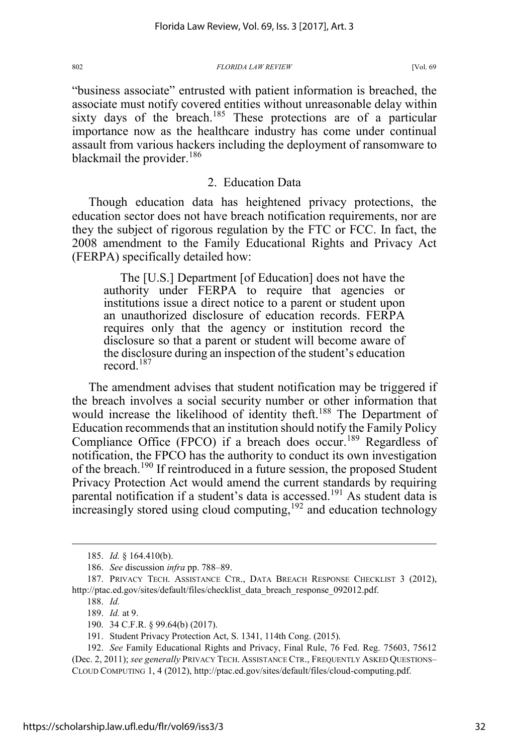"business associate" entrusted with patient information is breached, the associate must notify covered entities without unreasonable delay within sixty days of the breach.[185] These protections are of a particular importance now as the healthcare industry has come under continual assault from various hackers including the deployment of ransomware to blackmail the provider.[186]

### 2. Education Data

Though education data has heightened privacy protections, the education sector does not have breach notification requirements, nor are they the subject of rigorous regulation by the FTC or FCC. In fact, the 2008 amendment to the Family Educational Rights and Privacy Act (FERPA) specifically detailed how:

> The [U.S.] Department [of Education] does not have the authority under FERPA to require that agencies or institutions issue a direct notice to a parent or student upon an unauthorized disclosure of education records. FERPA requires only that the agency or institution record the disclosure so that a parent or student will become aware of the disclosure during an inspection of the student's education record.[187]

The amendment advises that student notification may be triggered if the breach involves a social security number or other information that would increase the likelihood of identity theft.[188] The Department of Education recommends that an institution should notify the Family Policy Compliance Office (FPCO) if a breach does occur.[189] Regardless of notification, the FPCO has the authority to conduct its own investigation of the breach.[190] If reintroduced in a future session, the proposed Student Privacy Protection Act would amend the current standards by requiring parental notification if a student's data is accessed.[191] As student data is increasingly stored using cloud computing,[192] and education technology

---

185. *Id.* § 164.410(b).

186. *See* discussion *infra* pp. 788–89.

187. PRIVACY TECH. ASSISTANCE CTR., DATA BREACH RESPONSE CHECKLIST 3 (2012), http://ptac.ed.gov/sites/default/files/checklist_data_breach_response_092012.pdf.

188. *Id.*

189. *Id.* at 9.

190. 34 C.F.R. § 99.64(b) (2017).

191. Student Privacy Protection Act, S. 1341, 114th Cong. (2015).

192. *See* Family Educational Rights and Privacy, Final Rule, 76 Fed. Reg. 75603, 75612 (Dec. 2, 2011); *see generally* PRIVACY TECH. ASSISTANCE CTR., FREQUENTLY ASKED QUESTIONS–CLOUD COMPUTING 1, 4 (2012), http://ptac.ed.gov/sites/default/files/cloud-computing.pdf.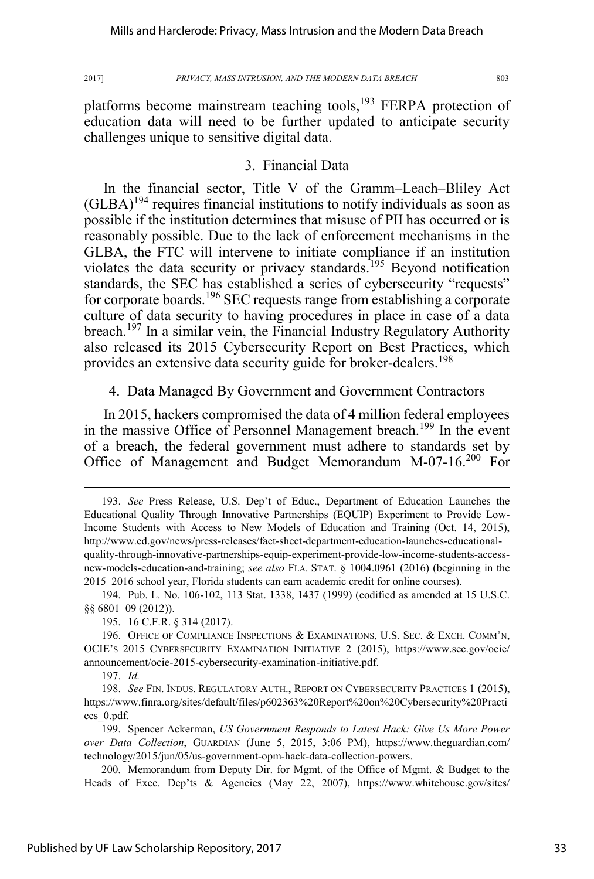platforms become mainstream teaching tools,[193] FERPA protection of education data will need to be further updated to anticipate security challenges unique to sensitive digital data.

### 3. Financial Data

In the financial sector, Title V of the Gramm–Leach–Bliley Act (GLBA)[194] requires financial institutions to notify individuals as soon as possible if the institution determines that misuse of PII has occurred or is reasonably possible. Due to the lack of enforcement mechanisms in the GLBA, the FTC will intervene to initiate compliance if an institution violates the data security or privacy standards.[195] Beyond notification standards, the SEC has established a series of cybersecurity "requests" for corporate boards.[196] SEC requests range from establishing a corporate culture of data security to having procedures in place in case of a data breach.[197] In a similar vein, the Financial Industry Regulatory Authority also released its 2015 Cybersecurity Report on Best Practices, which provides an extensive data security guide for broker-dealers.[198]

### 4. Data Managed By Government and Government Contractors

In 2015, hackers compromised the data of 4 million federal employees in the massive Office of Personnel Management breach.[199] In the event of a breach, the federal government must adhere to standards set by Office of Management and Budget Memorandum M-07-16.[200] For

---

193. *See* Press Release, U.S. Dep't of Educ., Department of Education Launches the Educational Quality Through Innovative Partnerships (EQUIP) Experiment to Provide Low-Income Students with Access to New Models of Education and Training (Oct. 14, 2015), http://www.ed.gov/news/press-releases/fact-sheet-department-education-launches-educational-quality-through-innovative-partnerships-equip-experiment-provide-low-income-students-access-new-models-education-and-training; *see also* FLA. STAT. § 1004.0961 (2016) (beginning in the 2015–2016 school year, Florida students can earn academic credit for online courses).

194. Pub. L. No. 106-102, 113 Stat. 1338, 1437 (1999) (codified as amended at 15 U.S.C. §§ 6801–09 (2012)).

195. 16 C.F.R. § 314 (2017).

196. OFFICE OF COMPLIANCE INSPECTIONS & EXAMINATIONS, U.S. SEC. & EXCH. COMM'N, OCIE'S 2015 CYBERSECURITY EXAMINATION INITIATIVE 2 (2015), https://www.sec.gov/ocie/announcement/ocie-2015-cybersecurity-examination-initiative.pdf.

197. *Id.*

198. *See* FIN. INDUS. REGULATORY AUTH., REPORT ON CYBERSECURITY PRACTICES 1 (2015), https://www.finra.org/sites/default/files/p602363%20Report%20on%20Cybersecurity%20Practices_0.pdf.

199. Spencer Ackerman, *US Government Responds to Latest Hack: Give Us More Power over Data Collection*, GUARDIAN (June 5, 2015, 3:06 PM), https://www.theguardian.com/technology/2015/jun/05/us-government-opm-hack-data-collection-powers.

200. Memorandum from Deputy Dir. for Mgmt. of the Office of Mgmt. & Budget to the Heads of Exec. Dep'ts & Agencies (May 22, 2007), https://www.whitehouse.gov/sites/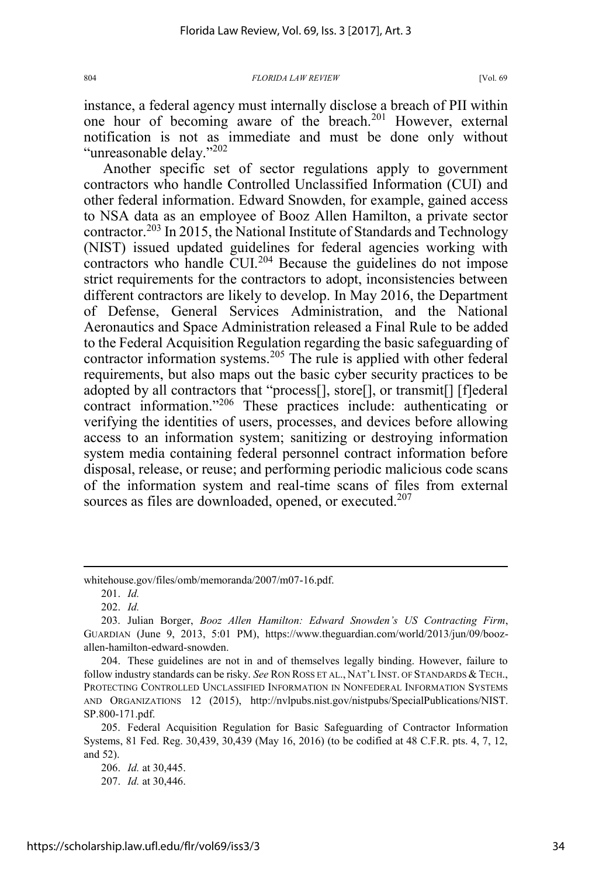instance, a federal agency must internally disclose a breach of PII within one hour of becoming aware of the breach.[201] However, external notification is not as immediate and must be done only without "unreasonable delay."[202]

Another specific set of sector regulations apply to government contractors who handle Controlled Unclassified Information (CUI) and other federal information. Edward Snowden, for example, gained access to NSA data as an employee of Booz Allen Hamilton, a private sector contractor.[203] In 2015, the National Institute of Standards and Technology (NIST) issued updated guidelines for federal agencies working with contractors who handle CUI.[204] Because the guidelines do not impose strict requirements for the contractors to adopt, inconsistencies between different contractors are likely to develop. In May 2016, the Department of Defense, General Services Administration, and the National Aeronautics and Space Administration released a Final Rule to be added to the Federal Acquisition Regulation regarding the basic safeguarding of contractor information systems.[205] The rule is applied with other federal requirements, but also maps out the basic cyber security practices to be adopted by all contractors that "process[], store[], or transmit[] [f]ederal contract information."[206] These practices include: authenticating or verifying the identities of users, processes, and devices before allowing access to an information system; sanitizing or destroying information system media containing federal personnel contract information before disposal, release, or reuse; and performing periodic malicious code scans of the information system and real-time scans of files from external sources as files are downloaded, opened, or executed.[207]

---

whitehouse.gov/files/omb/memoranda/2007/m07-16.pdf.

201. *Id.*

202. *Id.*

203. Julian Borger, *Booz Allen Hamilton: Edward Snowden's US Contracting Firm*, GUARDIAN (June 9, 2013, 5:01 PM), https://www.theguardian.com/world/2013/jun/09/booz-allen-hamilton-edward-snowden.

204. These guidelines are not in and of themselves legally binding. However, failure to follow industry standards can be risky. *See* RON ROSS ET AL., NAT'L INST. OF STANDARDS & TECH., PROTECTING CONTROLLED UNCLASSIFIED INFORMATION IN NONFEDERAL INFORMATION SYSTEMS AND ORGANIZATIONS 12 (2015), http://nvlpubs.nist.gov/nistpubs/SpecialPublications/NIST.SP.800-171.pdf.

205. Federal Acquisition Regulation for Basic Safeguarding of Contractor Information Systems, 81 Fed. Reg. 30,439, 30,439 (May 16, 2016) (to be codified at 48 C.F.R. pts. 4, 7, 12, and 52).

206. *Id.* at 30,445.

207. *Id.* at 30,446.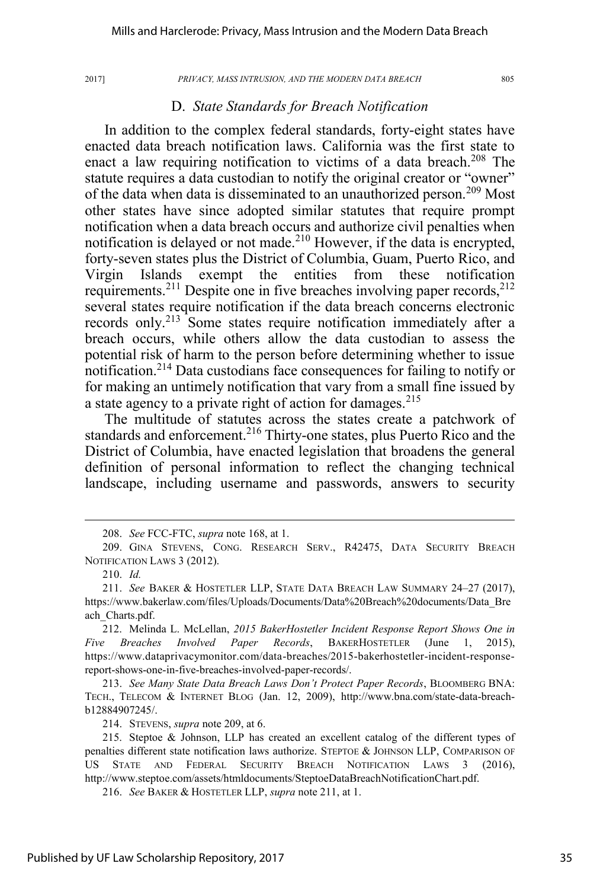### D. *State Standards for Breach Notification*

In addition to the complex federal standards, forty-eight states have enacted data breach notification laws. California was the first state to enact a law requiring notification to victims of a data breach.[208] The statute requires a data custodian to notify the original creator or "owner" of the data when data is disseminated to an unauthorized person.[209] Most other states have since adopted similar statutes that require prompt notification when a data breach occurs and authorize civil penalties when notification is delayed or not made.[210] However, if the data is encrypted, forty-seven states plus the District of Columbia, Guam, Puerto Rico, and Virgin Islands exempt the entities from these notification requirements.[211] Despite one in five breaches involving paper records,[212] several states require notification if the data breach concerns electronic records only.[213] Some states require notification immediately after a breach occurs, while others allow the data custodian to assess the potential risk of harm to the person before determining whether to issue notification.[214] Data custodians face consequences for failing to notify or for making an untimely notification that vary from a small fine issued by a state agency to a private right of action for damages.[215]

The multitude of statutes across the states create a patchwork of standards and enforcement.[216] Thirty-one states, plus Puerto Rico and the District of Columbia, have enacted legislation that broadens the general definition of personal information to reflect the changing technical landscape, including username and passwords, answers to security

---

208. *See* FCC-FTC, *supra* note 168, at 1.

209. GINA STEVENS, CONG. RESEARCH SERV., R42475, DATA SECURITY BREACH NOTIFICATION LAWS 3 (2012).

210. *Id.*

211. *See* BAKER & HOSTETLER LLP, STATE DATA BREACH LAW SUMMARY 24–27 (2017), https://www.bakerlaw.com/files/Uploads/Documents/Data%20Breach%20documents/Data_Breach_Charts.pdf.

212. Melinda L. McLellan, *2015 BakerHostetler Incident Response Report Shows One in Five Breaches Involved Paper Records*, BAKERHOSTETLER (June 1, 2015), https://www.dataprivacymonitor.com/data-breaches/2015-bakerhostetler-incident-response-report-shows-one-in-five-breaches-involved-paper-records/.

213. *See Many State Data Breach Laws Don't Protect Paper Records*, BLOOMBERG BNA: TECH., TELECOM & INTERNET BLOG (Jan. 12, 2009), http://www.bna.com/state-data-breach-b12884907245/.

214. STEVENS, *supra* note 209, at 6.

215. Steptoe & Johnson, LLP has created an excellent catalog of the different types of penalties different state notification laws authorize. STEPTOE & JOHNSON LLP, COMPARISON OF US STATE AND FEDERAL SECURITY BREACH NOTIFICATION LAWS 3 (2016), http://www.steptoe.com/assets/htmldocuments/SteptoeDataBreachNotificationChart.pdf.

216. *See* BAKER & HOSTETLER LLP, *supra* note 211, at 1.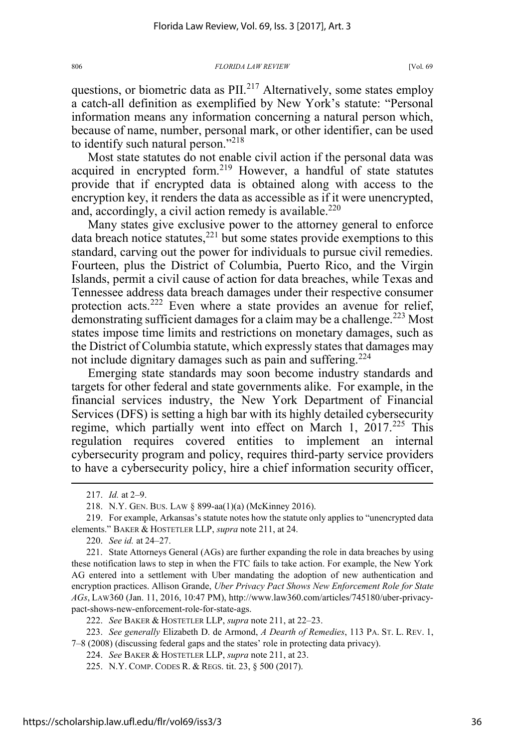questions, or biometric data as PII.[217] Alternatively, some states employ a catch-all definition as exemplified by New York's statute: "Personal information means any information concerning a natural person which, because of name, number, personal mark, or other identifier, can be used to identify such natural person."[218]

Most state statutes do not enable civil action if the personal data was acquired in encrypted form.[219] However, a handful of state statutes provide that if encrypted data is obtained along with access to the encryption key, it renders the data as accessible as if it were unencrypted, and, accordingly, a civil action remedy is available.[220]

Many states give exclusive power to the attorney general to enforce data breach notice statutes,[221] but some states provide exemptions to this standard, carving out the power for individuals to pursue civil remedies. Fourteen, plus the District of Columbia, Puerto Rico, and the Virgin Islands, permit a civil cause of action for data breaches, while Texas and Tennessee address data breach damages under their respective consumer protection acts.[222] Even where a state provides an avenue for relief, demonstrating sufficient damages for a claim may be a challenge.[223] Most states impose time limits and restrictions on monetary damages, such as the District of Columbia statute, which expressly states that damages may not include dignitary damages such as pain and suffering.[224]

Emerging state standards may soon become industry standards and targets for other federal and state governments alike. For example, in the financial services industry, the New York Department of Financial Services (DFS) is setting a high bar with its highly detailed cybersecurity regime, which partially went into effect on March 1, 2017.[225] This regulation requires covered entities to implement an internal cybersecurity program and policy, requires third-party service providers to have a cybersecurity policy, hire a chief information security officer,

---

217. *Id.* at 2–9.

218. N.Y. GEN. BUS. LAW § 899-aa(1)(a) (McKinney 2016).

219. For example, Arkansas's statute notes how the statute only applies to "unencrypted data elements." BAKER & HOSTETLER LLP, *supra* note 211, at 24.

220. *See id.* at 24–27.

221. State Attorneys General (AGs) are further expanding the role in data breaches by using these notification laws to step in when the FTC fails to take action. For example, the New York AG entered into a settlement with Uber mandating the adoption of new authentication and encryption practices. Allison Grande, *Uber Privacy Pact Shows New Enforcement Role for State AGs*, LAW360 (Jan. 11, 2016, 10:47 PM), http://www.law360.com/articles/745180/uber-privacy-pact-shows-new-enforcement-role-for-state-ags.

222. *See* BAKER & HOSTETLER LLP, *supra* note 211, at 22–23.

223. *See generally* Elizabeth D. de Armond, *A Dearth of Remedies*, 113 PA. ST. L. REV. 1, 7–8 (2008) (discussing federal gaps and the states' role in protecting data privacy).

224. *See* BAKER & HOSTETLER LLP, *supra* note 211, at 23.

225. N.Y. COMP. CODES R. & REGS. tit. 23, § 500 (2017).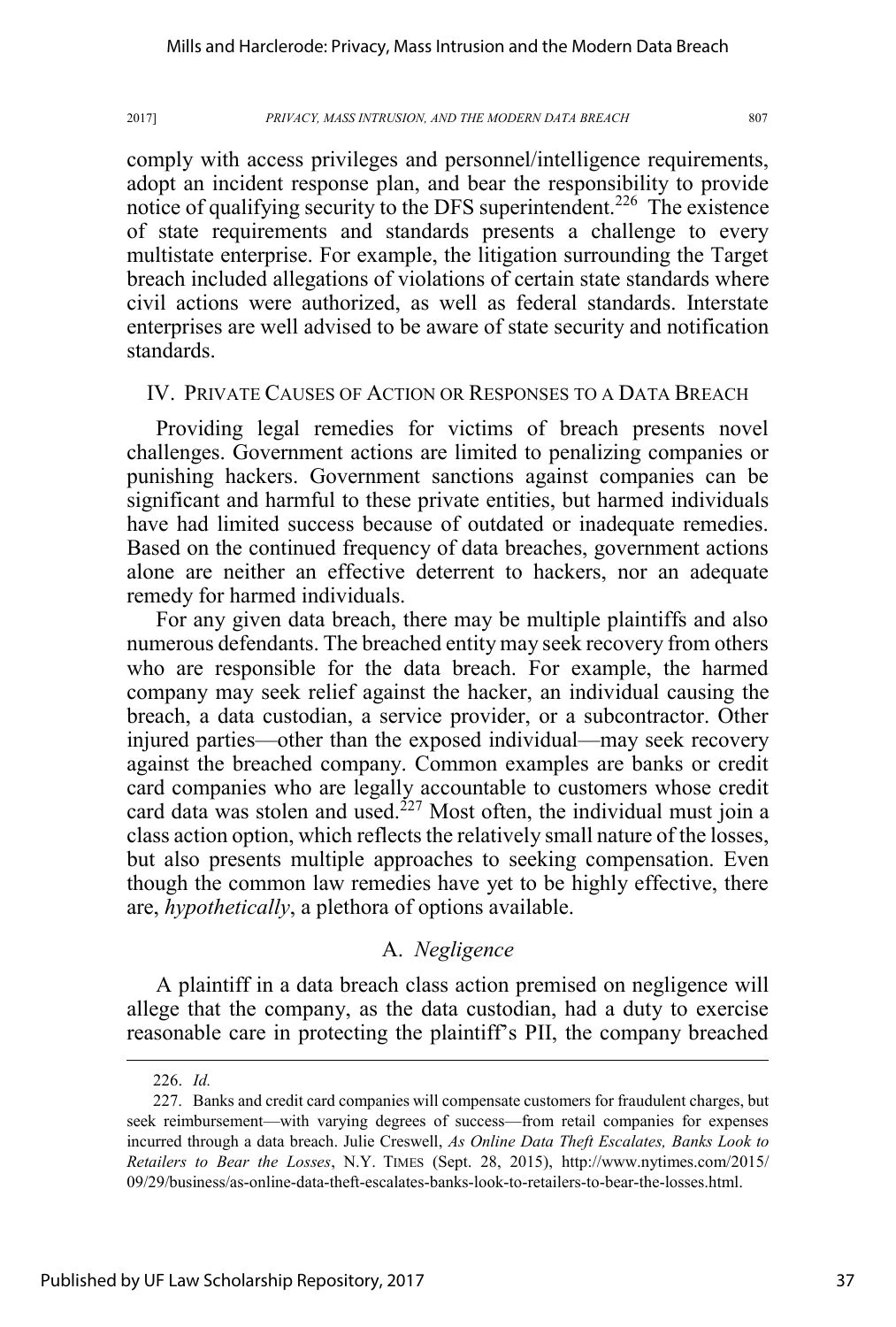comply with access privileges and personnel/intelligence requirements, adopt an incident response plan, and bear the responsibility to provide notice of qualifying security to the DFS superintendent.[226] The existence of state requirements and standards presents a challenge to every multistate enterprise. For example, the litigation surrounding the Target breach included allegations of violations of certain state standards where civil actions were authorized, as well as federal standards. Interstate enterprises are well advised to be aware of state security and notification standards.

## IV. PRIVATE CAUSES OF ACTION OR RESPONSES TO A DATA BREACH

Providing legal remedies for victims of breach presents novel challenges. Government actions are limited to penalizing companies or punishing hackers. Government sanctions against companies can be significant and harmful to these private entities, but harmed individuals have had limited success because of outdated or inadequate remedies. Based on the continued frequency of data breaches, government actions alone are neither an effective deterrent to hackers, nor an adequate remedy for harmed individuals.

For any given data breach, there may be multiple plaintiffs and also numerous defendants. The breached entity may seek recovery from others who are responsible for the data breach. For example, the harmed company may seek relief against the hacker, an individual causing the breach, a data custodian, a service provider, or a subcontractor. Other injured parties—other than the exposed individual—may seek recovery against the breached company. Common examples are banks or credit card companies who are legally accountable to customers whose credit card data was stolen and used.[227] Most often, the individual must join a class action option, which reflects the relatively small nature of the losses, but also presents multiple approaches to seeking compensation. Even though the common law remedies have yet to be highly effective, there are, *hypothetically*, a plethora of options available.

### A. *Negligence*

A plaintiff in a data breach class action premised on negligence will allege that the company, as the data custodian, had a duty to exercise reasonable care in protecting the plaintiff's PII, the company breached

---

226. *Id.*

227. Banks and credit card companies will compensate customers for fraudulent charges, but seek reimbursement—with varying degrees of success—from retail companies for expenses incurred through a data breach. Julie Creswell, *As Online Data Theft Escalates, Banks Look to Retailers to Bear the Losses*, N.Y. TIMES (Sept. 28, 2015), http://www.nytimes.com/2015/09/29/business/as-online-data-theft-escalates-banks-look-to-retailers-to-bear-the-losses.html.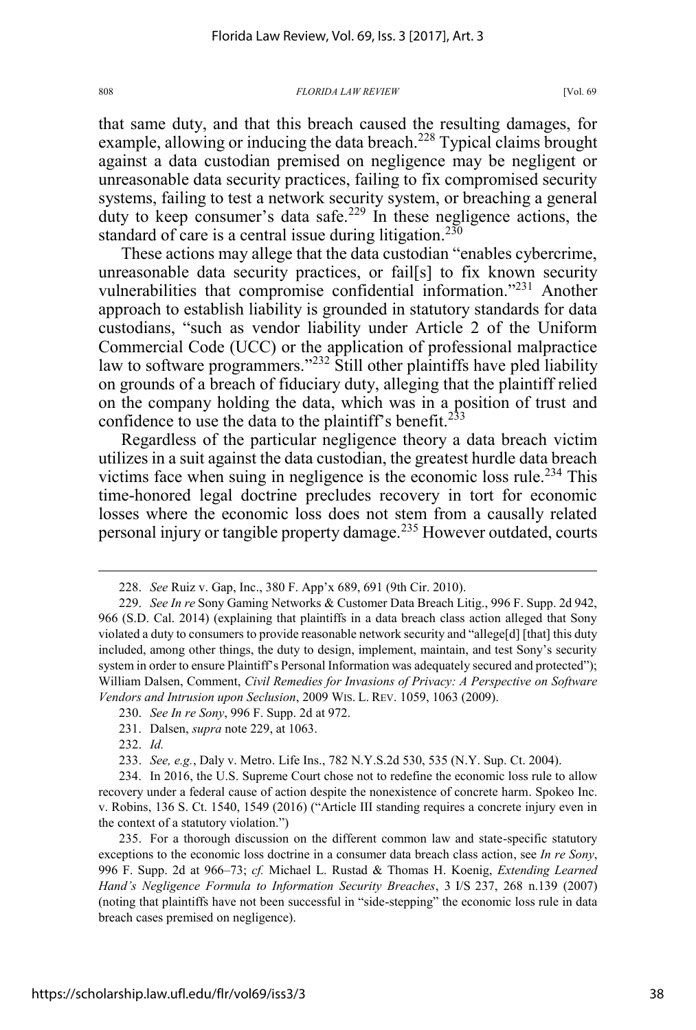that same duty, and that this breach caused the resulting damages, for example, allowing or inducing the data breach.[228] Typical claims brought against a data custodian premised on negligence may be negligent or unreasonable data security practices, failing to fix compromised security systems, failing to test a network security system, or breaching a general duty to keep consumer's data safe.[229] In these negligence actions, the standard of care is a central issue during litigation.[230]

These actions may allege that the data custodian "enables cybercrime, unreasonable data security practices, or fail[s] to fix known security vulnerabilities that compromise confidential information."[231] Another approach to establish liability is grounded in statutory standards for data custodians, "such as vendor liability under Article 2 of the Uniform Commercial Code (UCC) or the application of professional malpractice law to software programmers."[232] Still other plaintiffs have pled liability on grounds of a breach of fiduciary duty, alleging that the plaintiff relied on the company holding the data, which was in a position of trust and confidence to use the data to the plaintiff's benefit.[233]

Regardless of the particular negligence theory a data breach victim utilizes in a suit against the data custodian, the greatest hurdle data breach victims face when suing in negligence is the economic loss rule.[234] This time-honored legal doctrine precludes recovery in tort for economic losses where the economic loss does not stem from a causally related personal injury or tangible property damage.[235] However outdated, courts

---

228. *See* Ruiz v. Gap, Inc., 380 F. App'x 689, 691 (9th Cir. 2010).

229. *See In re* Sony Gaming Networks & Customer Data Breach Litig., 996 F. Supp. 2d 942, 966 (S.D. Cal. 2014) (explaining that plaintiffs in a data breach class action alleged that Sony violated a duty to consumers to provide reasonable network security and "allege[d] [that] this duty included, among other things, the duty to design, implement, maintain, and test Sony's security system in order to ensure Plaintiff's Personal Information was adequately secured and protected"); William Dalsen, Comment, *Civil Remedies for Invasions of Privacy: A Perspective on Software Vendors and Intrusion upon Seclusion*, 2009 WIS. L. REV. 1059, 1063 (2009).

230. *See In re Sony*, 996 F. Supp. 2d at 972.

231. Dalsen, *supra* note 229, at 1063.

232. *Id.*

233. *See, e.g.*, Daly v. Metro. Life Ins., 782 N.Y.S.2d 530, 535 (N.Y. Sup. Ct. 2004).

234. In 2016, the U.S. Supreme Court chose not to redefine the economic loss rule to allow recovery under a federal cause of action despite the nonexistence of concrete harm. Spokeo Inc. v. Robins, 136 S. Ct. 1540, 1549 (2016) ("Article III standing requires a concrete injury even in the context of a statutory violation.")

235. For a thorough discussion on the different common law and state-specific statutory exceptions to the economic loss doctrine in a consumer data breach class action, see *In re Sony*, 996 F. Supp. 2d at 966–73; *cf.* Michael L. Rustad & Thomas H. Koenig, *Extending Learned Hand's Negligence Formula to Information Security Breaches*, 3 I/S 237, 268 n.139 (2007) (noting that plaintiffs have not been successful in "side-stepping" the economic loss rule in data breach cases premised on negligence).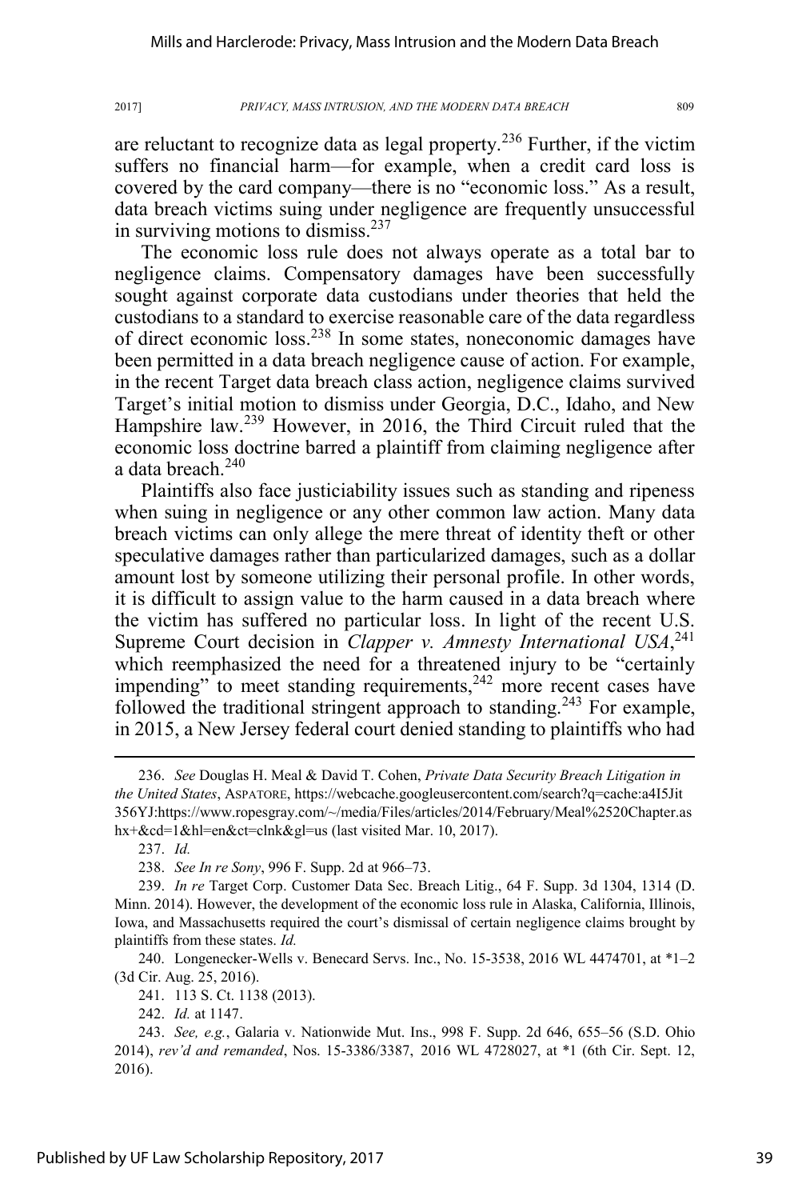are reluctant to recognize data as legal property.[236] Further, if the victim suffers no financial harm—for example, when a credit card loss is covered by the card company—there is no "economic loss." As a result, data breach victims suing under negligence are frequently unsuccessful in surviving motions to dismiss.[237]

The economic loss rule does not always operate as a total bar to negligence claims. Compensatory damages have been successfully sought against corporate data custodians under theories that held the custodians to a standard to exercise reasonable care of the data regardless of direct economic loss.[238] In some states, noneconomic damages have been permitted in a data breach negligence cause of action. For example, in the recent Target data breach class action, negligence claims survived Target's initial motion to dismiss under Georgia, D.C., Idaho, and New Hampshire law.[239] However, in 2016, the Third Circuit ruled that the economic loss doctrine barred a plaintiff from claiming negligence after a data breach.[240]

Plaintiffs also face justiciability issues such as standing and ripeness when suing in negligence or any other common law action. Many data breach victims can only allege the mere threat of identity theft or other speculative damages rather than particularized damages, such as a dollar amount lost by someone utilizing their personal profile. In other words, it is difficult to assign value to the harm caused in a data breach where the victim has suffered no particular loss. In light of the recent U.S. Supreme Court decision in *Clapper v. Amnesty International USA*,[241] which reemphasized the need for a threatened injury to be "certainly impending" to meet standing requirements,[242] more recent cases have followed the traditional stringent approach to standing.[243] For example, in 2015, a New Jersey federal court denied standing to plaintiffs who had

---

236. *See* Douglas H. Meal & David T. Cohen, *Private Data Security Breach Litigation in the United States*, ASPATORE, https://webcache.googleusercontent.com/search?q=cache:a4I5Jit356YJ:https://www.ropesgray.com/~/media/Files/articles/2014/February/Meal%2520Chapter.ashx+&cd=1&hl=en&ct=clnk&gl=us (last visited Mar. 10, 2017).

237. *Id.*

238. *See In re Sony*, 996 F. Supp. 2d at 966–73.

239. *In re* Target Corp. Customer Data Sec. Breach Litig., 64 F. Supp. 3d 1304, 1314 (D. Minn. 2014). However, the development of the economic loss rule in Alaska, California, Illinois, Iowa, and Massachusetts required the court's dismissal of certain negligence claims brought by plaintiffs from these states. *Id.*

240. Longenecker-Wells v. Benecard Servs. Inc., No. 15-3538, 2016 WL 4474701, at *1–2 (3d Cir. Aug. 25, 2016).

241. 113 S. Ct. 1138 (2013).

242. *Id.* at 1147.

243. *See, e.g.*, Galaria v. Nationwide Mut. Ins., 998 F. Supp. 2d 646, 655–56 (S.D. Ohio 2014), *rev'd and remanded*, Nos. 15-3386/3387, 2016 WL 4728027, at *1 (6th Cir. Sept. 12, 2016).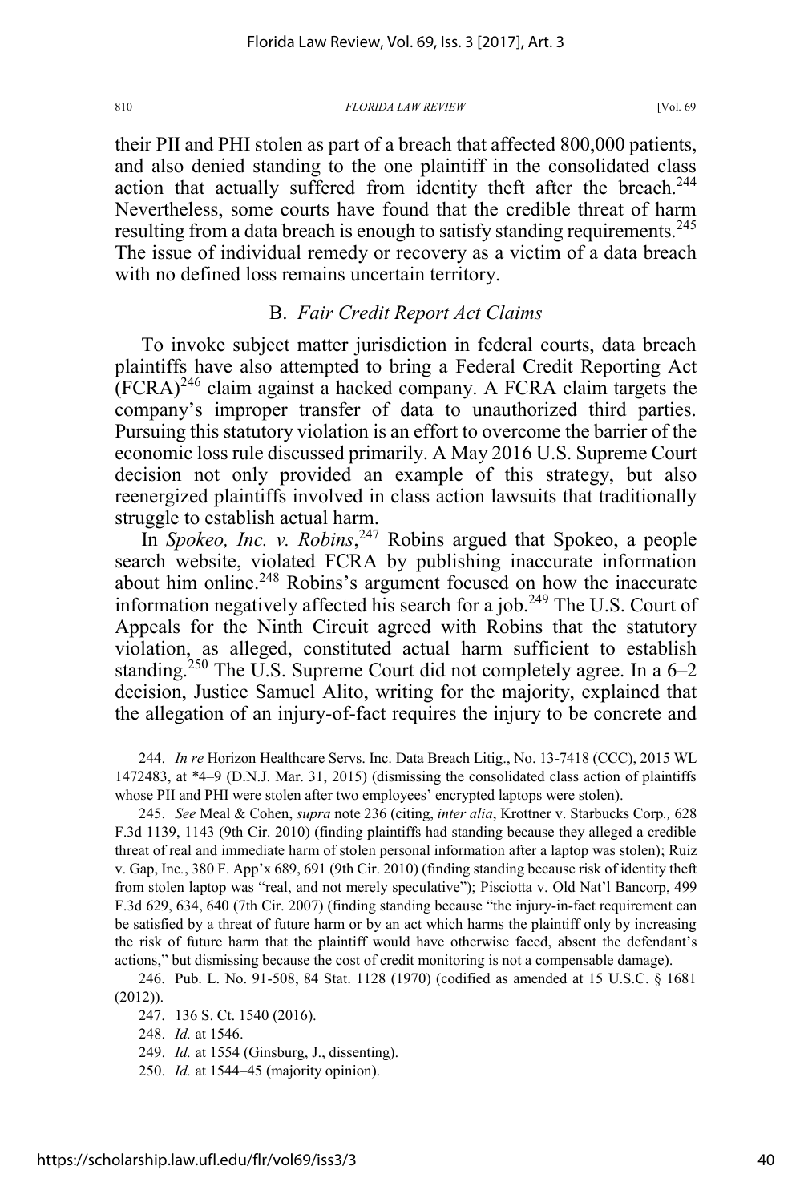their PII and PHI stolen as part of a breach that affected 800,000 patients, and also denied standing to the one plaintiff in the consolidated class action that actually suffered from identity theft after the breach.[244] Nevertheless, some courts have found that the credible threat of harm resulting from a data breach is enough to satisfy standing requirements.[245] The issue of individual remedy or recovery as a victim of a data breach with no defined loss remains uncertain territory.

## B. *Fair Credit Report Act Claims*

To invoke subject matter jurisdiction in federal courts, data breach plaintiffs have also attempted to bring a Federal Credit Reporting Act (FCRA)[246] claim against a hacked company. A FCRA claim targets the company's improper transfer of data to unauthorized third parties. Pursuing this statutory violation is an effort to overcome the barrier of the economic loss rule discussed primarily. A May 2016 U.S. Supreme Court decision not only provided an example of this strategy, but also reenergized plaintiffs involved in class action lawsuits that traditionally struggle to establish actual harm.

In *Spokeo, Inc. v. Robins*,[247] Robins argued that Spokeo, a people search website, violated FCRA by publishing inaccurate information about him online.[248] Robins's argument focused on how the inaccurate information negatively affected his search for a job.[249] The U.S. Court of Appeals for the Ninth Circuit agreed with Robins that the statutory violation, as alleged, constituted actual harm sufficient to establish standing.[250] The U.S. Supreme Court did not completely agree. In a 6–2 decision, Justice Samuel Alito, writing for the majority, explained that the allegation of an injury-of-fact requires the injury to be concrete and

---

244. *In re* Horizon Healthcare Servs. Inc. Data Breach Litig., No. 13-7418 (CCC), 2015 WL 1472483, at *4–9 (D.N.J. Mar. 31, 2015) (dismissing the consolidated class action of plaintiffs whose PII and PHI were stolen after two employees' encrypted laptops were stolen).

245. *See* Meal & Cohen, *supra* note 236 (citing, *inter alia*, Krottner v. Starbucks Corp*.,* 628 F.3d 1139, 1143 (9th Cir. 2010) (finding plaintiffs had standing because they alleged a credible threat of real and immediate harm of stolen personal information after a laptop was stolen); Ruiz v. Gap, Inc., 380 F. App'x 689, 691 (9th Cir. 2010) (finding standing because risk of identity theft from stolen laptop was "real, and not merely speculative"); Pisciotta v. Old Nat'l Bancorp, 499 F.3d 629, 634, 640 (7th Cir. 2007) (finding standing because "the injury-in-fact requirement can be satisfied by a threat of future harm or by an act which harms the plaintiff only by increasing the risk of future harm that the plaintiff would have otherwise faced, absent the defendant's actions," but dismissing because the cost of credit monitoring is not a compensable damage).

246. Pub. L. No. 91-508, 84 Stat. 1128 (1970) (codified as amended at 15 U.S.C. § 1681 (2012)).

247. 136 S. Ct. 1540 (2016).

248. *Id.* at 1546.

249. *Id.* at 1554 (Ginsburg, J., dissenting).

250. *Id.* at 1544–45 (majority opinion).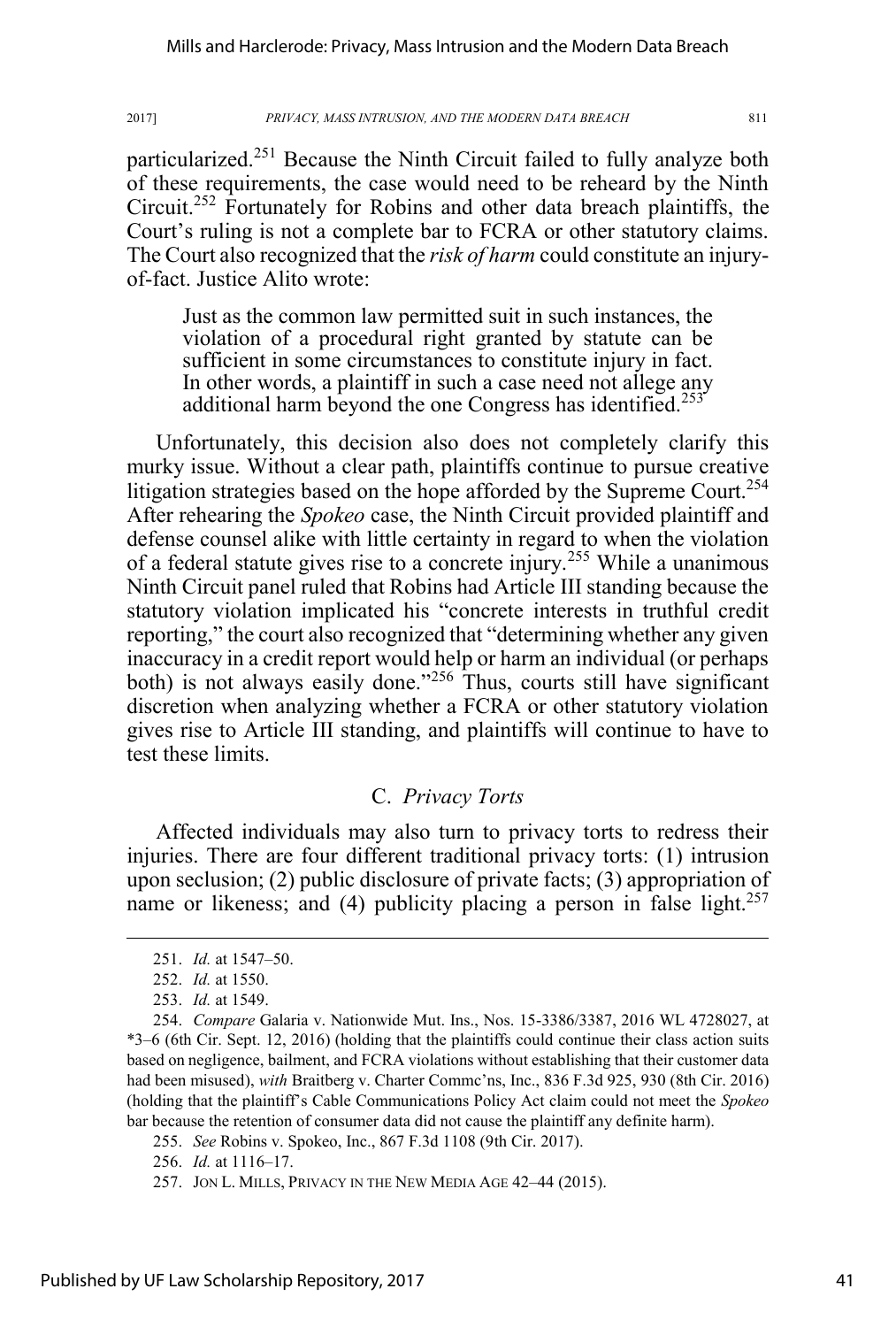particularized.[251] Because the Ninth Circuit failed to fully analyze both of these requirements, the case would need to be reheard by the Ninth Circuit.[252] Fortunately for Robins and other data breach plaintiffs, the Court's ruling is not a complete bar to FCRA or other statutory claims. The Court also recognized that the *risk of harm* could constitute an injury-of-fact. Justice Alito wrote:

> Just as the common law permitted suit in such instances, the violation of a procedural right granted by statute can be sufficient in some circumstances to constitute injury in fact. In other words, a plaintiff in such a case need not allege any additional harm beyond the one Congress has identified.[253]

Unfortunately, this decision also does not completely clarify this murky issue. Without a clear path, plaintiffs continue to pursue creative litigation strategies based on the hope afforded by the Supreme Court.[254] After rehearing the *Spokeo* case, the Ninth Circuit provided plaintiff and defense counsel alike with little certainty in regard to when the violation of a federal statute gives rise to a concrete injury.[255] While a unanimous Ninth Circuit panel ruled that Robins had Article III standing because the statutory violation implicated his "concrete interests in truthful credit reporting," the court also recognized that "determining whether any given inaccuracy in a credit report would help or harm an individual (or perhaps both) is not always easily done."[256] Thus, courts still have significant discretion when analyzing whether a FCRA or other statutory violation gives rise to Article III standing, and plaintiffs will continue to have to test these limits.

### C. *Privacy Torts*

Affected individuals may also turn to privacy torts to redress their injuries. There are four different traditional privacy torts: (1) intrusion upon seclusion; (2) public disclosure of private facts; (3) appropriation of name or likeness; and (4) publicity placing a person in false light.[257]

---

251. *Id.* at 1547–50.

252. *Id.* at 1550.

253. *Id.* at 1549.

254. *Compare* Galaria v. Nationwide Mut. Ins., Nos. 15-3386/3387, 2016 WL 4728027, at *3–6 (6th Cir. Sept. 12, 2016) (holding that the plaintiffs could continue their class action suits based on negligence, bailment, and FCRA violations without establishing that their customer data had been misused), *with* Braitberg v. Charter Commc'ns, Inc., 836 F.3d 925, 930 (8th Cir. 2016) (holding that the plaintiff's Cable Communications Policy Act claim could not meet the *Spokeo* bar because the retention of consumer data did not cause the plaintiff any definite harm).

255. *See* Robins v. Spokeo, Inc., 867 F.3d 1108 (9th Cir. 2017).

256. *Id.* at 1116–17.

257. JON L. MILLS, PRIVACY IN THE NEW MEDIA AGE 42–44 (2015).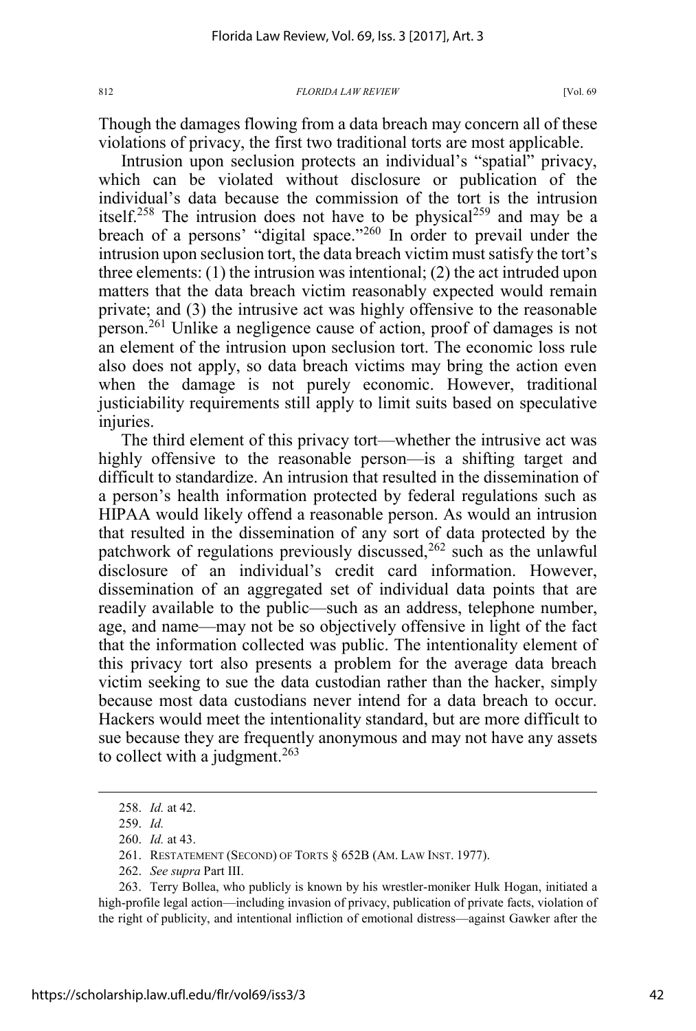Though the damages flowing from a data breach may concern all of these violations of privacy, the first two traditional torts are most applicable.

Intrusion upon seclusion protects an individual's "spatial" privacy, which can be violated without disclosure or publication of the individual's data because the commission of the tort is the intrusion itself.[258] The intrusion does not have to be physical[259] and may be a breach of a persons' "digital space."[260] In order to prevail under the intrusion upon seclusion tort, the data breach victim must satisfy the tort's three elements: (1) the intrusion was intentional; (2) the act intruded upon matters that the data breach victim reasonably expected would remain private; and (3) the intrusive act was highly offensive to the reasonable person.[261] Unlike a negligence cause of action, proof of damages is not an element of the intrusion upon seclusion tort. The economic loss rule also does not apply, so data breach victims may bring the action even when the damage is not purely economic. However, traditional justiciability requirements still apply to limit suits based on speculative injuries.

The third element of this privacy tort—whether the intrusive act was highly offensive to the reasonable person—is a shifting target and difficult to standardize. An intrusion that resulted in the dissemination of a person's health information protected by federal regulations such as HIPAA would likely offend a reasonable person. As would an intrusion that resulted in the dissemination of any sort of data protected by the patchwork of regulations previously discussed,[262] such as the unlawful disclosure of an individual's credit card information. However, dissemination of an aggregated set of individual data points that are readily available to the public—such as an address, telephone number, age, and name—may not be so objectively offensive in light of the fact that the information collected was public. The intentionality element of this privacy tort also presents a problem for the average data breach victim seeking to sue the data custodian rather than the hacker, simply because most data custodians never intend for a data breach to occur. Hackers would meet the intentionality standard, but are more difficult to sue because they are frequently anonymous and may not have any assets to collect with a judgment.[263]

---

258. *Id.* at 42.

259. *Id.*

260. *Id.* at 43.

261. RESTATEMENT (SECOND) OF TORTS § 652B (AM. LAW INST. 1977).

262. *See supra* Part III.

263. Terry Bollea, who publicly is known by his wrestler-moniker Hulk Hogan, initiated a high-profile legal action—including invasion of privacy, publication of private facts, violation of the right of publicity, and intentional infliction of emotional distress—against Gawker after the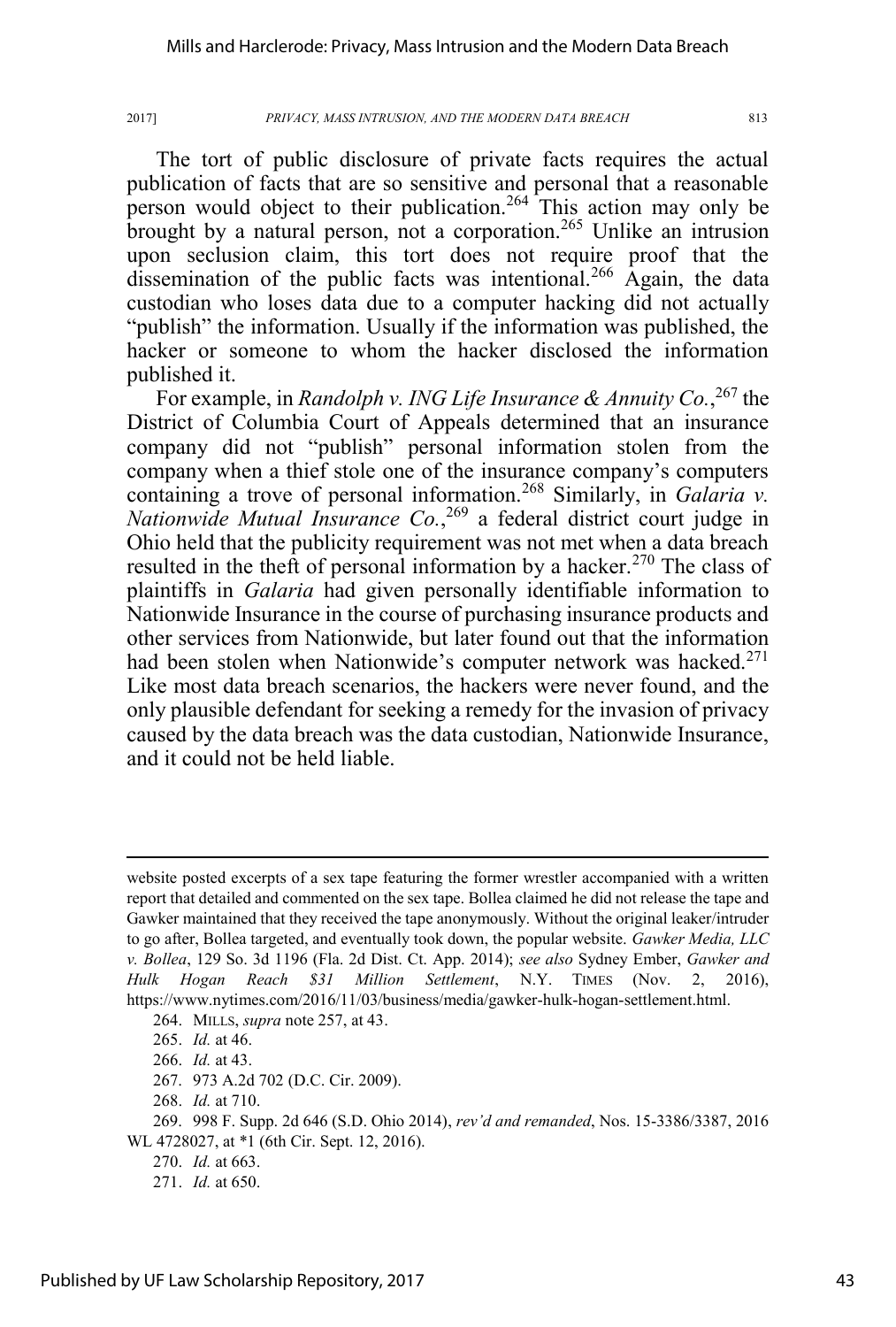The tort of public disclosure of private facts requires the actual publication of facts that are so sensitive and personal that a reasonable person would object to their publication.[264] This action may only be brought by a natural person, not a corporation.[265] Unlike an intrusion upon seclusion claim, this tort does not require proof that the dissemination of the public facts was intentional.[266] Again, the data custodian who loses data due to a computer hacking did not actually "publish" the information. Usually if the information was published, the hacker or someone to whom the hacker disclosed the information published it.

For example, in *Randolph v. ING Life Insurance & Annuity Co.*,[267] the District of Columbia Court of Appeals determined that an insurance company did not "publish" personal information stolen from the company when a thief stole one of the insurance company's computers containing a trove of personal information.[268] Similarly, in *Galaria v. Nationwide Mutual Insurance Co.*,[269] a federal district court judge in Ohio held that the publicity requirement was not met when a data breach resulted in the theft of personal information by a hacker.[270] The class of plaintiffs in *Galaria* had given personally identifiable information to Nationwide Insurance in the course of purchasing insurance products and other services from Nationwide, but later found out that the information had been stolen when Nationwide's computer network was hacked.[271] Like most data breach scenarios, the hackers were never found, and the only plausible defendant for seeking a remedy for the invasion of privacy caused by the data breach was the data custodian, Nationwide Insurance, and it could not be held liable.

---

website posted excerpts of a sex tape featuring the former wrestler accompanied with a written report that detailed and commented on the sex tape. Bollea claimed he did not release the tape and Gawker maintained that they received the tape anonymously. Without the original leaker/intruder to go after, Bollea targeted, and eventually took down, the popular website. *Gawker Media, LLC v. Bollea*, 129 So. 3d 1196 (Fla. 2d Dist. Ct. App. 2014); *see also* Sydney Ember, *Gawker and Hulk Hogan Reach $31 Million Settlement*, N.Y. TIMES (Nov. 2, 2016), https://www.nytimes.com/2016/11/03/business/media/gawker-hulk-hogan-settlement.html.

264. MILLS, *supra* note 257, at 43.

265. *Id.* at 46.

266. *Id.* at 43.

267. 973 A.2d 702 (D.C. Cir. 2009).

268. *Id.* at 710.

269. 998 F. Supp. 2d 646 (S.D. Ohio 2014), *rev'd and remanded*, Nos. 15-3386/3387, 2016 WL 4728027, at *1 (6th Cir. Sept. 12, 2016).

270. *Id.* at 663.

271. *Id.* at 650.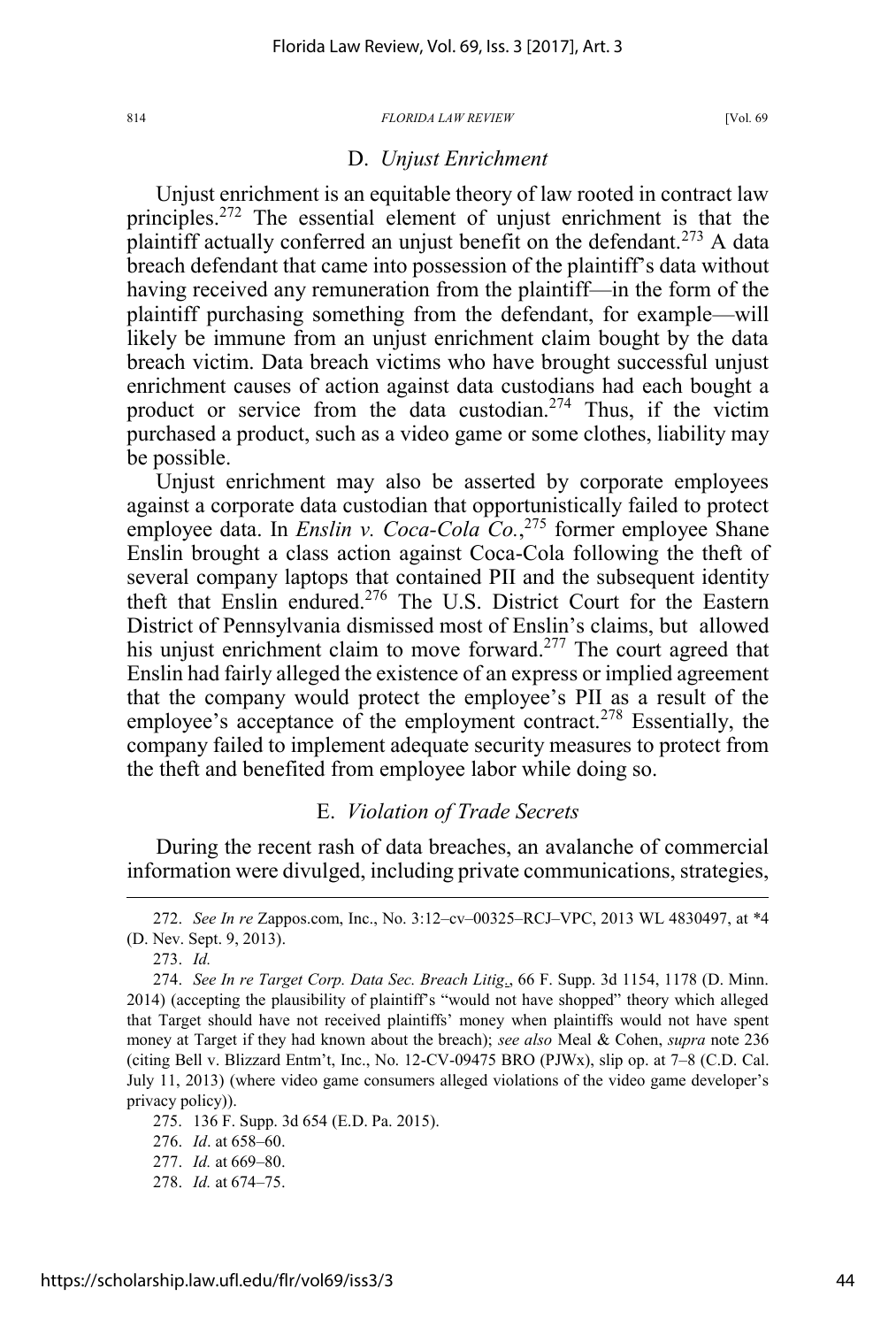### D. *Unjust Enrichment*

Unjust enrichment is an equitable theory of law rooted in contract law principles.[272] The essential element of unjust enrichment is that the plaintiff actually conferred an unjust benefit on the defendant.[273] A data breach defendant that came into possession of the plaintiff's data without having received any remuneration from the plaintiff—in the form of the plaintiff purchasing something from the defendant, for example—will likely be immune from an unjust enrichment claim bought by the data breach victim. Data breach victims who have brought successful unjust enrichment causes of action against data custodians had each bought a product or service from the data custodian.[274] Thus, if the victim purchased a product, such as a video game or some clothes, liability may be possible.

Unjust enrichment may also be asserted by corporate employees against a corporate data custodian that opportunistically failed to protect employee data. In *Enslin v. Coca-Cola Co.*,[275] former employee Shane Enslin brought a class action against Coca-Cola following the theft of several company laptops that contained PII and the subsequent identity theft that Enslin endured.[276] The U.S. District Court for the Eastern District of Pennsylvania dismissed most of Enslin's claims, but allowed his unjust enrichment claim to move forward.[277] The court agreed that Enslin had fairly alleged the existence of an express or implied agreement that the company would protect the employee's PII as a result of the employee's acceptance of the employment contract.[278] Essentially, the company failed to implement adequate security measures to protect from the theft and benefited from employee labor while doing so.

### E. *Violation of Trade Secrets*

During the recent rash of data breaches, an avalanche of commercial information were divulged, including private communications, strategies,

---

272. *See In re* Zappos.com, Inc., No. 3:12–cv–00325–RCJ–VPC, 2013 WL 4830497, at *4 (D. Nev. Sept. 9, 2013).

273. *Id.*

274. *See In re Target Corp. Data Sec. Breach Litig.*, 66 F. Supp. 3d 1154, 1178 (D. Minn. 2014) (accepting the plausibility of plaintiff's "would not have shopped" theory which alleged that Target should have not received plaintiffs' money when plaintiffs would not have spent money at Target if they had known about the breach); *see also* Meal & Cohen, *supra* note 236 (citing Bell v. Blizzard Entm't, Inc., No. 12-CV-09475 BRO (PJWx), slip op. at 7–8 (C.D. Cal. July 11, 2013) (where video game consumers alleged violations of the video game developer's privacy policy)).

275. 136 F. Supp. 3d 654 (E.D. Pa. 2015).

276. *Id*. at 658–60.

277. *Id.* at 669–80.

278. *Id.* at 674–75.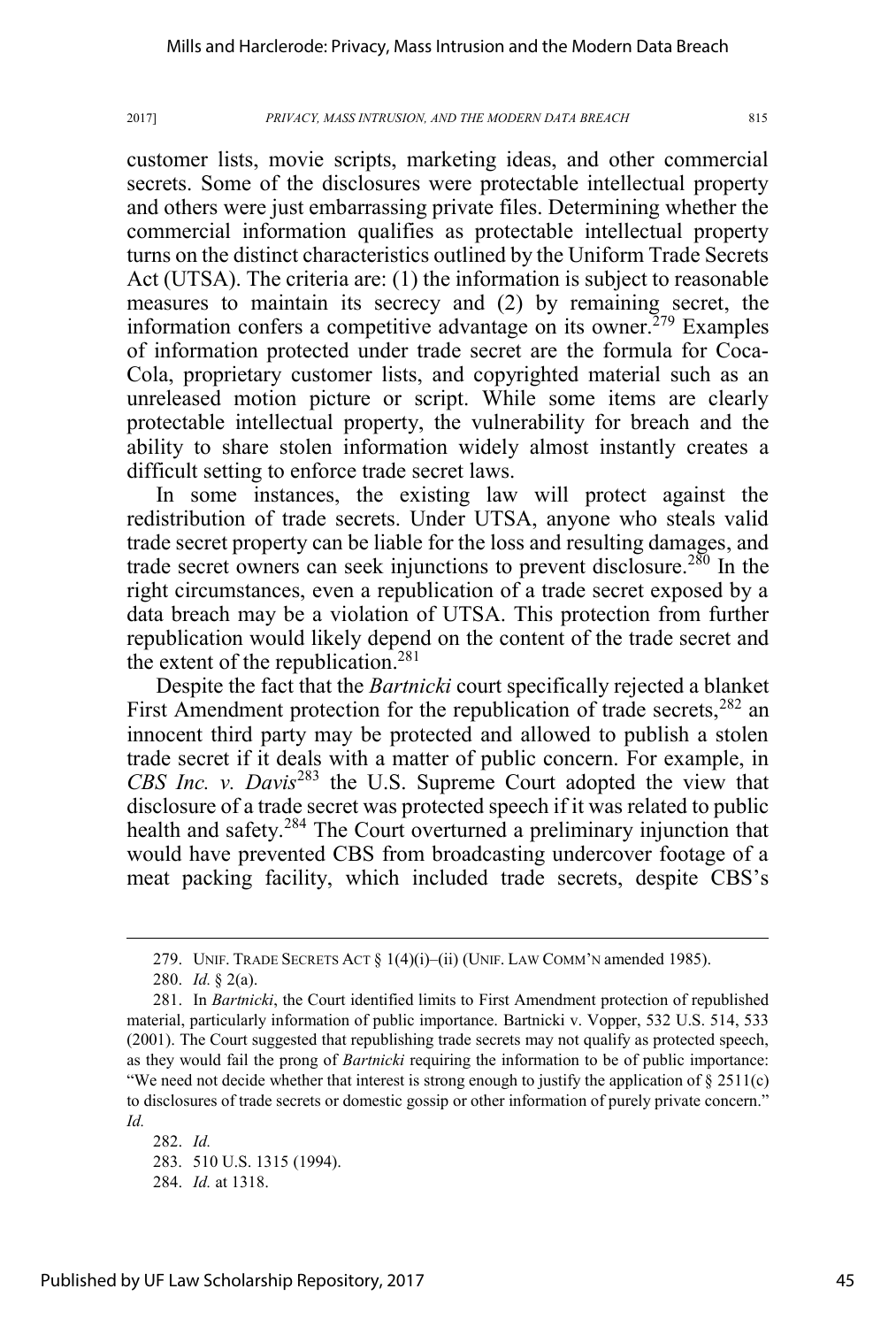customer lists, movie scripts, marketing ideas, and other commercial secrets. Some of the disclosures were protectable intellectual property and others were just embarrassing private files. Determining whether the commercial information qualifies as protectable intellectual property turns on the distinct characteristics outlined by the Uniform Trade Secrets Act (UTSA). The criteria are: (1) the information is subject to reasonable measures to maintain its secrecy and (2) by remaining secret, the information confers a competitive advantage on its owner.[279] Examples of information protected under trade secret are the formula for Coca-Cola, proprietary customer lists, and copyrighted material such as an unreleased motion picture or script. While some items are clearly protectable intellectual property, the vulnerability for breach and the ability to share stolen information widely almost instantly creates a difficult setting to enforce trade secret laws.

In some instances, the existing law will protect against the redistribution of trade secrets. Under UTSA, anyone who steals valid trade secret property can be liable for the loss and resulting damages, and trade secret owners can seek injunctions to prevent disclosure.[280] In the right circumstances, even a republication of a trade secret exposed by a data breach may be a violation of UTSA. This protection from further republication would likely depend on the content of the trade secret and the extent of the republication.[281]

Despite the fact that the *Bartnicki* court specifically rejected a blanket First Amendment protection for the republication of trade secrets,[282] an innocent third party may be protected and allowed to publish a stolen trade secret if it deals with a matter of public concern. For example, in *CBS Inc. v. Davis*[283] the U.S. Supreme Court adopted the view that disclosure of a trade secret was protected speech if it was related to public health and safety.[284] The Court overturned a preliminary injunction that would have prevented CBS from broadcasting undercover footage of a meat packing facility, which included trade secrets, despite CBS's

---

279. UNIF. TRADE SECRETS ACT § 1(4)(i)–(ii) (UNIF. LAW COMM'N amended 1985).

280. *Id.* § 2(a).

281. In *Bartnicki*, the Court identified limits to First Amendment protection of republished material, particularly information of public importance. Bartnicki v. Vopper, 532 U.S. 514, 533 (2001). The Court suggested that republishing trade secrets may not qualify as protected speech, as they would fail the prong of *Bartnicki* requiring the information to be of public importance: "We need not decide whether that interest is strong enough to justify the application of § 2511(c) to disclosures of trade secrets or domestic gossip or other information of purely private concern." *Id.*

282. *Id.*

283. 510 U.S. 1315 (1994).

284. *Id.* at 1318.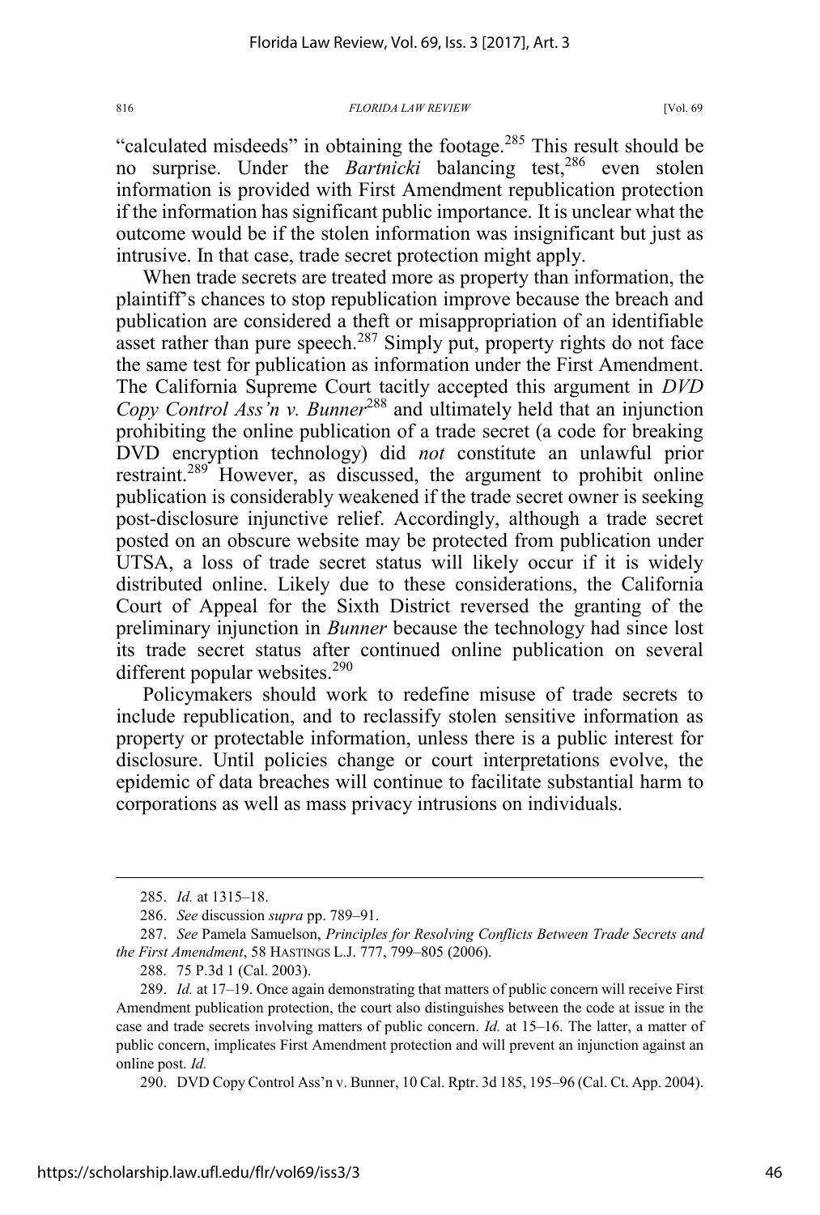"calculated misdeeds" in obtaining the footage.[285] This result should be no surprise. Under the *Bartnicki* balancing test,[286] even stolen information is provided with First Amendment republication protection if the information has significant public importance. It is unclear what the outcome would be if the stolen information was insignificant but just as intrusive. In that case, trade secret protection might apply.

When trade secrets are treated more as property than information, the plaintiff's chances to stop republication improve because the breach and publication are considered a theft or misappropriation of an identifiable asset rather than pure speech.[287] Simply put, property rights do not face the same test for publication as information under the First Amendment. The California Supreme Court tacitly accepted this argument in *DVD Copy Control Ass'n v. Bunner*[288] and ultimately held that an injunction prohibiting the online publication of a trade secret (a code for breaking DVD encryption technology) did *not* constitute an unlawful prior restraint.[289] However, as discussed, the argument to prohibit online publication is considerably weakened if the trade secret owner is seeking post-disclosure injunctive relief. Accordingly, although a trade secret posted on an obscure website may be protected from publication under UTSA, a loss of trade secret status will likely occur if it is widely distributed online. Likely due to these considerations, the California Court of Appeal for the Sixth District reversed the granting of the preliminary injunction in *Bunner* because the technology had since lost its trade secret status after continued online publication on several different popular websites.[290]

Policymakers should work to redefine misuse of trade secrets to include republication, and to reclassify stolen sensitive information as property or protectable information, unless there is a public interest for disclosure. Until policies change or court interpretations evolve, the epidemic of data breaches will continue to facilitate substantial harm to corporations as well as mass privacy intrusions on individuals.

---

285. *Id.* at 1315–18.

286. *See* discussion *supra* pp. 789–91.

287. *See* Pamela Samuelson, *Principles for Resolving Conflicts Between Trade Secrets and the First Amendment*, 58 HASTINGS L.J. 777, 799–805 (2006).

288. 75 P.3d 1 (Cal. 2003).

289. *Id.* at 17–19. Once again demonstrating that matters of public concern will receive First Amendment publication protection, the court also distinguishes between the code at issue in the case and trade secrets involving matters of public concern. *Id.* at 15–16. The latter, a matter of public concern, implicates First Amendment protection and will prevent an injunction against an online post. *Id.*

290. DVD Copy Control Ass'n v. Bunner, 10 Cal. Rptr. 3d 185, 195–96 (Cal. Ct. App. 2004).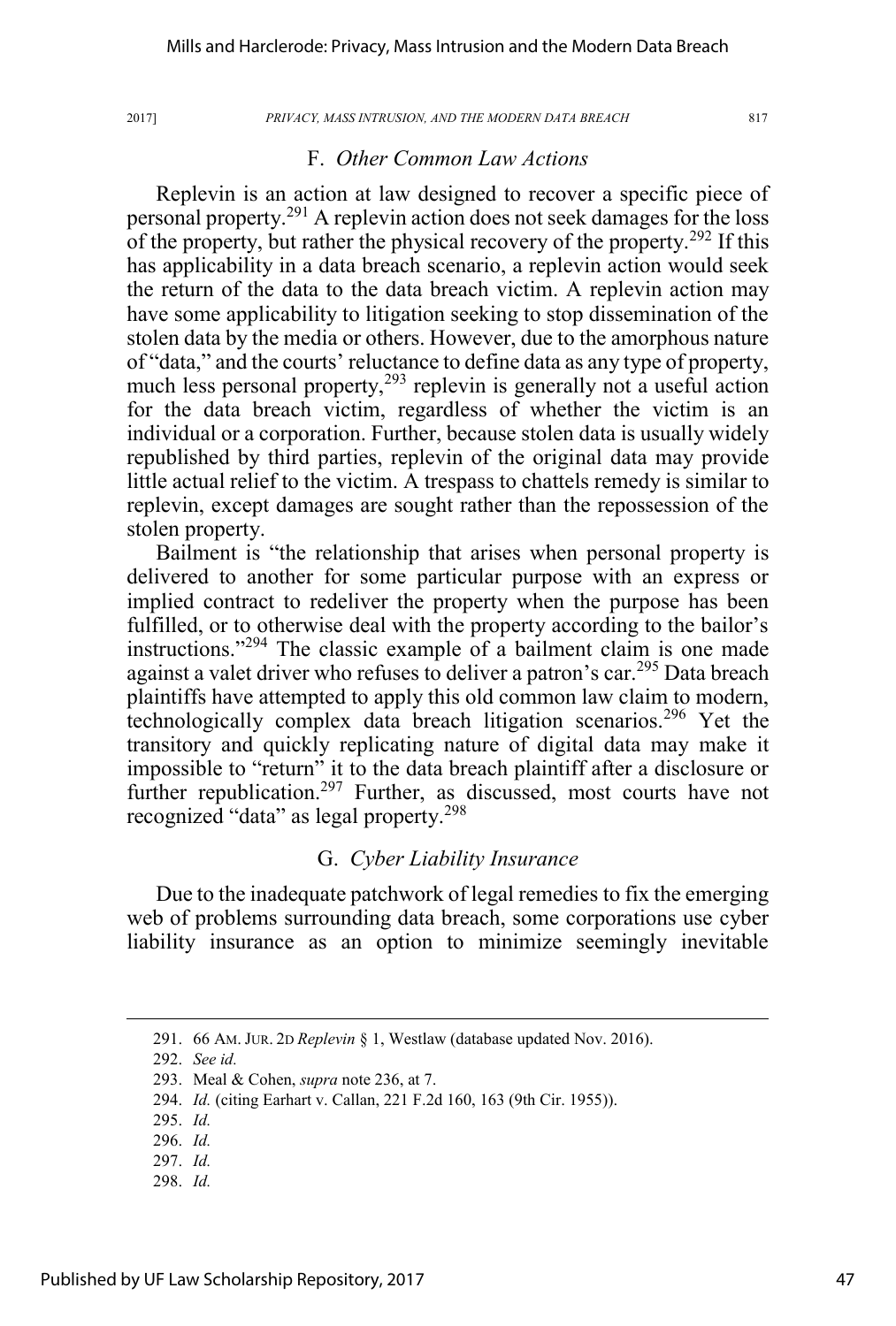### F. *Other Common Law Actions*

Replevin is an action at law designed to recover a specific piece of personal property.[291] A replevin action does not seek damages for the loss of the property, but rather the physical recovery of the property.[292] If this has applicability in a data breach scenario, a replevin action would seek the return of the data to the data breach victim. A replevin action may have some applicability to litigation seeking to stop dissemination of the stolen data by the media or others. However, due to the amorphous nature of "data," and the courts' reluctance to define data as any type of property, much less personal property,[293] replevin is generally not a useful action for the data breach victim, regardless of whether the victim is an individual or a corporation. Further, because stolen data is usually widely republished by third parties, replevin of the original data may provide little actual relief to the victim. A trespass to chattels remedy is similar to replevin, except damages are sought rather than the repossession of the stolen property.

Bailment is "the relationship that arises when personal property is delivered to another for some particular purpose with an express or implied contract to redeliver the property when the purpose has been fulfilled, or to otherwise deal with the property according to the bailor's instructions."[294] The classic example of a bailment claim is one made against a valet driver who refuses to deliver a patron's car.[295] Data breach plaintiffs have attempted to apply this old common law claim to modern, technologically complex data breach litigation scenarios.[296] Yet the transitory and quickly replicating nature of digital data may make it impossible to "return" it to the data breach plaintiff after a disclosure or further republication.[297] Further, as discussed, most courts have not recognized "data" as legal property.[298]

### G. *Cyber Liability Insurance*

Due to the inadequate patchwork of legal remedies to fix the emerging web of problems surrounding data breach, some corporations use cyber liability insurance as an option to minimize seemingly inevitable

---

291. 66 AM. JUR. 2D *Replevin* § 1, Westlaw (database updated Nov. 2016).

292. *See id.*

293. Meal & Cohen, *supra* note 236, at 7.

294. *Id.* (citing Earhart v. Callan, 221 F.2d 160, 163 (9th Cir. 1955)).

295. *Id.*

296. *Id.*

297. *Id.*

298. *Id.*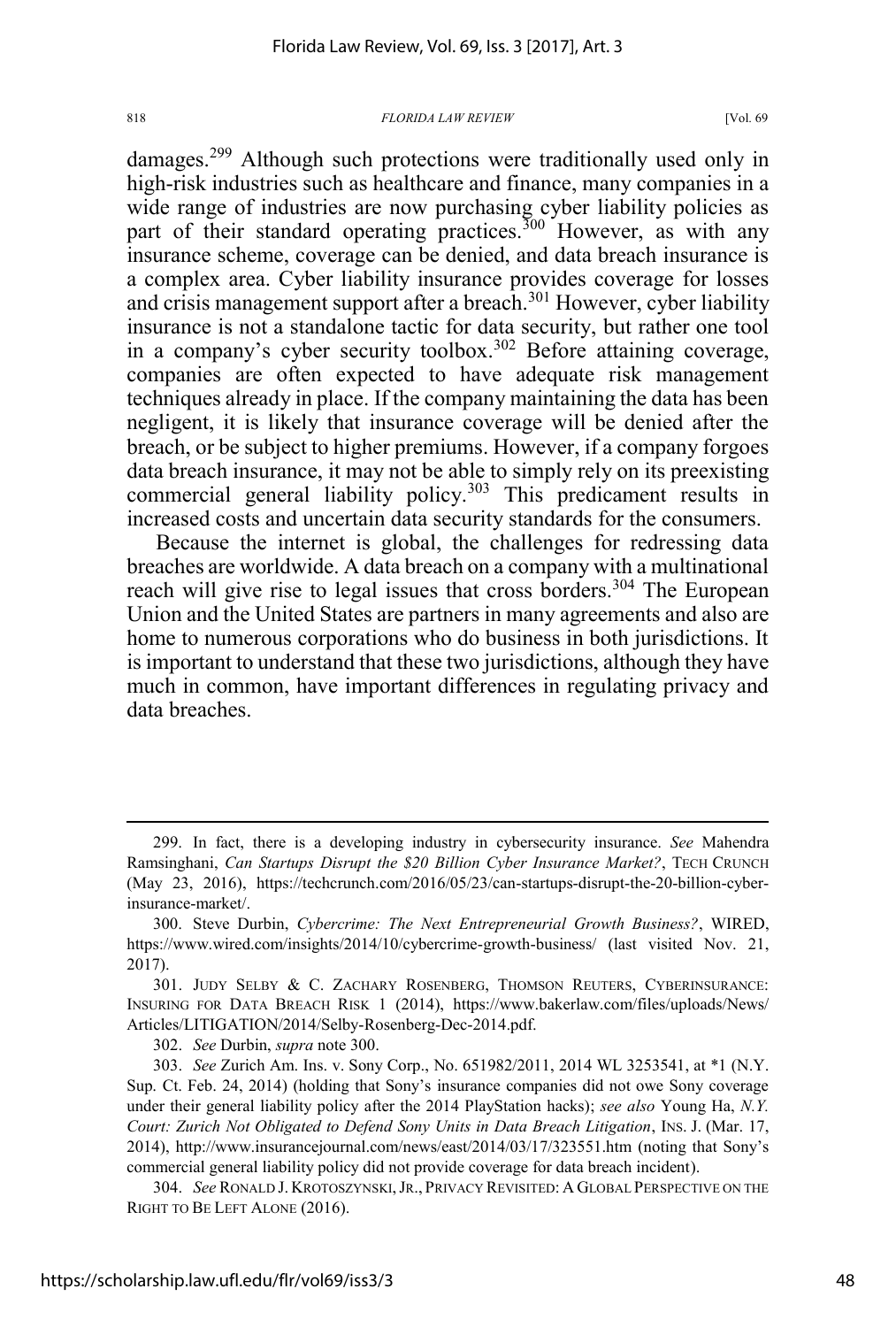damages.[299] Although such protections were traditionally used only in high-risk industries such as healthcare and finance, many companies in a wide range of industries are now purchasing cyber liability policies as part of their standard operating practices.[300] However, as with any insurance scheme, coverage can be denied, and data breach insurance is a complex area. Cyber liability insurance provides coverage for losses and crisis management support after a breach.[301] However, cyber liability insurance is not a standalone tactic for data security, but rather one tool in a company's cyber security toolbox.[302] Before attaining coverage, companies are often expected to have adequate risk management techniques already in place. If the company maintaining the data has been negligent, it is likely that insurance coverage will be denied after the breach, or be subject to higher premiums. However, if a company forgoes data breach insurance, it may not be able to simply rely on its preexisting commercial general liability policy.[303] This predicament results in increased costs and uncertain data security standards for the consumers.

Because the internet is global, the challenges for redressing data breaches are worldwide. A data breach on a company with a multinational reach will give rise to legal issues that cross borders.[304] The European Union and the United States are partners in many agreements and also are home to numerous corporations who do business in both jurisdictions. It is important to understand that these two jurisdictions, although they have much in common, have important differences in regulating privacy and data breaches.

---

299. In fact, there is a developing industry in cybersecurity insurance. *See* Mahendra Ramsinghani, *Can Startups Disrupt the $20 Billion Cyber Insurance Market?*, TECH CRUNCH (May 23, 2016), https://techcrunch.com/2016/05/23/can-startups-disrupt-the-20-billion-cyber-insurance-market/.

300. Steve Durbin, *Cybercrime: The Next Entrepreneurial Growth Business?*, WIRED, https://www.wired.com/insights/2014/10/cybercrime-growth-business/ (last visited Nov. 21, 2017).

301. JUDY SELBY & C. ZACHARY ROSENBERG, THOMSON REUTERS, CYBERINSURANCE: INSURING FOR DATA BREACH RISK 1 (2014), https://www.bakerlaw.com/files/uploads/News/Articles/LITIGATION/2014/Selby-Rosenberg-Dec-2014.pdf.

302. *See* Durbin, *supra* note 300.

303. *See* Zurich Am. Ins. v. Sony Corp., No. 651982/2011, 2014 WL 3253541, at *1 (N.Y. Sup. Ct. Feb. 24, 2014) (holding that Sony's insurance companies did not owe Sony coverage under their general liability policy after the 2014 PlayStation hacks); *see also* Young Ha, *N.Y. Court: Zurich Not Obligated to Defend Sony Units in Data Breach Litigation*, INS. J. (Mar. 17, 2014), http://www.insurancejournal.com/news/east/2014/03/17/323551.htm (noting that Sony's commercial general liability policy did not provide coverage for data breach incident).

304. *See* RONALD J. KROTOSZYNSKI, JR., PRIVACY REVISITED: A GLOBAL PERSPECTIVE ON THE RIGHT TO BE LEFT ALONE (2016).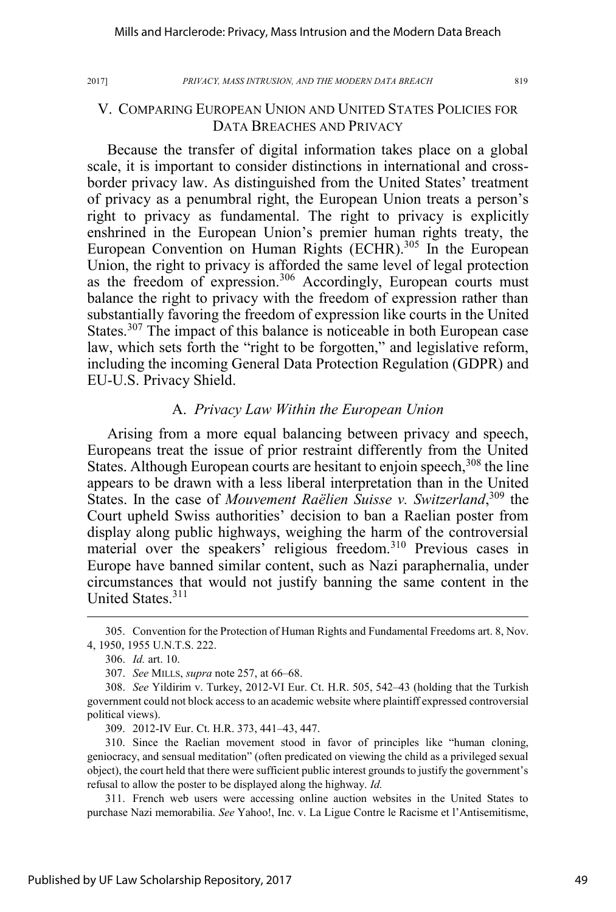## V. Comparing European Union and United States Policies for Data Breaches and Privacy

Because the transfer of digital information takes place on a global scale, it is important to consider distinctions in international and cross-border privacy law. As distinguished from the United States' treatment of privacy as a penumbral right, the European Union treats a person's right to privacy as fundamental. The right to privacy is explicitly enshrined in the European Union's premier human rights treaty, the European Convention on Human Rights (ECHR).[305] In the European Union, the right to privacy is afforded the same level of legal protection as the freedom of expression.[306] Accordingly, European courts must balance the right to privacy with the freedom of expression rather than substantially favoring the freedom of expression like courts in the United States.[307] The impact of this balance is noticeable in both European case law, which sets forth the "right to be forgotten," and legislative reform, including the incoming General Data Protection Regulation (GDPR) and EU-U.S. Privacy Shield.

### A. *Privacy Law Within the European Union*

Arising from a more equal balancing between privacy and speech, Europeans treat the issue of prior restraint differently from the United States. Although European courts are hesitant to enjoin speech,[308] the line appears to be drawn with a less liberal interpretation than in the United States. In the case of *Mouvement Raëlien Suisse v. Switzerland*,[309] the Court upheld Swiss authorities' decision to ban a Raelian poster from display along public highways, weighing the harm of the controversial material over the speakers' religious freedom.[310] Previous cases in Europe have banned similar content, such as Nazi paraphernalia, under circumstances that would not justify banning the same content in the United States.[311]

---

305. Convention for the Protection of Human Rights and Fundamental Freedoms art. 8, Nov. 4, 1950, 1955 U.N.T.S. 222.

306. *Id.* art. 10.

307. *See* MILLS, *supra* note 257, at 66–68.

308. *See* Yildirim v. Turkey, 2012-VI Eur. Ct. H.R. 505, 542–43 (holding that the Turkish government could not block access to an academic website where plaintiff expressed controversial political views).

309. 2012-IV Eur. Ct. H.R. 373, 441–43, 447.

310. Since the Raelian movement stood in favor of principles like "human cloning, geniocracy, and sensual meditation" (often predicated on viewing the child as a privileged sexual object), the court held that there were sufficient public interest grounds to justify the government's refusal to allow the poster to be displayed along the highway. *Id.*

311. French web users were accessing online auction websites in the United States to purchase Nazi memorabilia. *See* Yahoo!, Inc. v. La Ligue Contre le Racisme et l'Antisemitisme,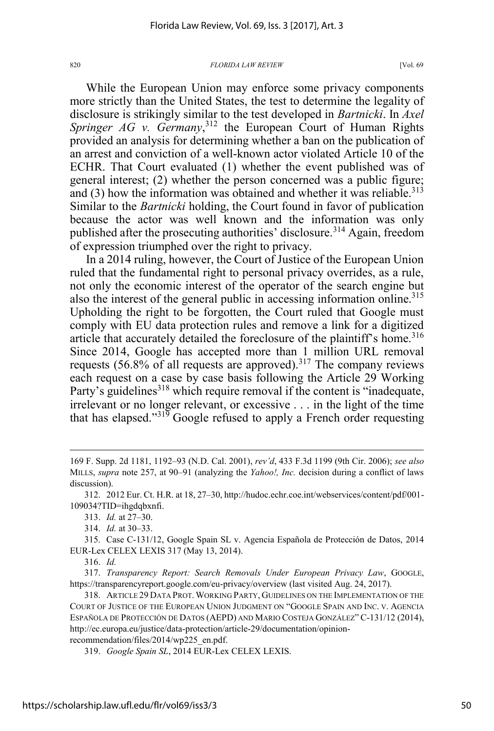While the European Union may enforce some privacy components more strictly than the United States, the test to determine the legality of disclosure is strikingly similar to the test developed in *Bartnicki*. In *Axel Springer AG v. Germany*,[312] the European Court of Human Rights provided an analysis for determining whether a ban on the publication of an arrest and conviction of a well-known actor violated Article 10 of the ECHR. That Court evaluated (1) whether the event published was of general interest; (2) whether the person concerned was a public figure; and (3) how the information was obtained and whether it was reliable.[313] Similar to the *Bartnicki* holding, the Court found in favor of publication because the actor was well known and the information was only published after the prosecuting authorities' disclosure.[314] Again, freedom of expression triumphed over the right to privacy.

In a 2014 ruling, however, the Court of Justice of the European Union ruled that the fundamental right to personal privacy overrides, as a rule, not only the economic interest of the operator of the search engine but also the interest of the general public in accessing information online.[315] Upholding the right to be forgotten, the Court ruled that Google must comply with EU data protection rules and remove a link for a digitized article that accurately detailed the foreclosure of the plaintiff's home.[316] Since 2014, Google has accepted more than 1 million URL removal requests (56.8% of all requests are approved).[317] The company reviews each request on a case by case basis following the Article 29 Working Party's guidelines[318] which require removal if the content is "inadequate, irrelevant or no longer relevant, or excessive . . . in the light of the time that has elapsed."[319] Google refused to apply a French order requesting

---

169 F. Supp. 2d 1181, 1192–93 (N.D. Cal. 2001), *rev'd*, 433 F.3d 1199 (9th Cir. 2006); *see also* MILLS, *supra* note 257, at 90–91 (analyzing the *Yahoo!, Inc.* decision during a conflict of laws discussion).

312. 2012 Eur. Ct. H.R. at 18, 27–30, http://hudoc.echr.coe.int/webservices/content/pdf/001-109034?TID=ihgdqbxnfi.

313. *Id.* at 27–30.

314. *Id.* at 30–33.

315. Case C-131/12, Google Spain SL v. Agencia Española de Protección de Datos, 2014 EUR-Lex CELEX LEXIS 317 (May 13, 2014).

316. *Id.*

317. *Transparency Report: Search Removals Under European Privacy Law*, GOOGLE, https://transparencyreport.google.com/eu-privacy/overview (last visited Aug. 24, 2017).

318. ARTICLE 29 DATA PROT. WORKING PARTY, GUIDELINES ON THE IMPLEMENTATION OF THE COURT OF JUSTICE OF THE EUROPEAN UNION JUDGMENT ON "GOOGLE SPAIN AND INC. V. AGENCIA ESPAÑOLA DE PROTECCIÓN DE DATOS (AEPD) AND MARIO COSTEJA GONZÁLEZ" C-131/12 (2014), http://ec.europa.eu/justice/data-protection/article-29/documentation/opinion-recommendation/files/2014/wp225_en.pdf.

319. *Google Spain SL*, 2014 EUR-Lex CELEX LEXIS.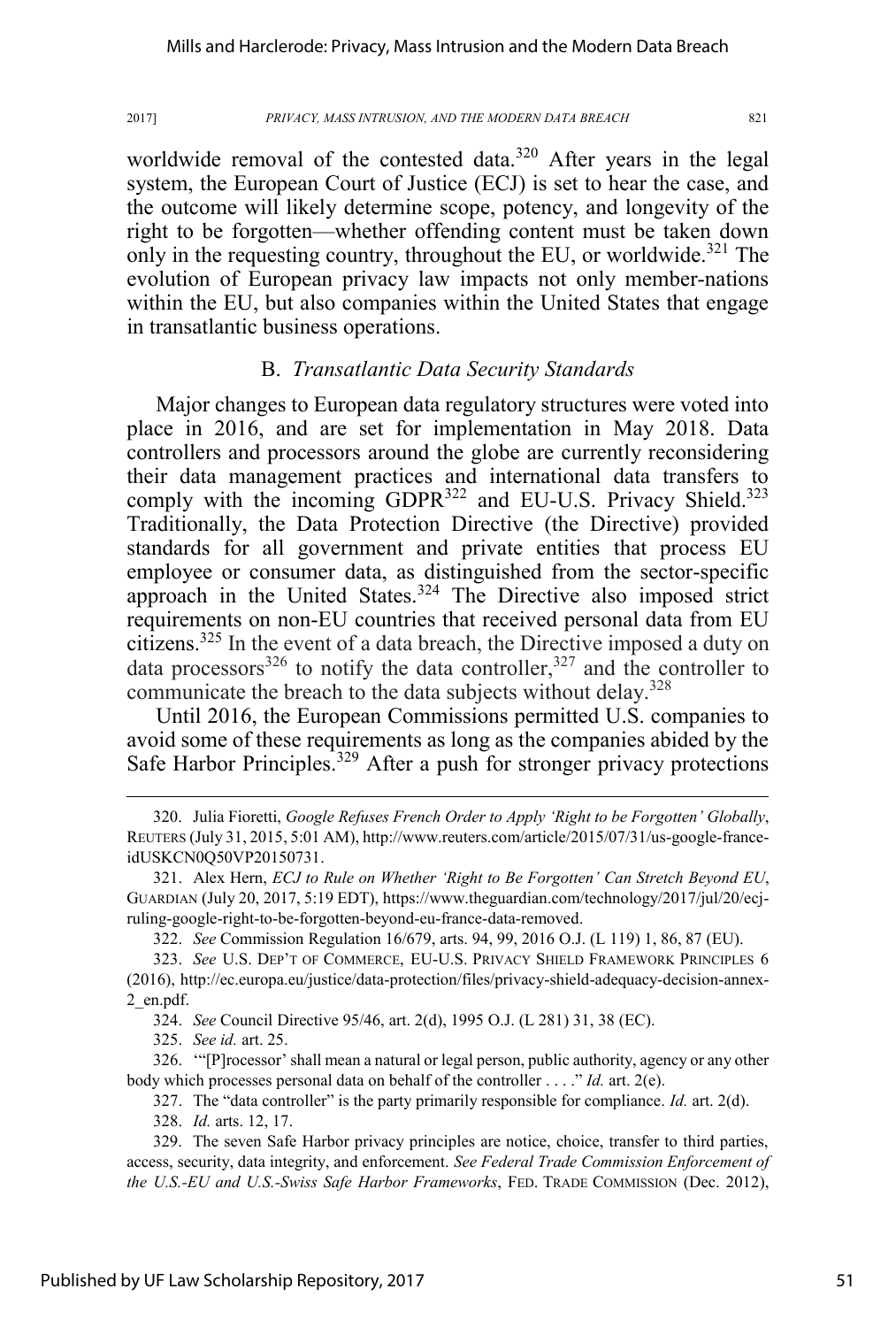worldwide removal of the contested data.[320] After years in the legal system, the European Court of Justice (ECJ) is set to hear the case, and the outcome will likely determine scope, potency, and longevity of the right to be forgotten—whether offending content must be taken down only in the requesting country, throughout the EU, or worldwide.[321] The evolution of European privacy law impacts not only member-nations within the EU, but also companies within the United States that engage in transatlantic business operations.

### B. *Transatlantic Data Security Standards*

Major changes to European data regulatory structures were voted into place in 2016, and are set for implementation in May 2018. Data controllers and processors around the globe are currently reconsidering their data management practices and international data transfers to comply with the incoming GDPR[322] and EU-U.S. Privacy Shield.[323] Traditionally, the Data Protection Directive (the Directive) provided standards for all government and private entities that process EU employee or consumer data, as distinguished from the sector-specific approach in the United States.[324] The Directive also imposed strict requirements on non-EU countries that received personal data from EU citizens.[325] In the event of a data breach, the Directive imposed a duty on data processors[326] to notify the data controller,[327] and the controller to communicate the breach to the data subjects without delay.[328]

Until 2016, the European Commissions permitted U.S. companies to avoid some of these requirements as long as the companies abided by the Safe Harbor Principles.[329] After a push for stronger privacy protections

---

320. Julia Fioretti, *Google Refuses French Order to Apply 'Right to be Forgotten' Globally*, REUTERS (July 31, 2015, 5:01 AM), http://www.reuters.com/article/2015/07/31/us-google-france-idUSKCN0Q50VP20150731.

321. Alex Hern, *ECJ to Rule on Whether 'Right to Be Forgotten' Can Stretch Beyond EU*, GUARDIAN (July 20, 2017, 5:19 EDT), https://www.theguardian.com/technology/2017/jul/20/ecj-ruling-google-right-to-be-forgotten-beyond-eu-france-data-removed.

322. *See* Commission Regulation 16/679, arts. 94, 99, 2016 O.J. (L 119) 1, 86, 87 (EU).

323. *See* U.S. DEP'T OF COMMERCE, EU-U.S. PRIVACY SHIELD FRAMEWORK PRINCIPLES 6 (2016), http://ec.europa.eu/justice/data-protection/files/privacy-shield-adequacy-decision-annex-2_en.pdf.

324. *See* Council Directive 95/46, art. 2(d), 1995 O.J. (L 281) 31, 38 (EC).

325. *See id.* art. 25.

326. "'[P]rocessor' shall mean a natural or legal person, public authority, agency or any other body which processes personal data on behalf of the controller . . . ." *Id.* art. 2(e).

327. The "data controller" is the party primarily responsible for compliance. *Id.* art. 2(d).

328. *Id.* arts. 12, 17.

329. The seven Safe Harbor privacy principles are notice, choice, transfer to third parties, access, security, data integrity, and enforcement. *See Federal Trade Commission Enforcement of the U.S.-EU and U.S.-Swiss Safe Harbor Frameworks*, FED. TRADE COMMISSION (Dec. 2012),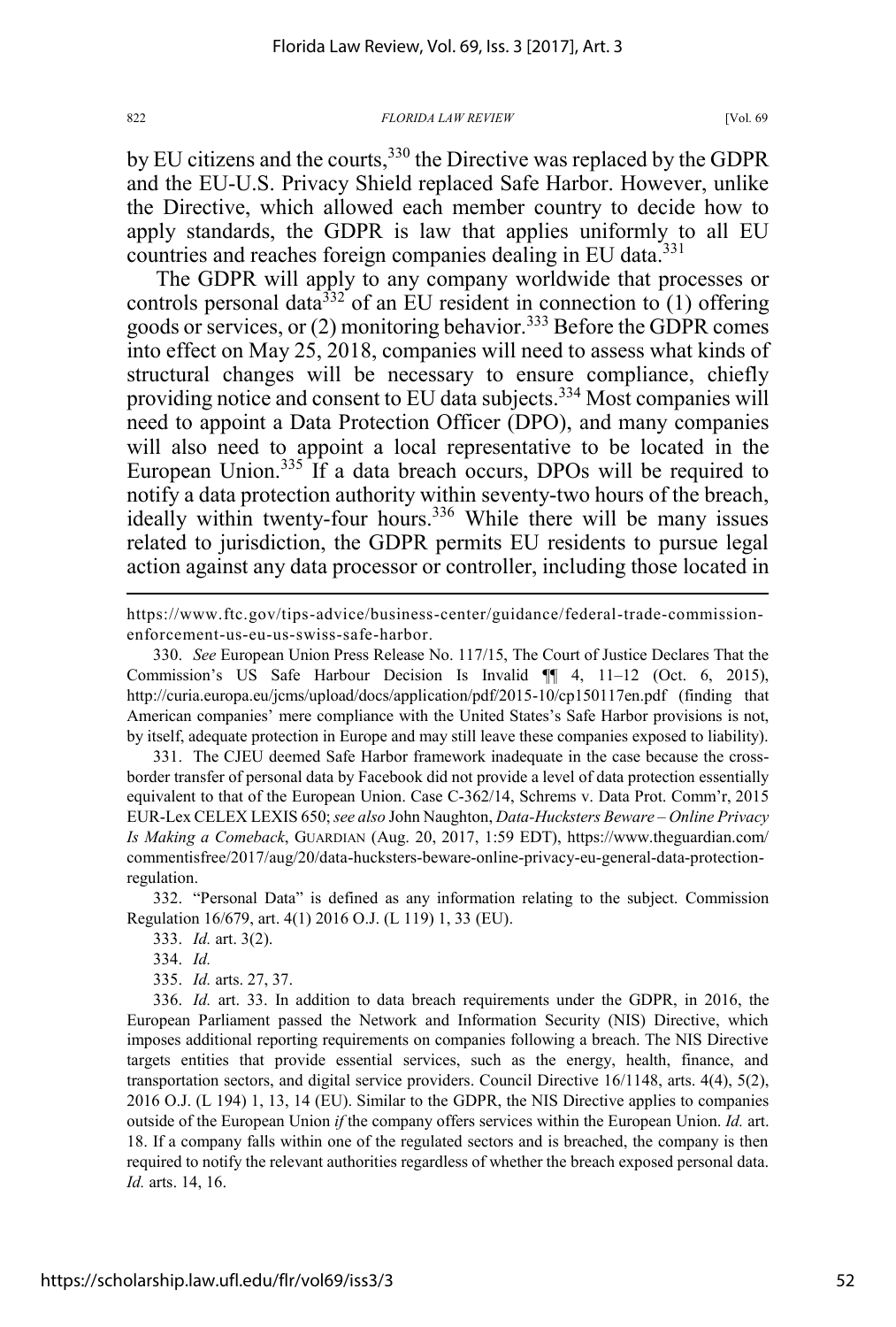by EU citizens and the courts,[330] the Directive was replaced by the GDPR and the EU-U.S. Privacy Shield replaced Safe Harbor. However, unlike the Directive, which allowed each member country to decide how to apply standards, the GDPR is law that applies uniformly to all EU countries and reaches foreign companies dealing in EU data.[331]

The GDPR will apply to any company worldwide that processes or controls personal data[332] of an EU resident in connection to (1) offering goods or services, or (2) monitoring behavior.[333] Before the GDPR comes into effect on May 25, 2018, companies will need to assess what kinds of structural changes will be necessary to ensure compliance, chiefly providing notice and consent to EU data subjects.[334] Most companies will need to appoint a Data Protection Officer (DPO), and many companies will also need to appoint a local representative to be located in the European Union.[335] If a data breach occurs, DPOs will be required to notify a data protection authority within seventy-two hours of the breach, ideally within twenty-four hours.[336] While there will be many issues related to jurisdiction, the GDPR permits EU residents to pursue legal action against any data processor or controller, including those located in

---

https://www.ftc.gov/tips-advice/business-center/guidance/federal-trade-commission-enforcement-us-eu-us-swiss-safe-harbor.

330. *See* European Union Press Release No. 117/15, The Court of Justice Declares That the Commission's US Safe Harbour Decision Is Invalid ¶¶ 4, 11–12 (Oct. 6, 2015), http://curia.europa.eu/jcms/upload/docs/application/pdf/2015-10/cp150117en.pdf (finding that American companies' mere compliance with the United States's Safe Harbor provisions is not, by itself, adequate protection in Europe and may still leave these companies exposed to liability).

331. The CJEU deemed Safe Harbor framework inadequate in the case because the cross-border transfer of personal data by Facebook did not provide a level of data protection essentially equivalent to that of the European Union. Case C-362/14, Schrems v. Data Prot. Comm'r, 2015 EUR-Lex CELEX LEXIS 650; *see also* John Naughton, *Data-Hucksters Beware – Online Privacy Is Making a Comeback*, GUARDIAN (Aug. 20, 2017, 1:59 EDT), https://www.theguardian.com/commentisfree/2017/aug/20/data-hucksters-beware-online-privacy-eu-general-data-protection-regulation.

332. "Personal Data" is defined as any information relating to the subject. Commission Regulation 16/679, art. 4(1) 2016 O.J. (L 119) 1, 33 (EU).

333. *Id.* art. 3(2).

334. *Id.*

335. *Id.* arts. 27, 37.

336. *Id.* art. 33. In addition to data breach requirements under the GDPR, in 2016, the European Parliament passed the Network and Information Security (NIS) Directive, which imposes additional reporting requirements on companies following a breach. The NIS Directive targets entities that provide essential services, such as the energy, health, finance, and transportation sectors, and digital service providers. Council Directive 16/1148, arts. 4(4), 5(2), 2016 O.J. (L 194) 1, 13, 14 (EU). Similar to the GDPR, the NIS Directive applies to companies outside of the European Union *if* the company offers services within the European Union. *Id.* art. 18. If a company falls within one of the regulated sectors and is breached, the company is then required to notify the relevant authorities regardless of whether the breach exposed personal data. *Id.* arts. 14, 16.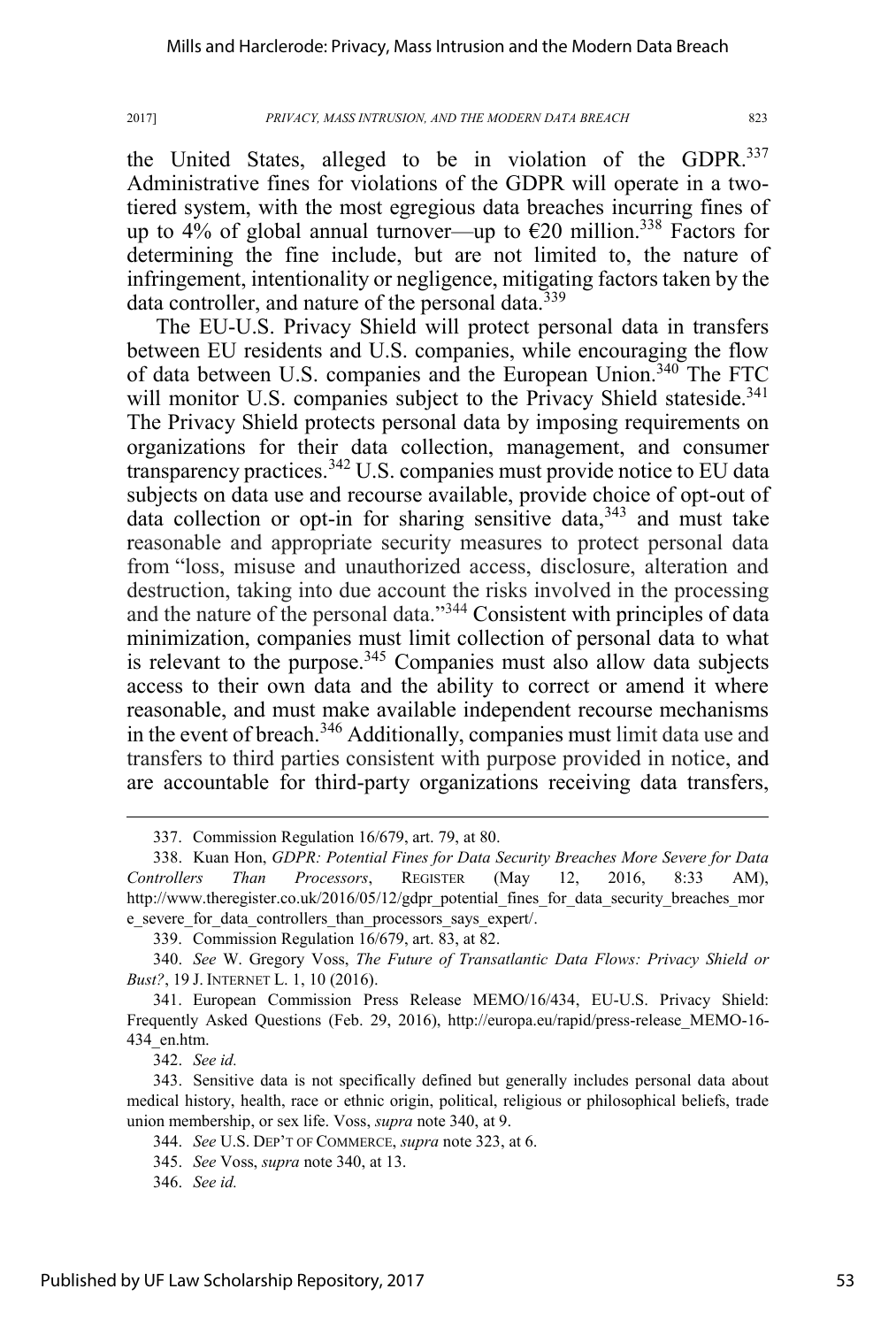the United States, alleged to be in violation of the GDPR.[337] Administrative fines for violations of the GDPR will operate in a two-tiered system, with the most egregious data breaches incurring fines of up to 4% of global annual turnover—up to €20 million.[338] Factors for determining the fine include, but are not limited to, the nature of infringement, intentionality or negligence, mitigating factors taken by the data controller, and nature of the personal data.[339]

The EU-U.S. Privacy Shield will protect personal data in transfers between EU residents and U.S. companies, while encouraging the flow of data between U.S. companies and the European Union.[340] The FTC will monitor U.S. companies subject to the Privacy Shield stateside.[341] The Privacy Shield protects personal data by imposing requirements on organizations for their data collection, management, and consumer transparency practices.[342] U.S. companies must provide notice to EU data subjects on data use and recourse available, provide choice of opt-out of data collection or opt-in for sharing sensitive data,[343] and must take reasonable and appropriate security measures to protect personal data from "loss, misuse and unauthorized access, disclosure, alteration and destruction, taking into due account the risks involved in the processing and the nature of the personal data."[344] Consistent with principles of data minimization, companies must limit collection of personal data to what is relevant to the purpose.[345] Companies must also allow data subjects access to their own data and the ability to correct or amend it where reasonable, and must make available independent recourse mechanisms in the event of breach.[346] Additionally, companies must limit data use and transfers to third parties consistent with purpose provided in notice, and are accountable for third-party organizations receiving data transfers,

---

337. Commission Regulation 16/679, art. 79, at 80.

338. Kuan Hon, *GDPR: Potential Fines for Data Security Breaches More Severe for Data Controllers Than Processors*, REGISTER (May 12, 2016, 8:33 AM), http://www.theregister.co.uk/2016/05/12/gdpr_potential_fines_for_data_security_breaches_more_severe_for_data_controllers_than_processors_says_expert/.

339. Commission Regulation 16/679, art. 83, at 82.

340. *See* W. Gregory Voss, *The Future of Transatlantic Data Flows: Privacy Shield or Bust?*, 19 J. INTERNET L. 1, 10 (2016).

341. European Commission Press Release MEMO/16/434, EU-U.S. Privacy Shield: Frequently Asked Questions (Feb. 29, 2016), http://europa.eu/rapid/press-release_MEMO-16-434_en.htm.

342. *See id.*

343. Sensitive data is not specifically defined but generally includes personal data about medical history, health, race or ethnic origin, political, religious or philosophical beliefs, trade union membership, or sex life. Voss, *supra* note 340, at 9.

344. *See* U.S. DEP'T OF COMMERCE, *supra* note 323, at 6.

345. *See* Voss, *supra* note 340, at 13.

346. *See id.*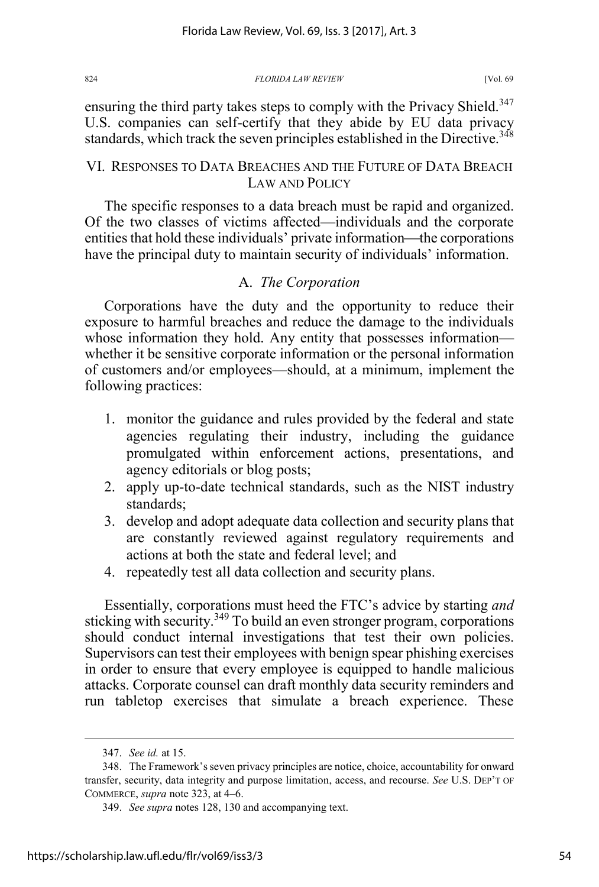ensuring the third party takes steps to comply with the Privacy Shield.[347] U.S. companies can self-certify that they abide by EU data privacy standards, which track the seven principles established in the Directive.[348]

## VI. Responses to Data Breaches and the Future of Data Breach Law and Policy

The specific responses to a data breach must be rapid and organized. Of the two classes of victims affected—individuals and the corporate entities that hold these individuals' private information—the corporations have the principal duty to maintain security of individuals' information.

### A. *The Corporation*

Corporations have the duty and the opportunity to reduce their exposure to harmful breaches and reduce the damage to the individuals whose information they hold. Any entity that possesses information—whether it be sensitive corporate information or the personal information of customers and/or employees—should, at a minimum, implement the following practices:

1. monitor the guidance and rules provided by the federal and state agencies regulating their industry, including the guidance promulgated within enforcement actions, presentations, and agency editorials or blog posts;
2. apply up-to-date technical standards, such as the NIST industry standards;
3. develop and adopt adequate data collection and security plans that are constantly reviewed against regulatory requirements and actions at both the state and federal level; and
4. repeatedly test all data collection and security plans.

Essentially, corporations must heed the FTC's advice by starting *and* sticking with security.[349] To build an even stronger program, corporations should conduct internal investigations that test their own policies. Supervisors can test their employees with benign spear phishing exercises in order to ensure that every employee is equipped to handle malicious attacks. Corporate counsel can draft monthly data security reminders and run tabletop exercises that simulate a breach experience. These

---

347. *See id.* at 15.

348. The Framework's seven privacy principles are notice, choice, accountability for onward transfer, security, data integrity and purpose limitation, access, and recourse. *See* U.S. Dep't of Commerce, *supra* note 323, at 4–6.

349. *See supra* notes 128, 130 and accompanying text.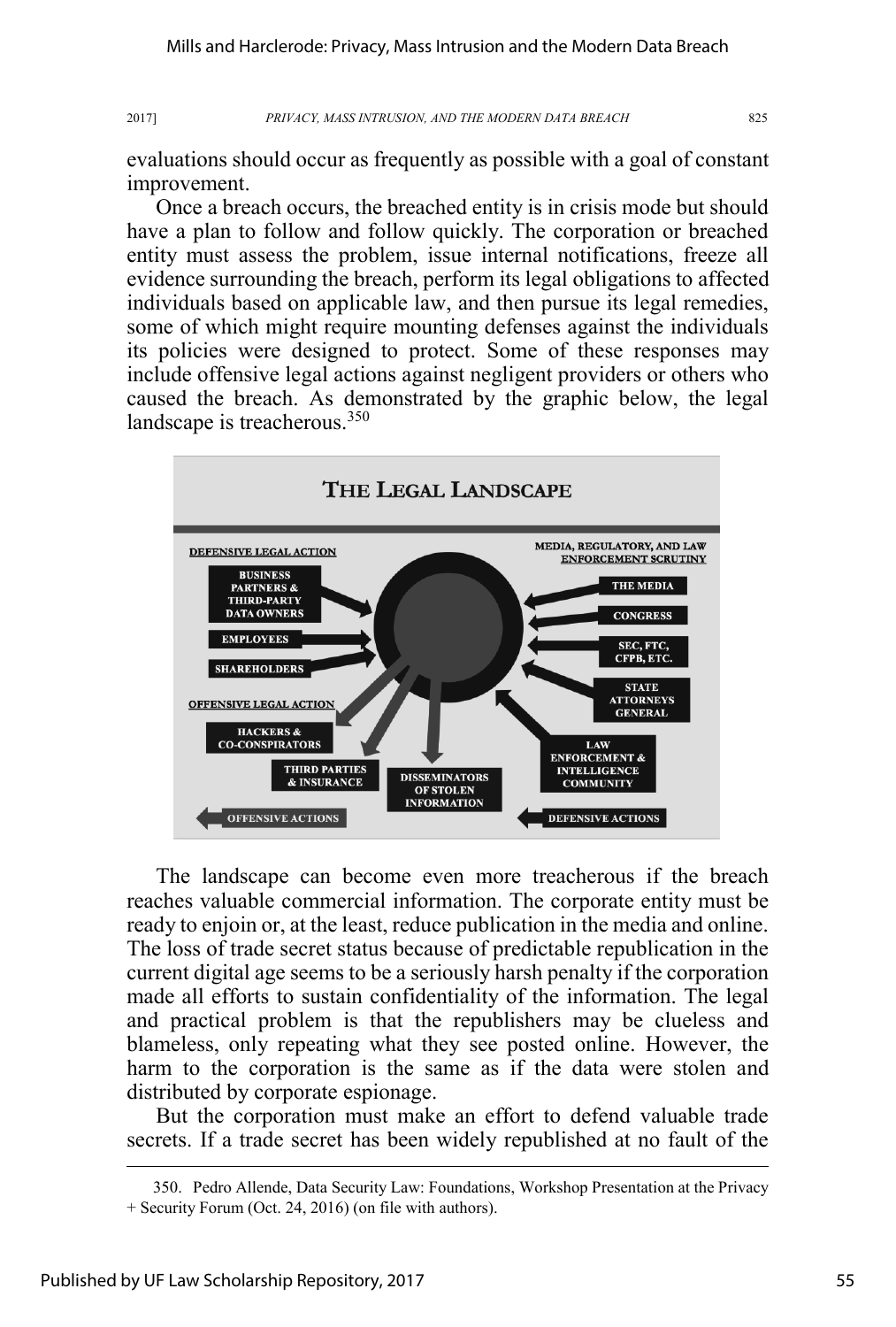evaluations should occur as frequently as possible with a goal of constant improvement.

Once a breach occurs, the breached entity is in crisis mode but should have a plan to follow and follow quickly. The corporation or breached entity must assess the problem, issue internal notifications, freeze all evidence surrounding the breach, perform its legal obligations to affected individuals based on applicable law, and then pursue its legal remedies, some of which might require mounting defenses against the individuals its policies were designed to protect. Some of these responses may include offensive legal actions against negligent providers or others who caused the breach. As demonstrated by the graphic below, the legal landscape is treacherous.[350]

**THE LEGAL LANDSCAPE**

DEFENSIVE LEGAL ACTION: BUSINESS PARTNERS & THIRD-PARTY DATA OWNERS; EMPLOYEES; SHAREHOLDERS

MEDIA, REGULATORY, AND LAW ENFORCEMENT SCRUTINY: THE MEDIA; CONGRESS; SEC, FTC, CFPB, ETC.; STATE ATTORNEYS GENERAL; LAW ENFORCEMENT & INTELLIGENCE COMMUNITY

OFFENSIVE LEGAL ACTION: HACKERS & CO-CONSPIRATORS; THIRD PARTIES & INSURANCE; DISSEMINATORS OF STOLEN INFORMATION

OFFENSIVE ACTIONS | DEFENSIVE ACTIONS

The landscape can become even more treacherous if the breach reaches valuable commercial information. The corporate entity must be ready to enjoin or, at the least, reduce publication in the media and online. The loss of trade secret status because of predictable republication in the current digital age seems to be a seriously harsh penalty if the corporation made all efforts to sustain confidentiality of the information. The legal and practical problem is that the republishers may be clueless and blameless, only repeating what they see posted online. However, the harm to the corporation is the same as if the data were stolen and distributed by corporate espionage.

But the corporation must make an effort to defend valuable trade secrets. If a trade secret has been widely republished at no fault of the

---

350. Pedro Allende, Data Security Law: Foundations, Workshop Presentation at the Privacy + Security Forum (Oct. 24, 2016) (on file with authors).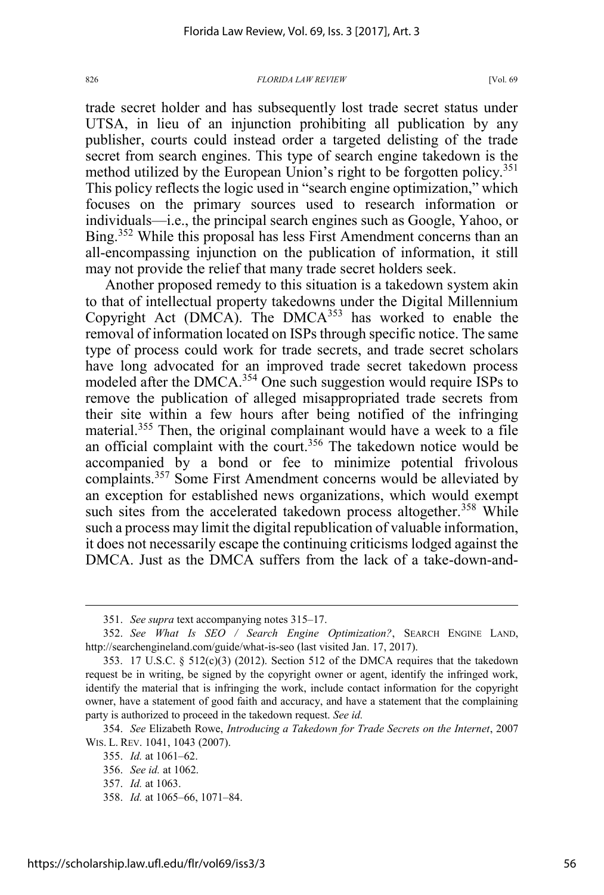trade secret holder and has subsequently lost trade secret status under UTSA, in lieu of an injunction prohibiting all publication by any publisher, courts could instead order a targeted delisting of the trade secret from search engines. This type of search engine takedown is the method utilized by the European Union's right to be forgotten policy.[351] This policy reflects the logic used in "search engine optimization," which focuses on the primary sources used to research information or individuals—i.e., the principal search engines such as Google, Yahoo, or Bing.[352] While this proposal has less First Amendment concerns than an all-encompassing injunction on the publication of information, it still may not provide the relief that many trade secret holders seek.

Another proposed remedy to this situation is a takedown system akin to that of intellectual property takedowns under the Digital Millennium Copyright Act (DMCA). The DMCA[353] has worked to enable the removal of information located on ISPs through specific notice. The same type of process could work for trade secrets, and trade secret scholars have long advocated for an improved trade secret takedown process modeled after the DMCA.[354] One such suggestion would require ISPs to remove the publication of alleged misappropriated trade secrets from their site within a few hours after being notified of the infringing material.[355] Then, the original complainant would have a week to a file an official complaint with the court.[356] The takedown notice would be accompanied by a bond or fee to minimize potential frivolous complaints.[357] Some First Amendment concerns would be alleviated by an exception for established news organizations, which would exempt such sites from the accelerated takedown process altogether.[358] While such a process may limit the digital republication of valuable information, it does not necessarily escape the continuing criticisms lodged against the DMCA. Just as the DMCA suffers from the lack of a take-down-and-

---

351. *See supra* text accompanying notes 315–17.

352. *See What Is SEO / Search Engine Optimization?*, SEARCH ENGINE LAND, http://searchengineland.com/guide/what-is-seo (last visited Jan. 17, 2017).

353. 17 U.S.C. § 512(c)(3) (2012). Section 512 of the DMCA requires that the takedown request be in writing, be signed by the copyright owner or agent, identify the infringed work, identify the material that is infringing the work, include contact information for the copyright owner, have a statement of good faith and accuracy, and have a statement that the complaining party is authorized to proceed in the takedown request. *See id.*

354. *See* Elizabeth Rowe, *Introducing a Takedown for Trade Secrets on the Internet*, 2007 WIS. L. REV. 1041, 1043 (2007).

355. *Id.* at 1061–62.

356. *See id.* at 1062.

357. *Id.* at 1063.

358. *Id.* at 1065–66, 1071–84.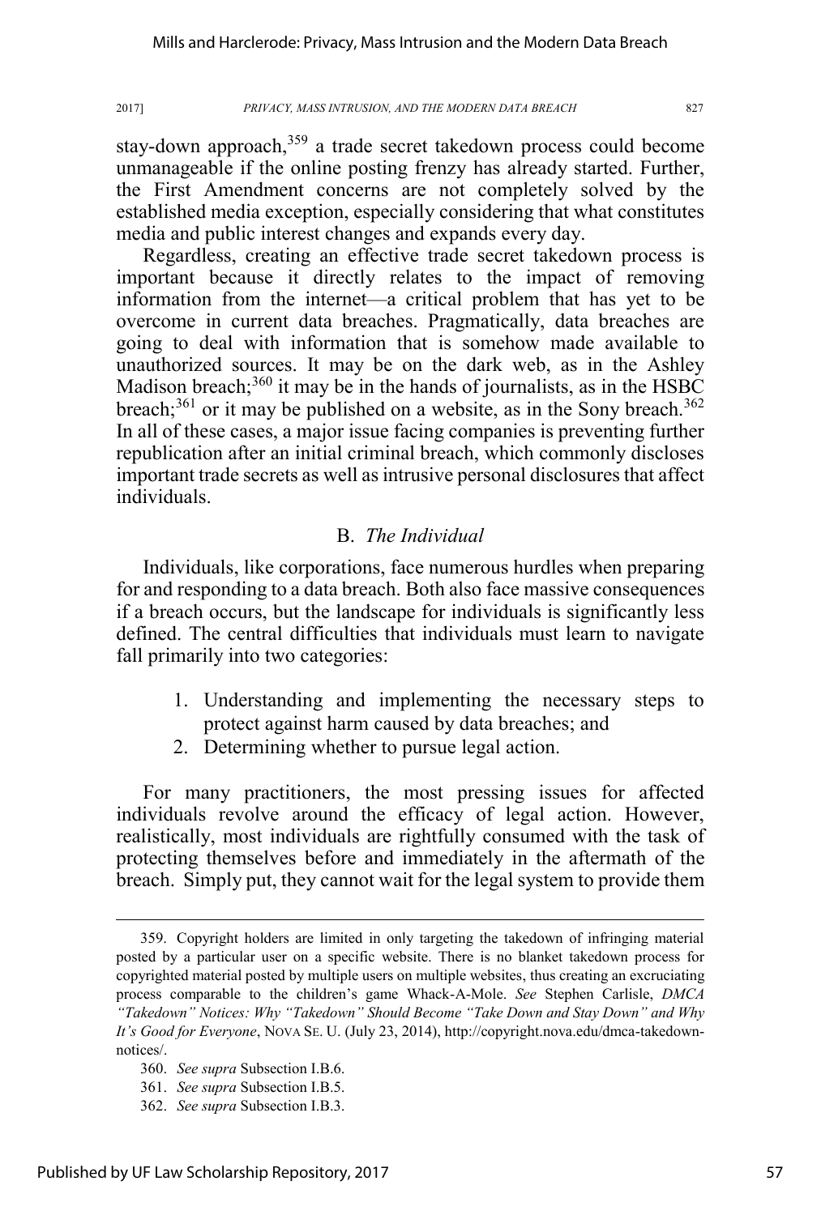stay-down approach,[359] a trade secret takedown process could become unmanageable if the online posting frenzy has already started. Further, the First Amendment concerns are not completely solved by the established media exception, especially considering that what constitutes media and public interest changes and expands every day.

Regardless, creating an effective trade secret takedown process is important because it directly relates to the impact of removing information from the internet—a critical problem that has yet to be overcome in current data breaches. Pragmatically, data breaches are going to deal with information that is somehow made available to unauthorized sources. It may be on the dark web, as in the Ashley Madison breach;[360] it may be in the hands of journalists, as in the HSBC breach;[361] or it may be published on a website, as in the Sony breach.[362] In all of these cases, a major issue facing companies is preventing further republication after an initial criminal breach, which commonly discloses important trade secrets as well as intrusive personal disclosures that affect individuals.

### B. *The Individual*

Individuals, like corporations, face numerous hurdles when preparing for and responding to a data breach. Both also face massive consequences if a breach occurs, but the landscape for individuals is significantly less defined. The central difficulties that individuals must learn to navigate fall primarily into two categories:

1. Understanding and implementing the necessary steps to protect against harm caused by data breaches; and
2. Determining whether to pursue legal action.

For many practitioners, the most pressing issues for affected individuals revolve around the efficacy of legal action. However, realistically, most individuals are rightfully consumed with the task of protecting themselves before and immediately in the aftermath of the breach. Simply put, they cannot wait for the legal system to provide them

---

359. Copyright holders are limited in only targeting the takedown of infringing material posted by a particular user on a specific website. There is no blanket takedown process for copyrighted material posted by multiple users on multiple websites, thus creating an excruciating process comparable to the children's game Whack-A-Mole. *See* Stephen Carlisle, *DMCA "Takedown" Notices: Why "Takedown" Should Become "Take Down and Stay Down" and Why It's Good for Everyone*, NOVA SE. U. (July 23, 2014), http://copyright.nova.edu/dmca-takedown-notices/.

360. *See supra* Subsection I.B.6.

361. *See supra* Subsection I.B.5.

362. *See supra* Subsection I.B.3.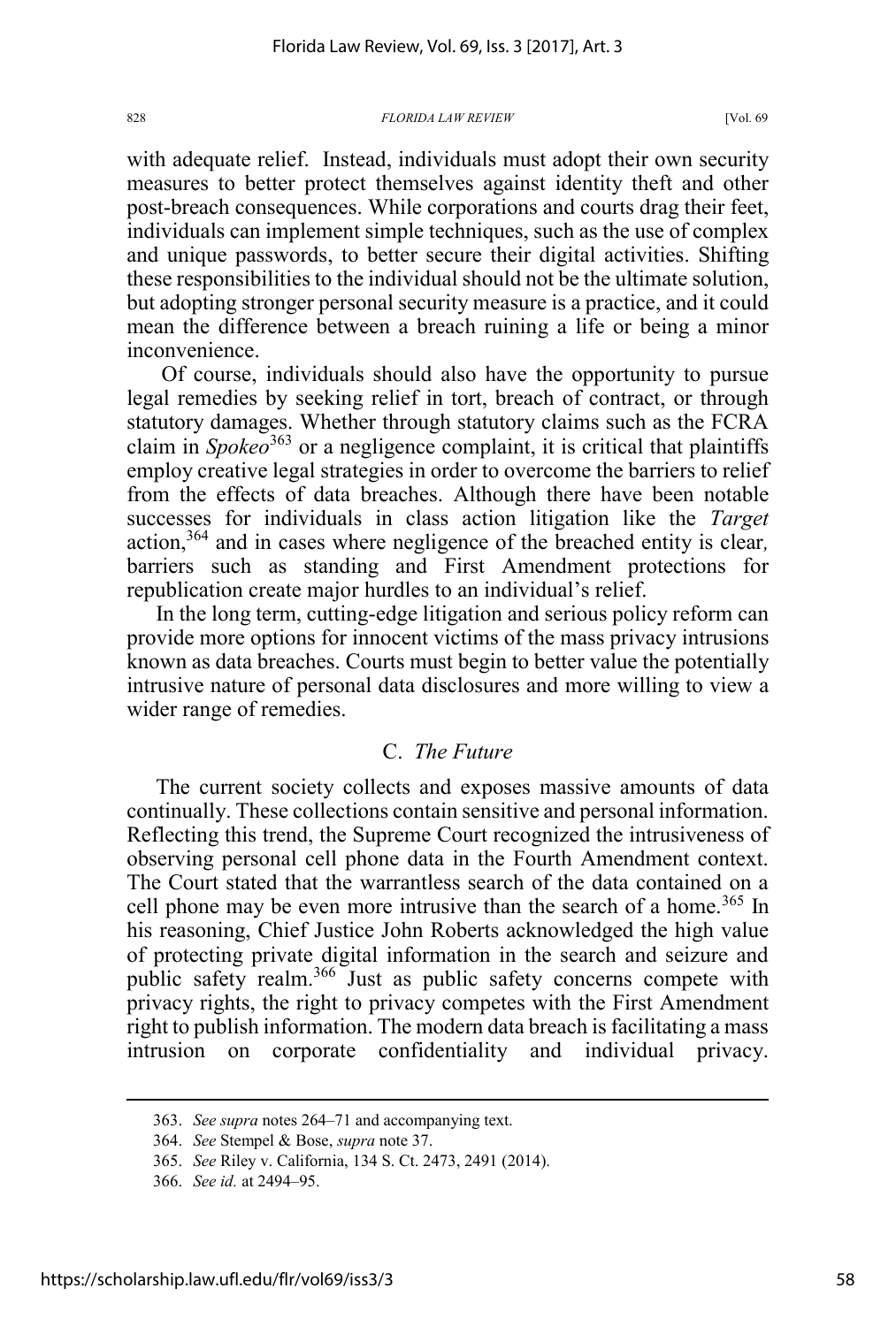with adequate relief. Instead, individuals must adopt their own security measures to better protect themselves against identity theft and other post-breach consequences. While corporations and courts drag their feet, individuals can implement simple techniques, such as the use of complex and unique passwords, to better secure their digital activities. Shifting these responsibilities to the individual should not be the ultimate solution, but adopting stronger personal security measure is a practice, and it could mean the difference between a breach ruining a life or being a minor inconvenience.

Of course, individuals should also have the opportunity to pursue legal remedies by seeking relief in tort, breach of contract, or through statutory damages. Whether through statutory claims such as the FCRA claim in *Spokeo*[363] or a negligence complaint, it is critical that plaintiffs employ creative legal strategies in order to overcome the barriers to relief from the effects of data breaches. Although there have been notable successes for individuals in class action litigation like the *Target* action,[364] and in cases where negligence of the breached entity is clear, barriers such as standing and First Amendment protections for republication create major hurdles to an individual's relief.

In the long term, cutting-edge litigation and serious policy reform can provide more options for innocent victims of the mass privacy intrusions known as data breaches. Courts must begin to better value the potentially intrusive nature of personal data disclosures and more willing to view a wider range of remedies.

### C. *The Future*

The current society collects and exposes massive amounts of data continually. These collections contain sensitive and personal information. Reflecting this trend, the Supreme Court recognized the intrusiveness of observing personal cell phone data in the Fourth Amendment context. The Court stated that the warrantless search of the data contained on a cell phone may be even more intrusive than the search of a home.[365] In his reasoning, Chief Justice John Roberts acknowledged the high value of protecting private digital information in the search and seizure and public safety realm.[366] Just as public safety concerns compete with privacy rights, the right to privacy competes with the First Amendment right to publish information. The modern data breach is facilitating a mass intrusion on corporate confidentiality and individual privacy.

---

363. *See supra* notes 264–71 and accompanying text.

364. *See* Stempel & Bose, *supra* note 37.

365. *See* Riley v. California, 134 S. Ct. 2473, 2491 (2014).

366. *See id.* at 2494–95.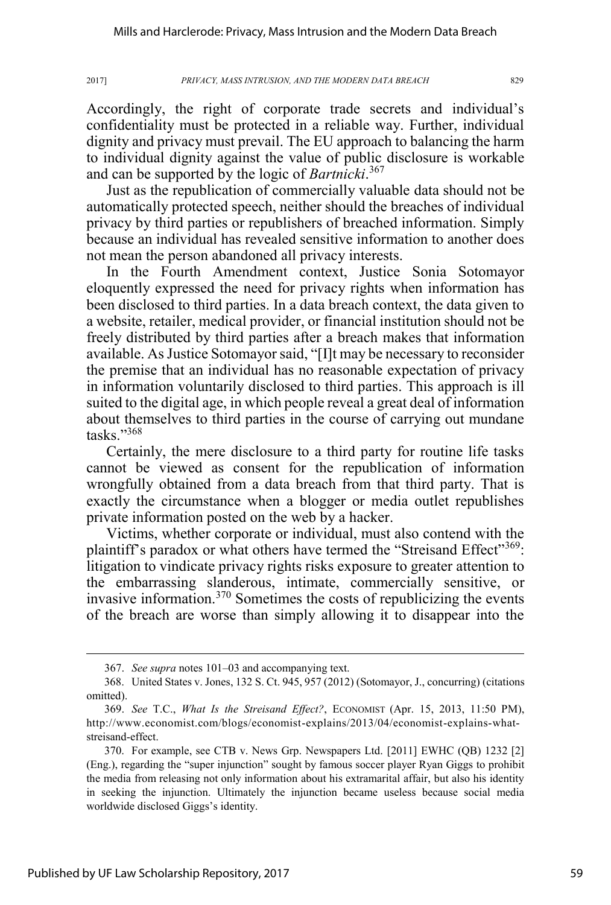Accordingly, the right of corporate trade secrets and individual's confidentiality must be protected in a reliable way. Further, individual dignity and privacy must prevail. The EU approach to balancing the harm to individual dignity against the value of public disclosure is workable and can be supported by the logic of *Bartnicki*.[367]

Just as the republication of commercially valuable data should not be automatically protected speech, neither should the breaches of individual privacy by third parties or republishers of breached information. Simply because an individual has revealed sensitive information to another does not mean the person abandoned all privacy interests.

In the Fourth Amendment context, Justice Sonia Sotomayor eloquently expressed the need for privacy rights when information has been disclosed to third parties. In a data breach context, the data given to a website, retailer, medical provider, or financial institution should not be freely distributed by third parties after a breach makes that information available. As Justice Sotomayor said, "[I]t may be necessary to reconsider the premise that an individual has no reasonable expectation of privacy in information voluntarily disclosed to third parties. This approach is ill suited to the digital age, in which people reveal a great deal of information about themselves to third parties in the course of carrying out mundane tasks."[368]

Certainly, the mere disclosure to a third party for routine life tasks cannot be viewed as consent for the republication of information wrongfully obtained from a data breach from that third party. That is exactly the circumstance when a blogger or media outlet republishes private information posted on the web by a hacker.

Victims, whether corporate or individual, must also contend with the plaintiff's paradox or what others have termed the "Streisand Effect"[369]: litigation to vindicate privacy rights risks exposure to greater attention to the embarrassing slanderous, intimate, commercially sensitive, or invasive information.[370] Sometimes the costs of republicizing the events of the breach are worse than simply allowing it to disappear into the

---

367. *See supra* notes 101–03 and accompanying text.

368. United States v. Jones, 132 S. Ct. 945, 957 (2012) (Sotomayor, J., concurring) (citations omitted).

369. *See* T.C., *What Is the Streisand Effect?*, ECONOMIST (Apr. 15, 2013, 11:50 PM), http://www.economist.com/blogs/economist-explains/2013/04/economist-explains-what-streisand-effect.

370. For example, see CTB v. News Grp. Newspapers Ltd. [2011] EWHC (QB) 1232 [2] (Eng.), regarding the "super injunction" sought by famous soccer player Ryan Giggs to prohibit the media from releasing not only information about his extramarital affair, but also his identity in seeking the injunction. Ultimately the injunction became useless because social media worldwide disclosed Giggs's identity.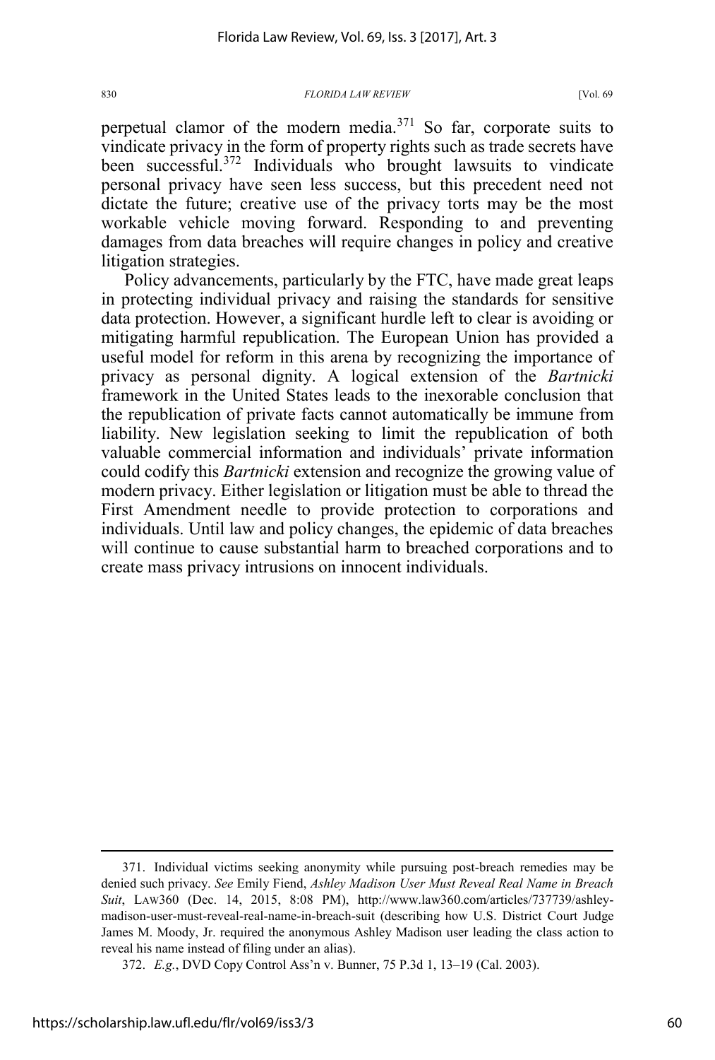perpetual clamor of the modern media.[371] So far, corporate suits to vindicate privacy in the form of property rights such as trade secrets have been successful.[372] Individuals who brought lawsuits to vindicate personal privacy have seen less success, but this precedent need not dictate the future; creative use of the privacy torts may be the most workable vehicle moving forward. Responding to and preventing damages from data breaches will require changes in policy and creative litigation strategies.

Policy advancements, particularly by the FTC, have made great leaps in protecting individual privacy and raising the standards for sensitive data protection. However, a significant hurdle left to clear is avoiding or mitigating harmful republication. The European Union has provided a useful model for reform in this arena by recognizing the importance of privacy as personal dignity. A logical extension of the *Bartnicki* framework in the United States leads to the inexorable conclusion that the republication of private facts cannot automatically be immune from liability. New legislation seeking to limit the republication of both valuable commercial information and individuals' private information could codify this *Bartnicki* extension and recognize the growing value of modern privacy. Either legislation or litigation must be able to thread the First Amendment needle to provide protection to corporations and individuals. Until law and policy changes, the epidemic of data breaches will continue to cause substantial harm to breached corporations and to create mass privacy intrusions on innocent individuals.

---

371. Individual victims seeking anonymity while pursuing post-breach remedies may be denied such privacy. *See* Emily Fiend, *Ashley Madison User Must Reveal Real Name in Breach Suit*, LAW360 (Dec. 14, 2015, 8:08 PM), http://www.law360.com/articles/737739/ashley-madison-user-must-reveal-real-name-in-breach-suit (describing how U.S. District Court Judge James M. Moody, Jr. required the anonymous Ashley Madison user leading the class action to reveal his name instead of filing under an alias).

372. *E.g.*, DVD Copy Control Ass'n v. Bunner, 75 P.3d 1, 13–19 (Cal. 2003).